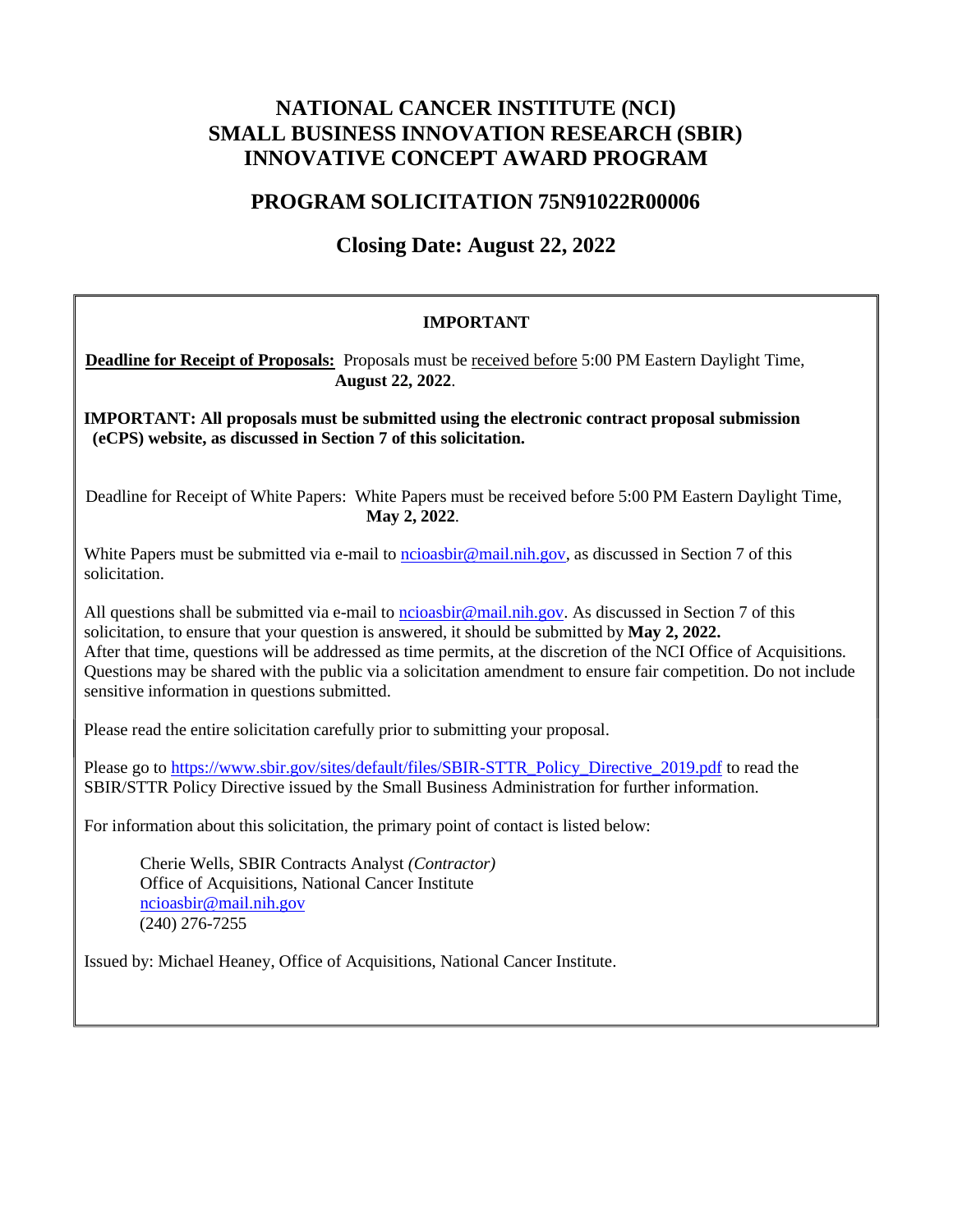# NATIONAL CANCER INSTITUTE (NCI) SMALL BUSINESS INNOVATION RESEARCH (SBIR) INNOVATIVE CONCEPT AWARD PROGRAM

## PROGRAM SOLICITATION 75N91022R00006

## Closing Date: August 22, 2022

**IMPORTANT**

**Deadline for Receipt of Proposals:** Proposals must be received before 5:00 PM Eastern Daylight Time, **August 22, 2022**.

**IMPORTANT: All proposals must be submitted using the electronic contract proposal submission (eCPS) website, as discussed in Section 7 of this solicitation.**

Deadline for Receipt of White Papers: White Papers must be received before 5:00 PM Eastern Daylight Time, **May 2, 2022**.

White Papers must be submitted via e-mail to ncioasbir@mail.nih.gov, as discussed in Section 7 of this solicitation.

All questions shall be submitted via e-mail to ncioasbir@mail.nih.gov. As discussed in Section 7 of this solicitation, to ensure that your question is answered, it should be submitted by **May 2, 2022.** After that time, questions will be addressed as time permits, at the discretion of the NCI Office of Acquisitions. Questions may be shared with the public via a solicitation amendment to ensure fair competition. Do not include sensitive information in questions submitted.

Please read the entire solicitation carefully prior to submitting your proposal.

Please go to https://www.sbir.gov/sites/default/files/SBIR-STTR_Policy_Directive_2019.pdf to read the SBIR/STTR Policy Directive issued by the Small Business Administration for further information.

For information about this solicitation, the primary point of contact is listed below:

Cherie Wells, SBIR Contracts Analyst *(Contractor)*  
Office of Acquisitions, National Cancer Institute  
ncioasbir@mail.nih.gov  
(240) 276-7255

Issued by: Michael Heaney, Office of Acquisitions, National Cancer Institute.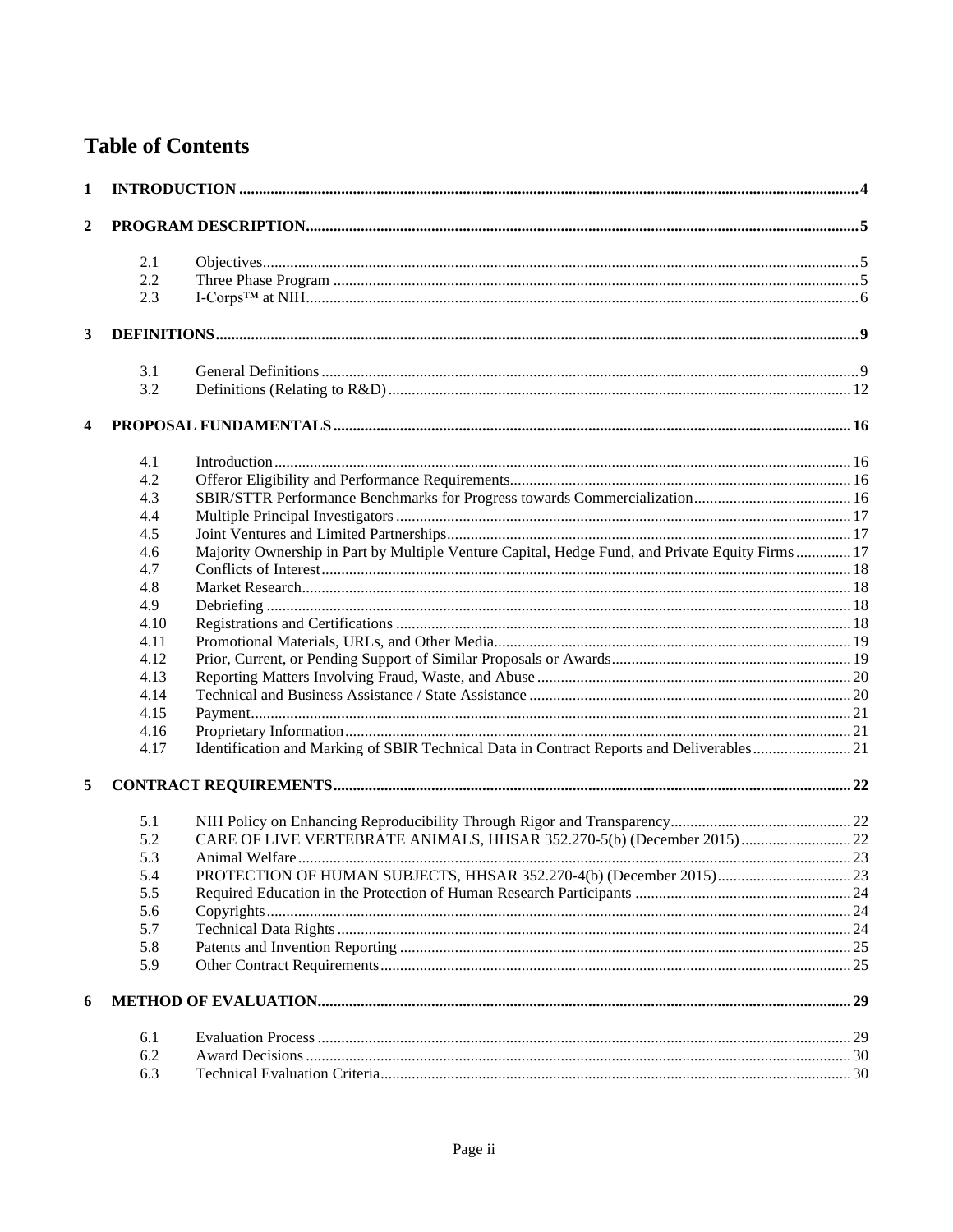# Table of Contents

| | | | |
|---|---|---|---|
| **1** | **INTRODUCTION** | | **4** |
| **2** | **PROGRAM DESCRIPTION** | | **5** |
| | 2.1 | Objectives | 5 |
| | 2.2 | Three Phase Program | 5 |
| | 2.3 | I-Corps™ at NIH | 6 |
| **3** | **DEFINITIONS** | | **9** |
| | 3.1 | General Definitions | 9 |
| | 3.2 | Definitions (Relating to R&D) | 12 |
| **4** | **PROPOSAL FUNDAMENTALS** | | **16** |
| | 4.1 | Introduction | 16 |
| | 4.2 | Offeror Eligibility and Performance Requirements | 16 |
| | 4.3 | SBIR/STTR Performance Benchmarks for Progress towards Commercialization | 16 |
| | 4.4 | Multiple Principal Investigators | 17 |
| | 4.5 | Joint Ventures and Limited Partnerships | 17 |
| | 4.6 | Majority Ownership in Part by Multiple Venture Capital, Hedge Fund, and Private Equity Firms | 17 |
| | 4.7 | Conflicts of Interest | 18 |
| | 4.8 | Market Research | 18 |
| | 4.9 | Debriefing | 18 |
| | 4.10 | Registrations and Certifications | 18 |
| | 4.11 | Promotional Materials, URLs, and Other Media | 19 |
| | 4.12 | Prior, Current, or Pending Support of Similar Proposals or Awards | 19 |
| | 4.13 | Reporting Matters Involving Fraud, Waste, and Abuse | 20 |
| | 4.14 | Technical and Business Assistance / State Assistance | 20 |
| | 4.15 | Payment | 21 |
| | 4.16 | Proprietary Information | 21 |
| | 4.17 | Identification and Marking of SBIR Technical Data in Contract Reports and Deliverables | 21 |
| **5** | **CONTRACT REQUIREMENTS** | | **22** |
| | 5.1 | NIH Policy on Enhancing Reproducibility Through Rigor and Transparency | 22 |
| | 5.2 | CARE OF LIVE VERTEBRATE ANIMALS, HHSAR 352.270-5(b) (December 2015) | 22 |
| | 5.3 | Animal Welfare | 23 |
| | 5.4 | PROTECTION OF HUMAN SUBJECTS, HHSAR 352.270-4(b) (December 2015) | 23 |
| | 5.5 | Required Education in the Protection of Human Research Participants | 24 |
| | 5.6 | Copyrights | 24 |
| | 5.7 | Technical Data Rights | 24 |
| | 5.8 | Patents and Invention Reporting | 25 |
| | 5.9 | Other Contract Requirements | 25 |
| **6** | **METHOD OF EVALUATION** | | **29** |
| | 6.1 | Evaluation Process | 29 |
| | 6.2 | Award Decisions | 30 |
| | 6.3 | Technical Evaluation Criteria | 30 |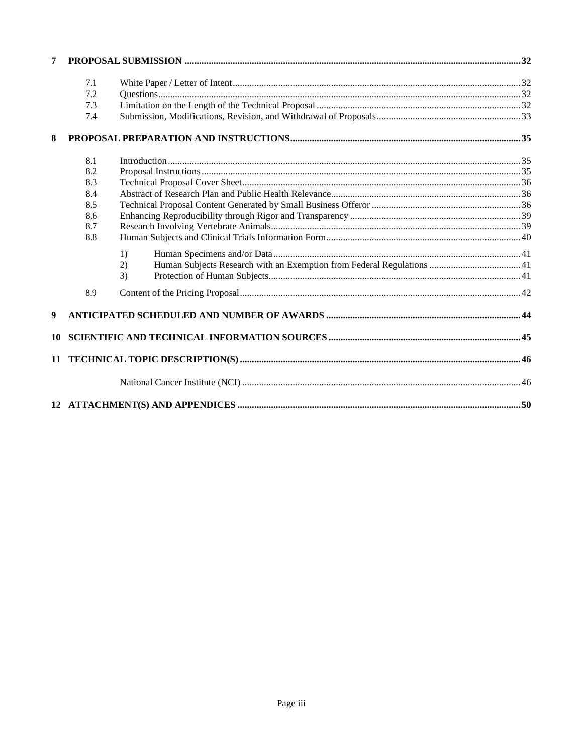| | | | |
|---|---|---|---|
| **7** | **PROPOSAL SUBMISSION** | | **32** |
| | 7.1 | White Paper / Letter of Intent | 32 |
| | 7.2 | Questions | 32 |
| | 7.3 | Limitation on the Length of the Technical Proposal | 32 |
| | 7.4 | Submission, Modifications, Revision, and Withdrawal of Proposals | 33 |
| **8** | **PROPOSAL PREPARATION AND INSTRUCTIONS** | | **35** |
| | 8.1 | Introduction | 35 |
| | 8.2 | Proposal Instructions | 35 |
| | 8.3 | Technical Proposal Cover Sheet | 36 |
| | 8.4 | Abstract of Research Plan and Public Health Relevance | 36 |
| | 8.5 | Technical Proposal Content Generated by Small Business Offeror | 36 |
| | 8.6 | Enhancing Reproducibility through Rigor and Transparency | 39 |
| | 8.7 | Research Involving Vertebrate Animals | 39 |
| | 8.8 | Human Subjects and Clinical Trials Information Form | 40 |
| | | 1) Human Specimens and/or Data | 41 |
| | | 2) Human Subjects Research with an Exemption from Federal Regulations | 41 |
| | | 3) Protection of Human Subjects | 41 |
| | 8.9 | Content of the Pricing Proposal | 42 |
| **9** | **ANTICIPATED SCHEDULED AND NUMBER OF AWARDS** | | **44** |
| **10** | **SCIENTIFIC AND TECHNICAL INFORMATION SOURCES** | | **45** |
| **11** | **TECHNICAL TOPIC DESCRIPTION(S)** | | **46** |
| | | National Cancer Institute (NCI) | 46 |
| **12** | **ATTACHMENT(S) AND APPENDICES** | | **50** |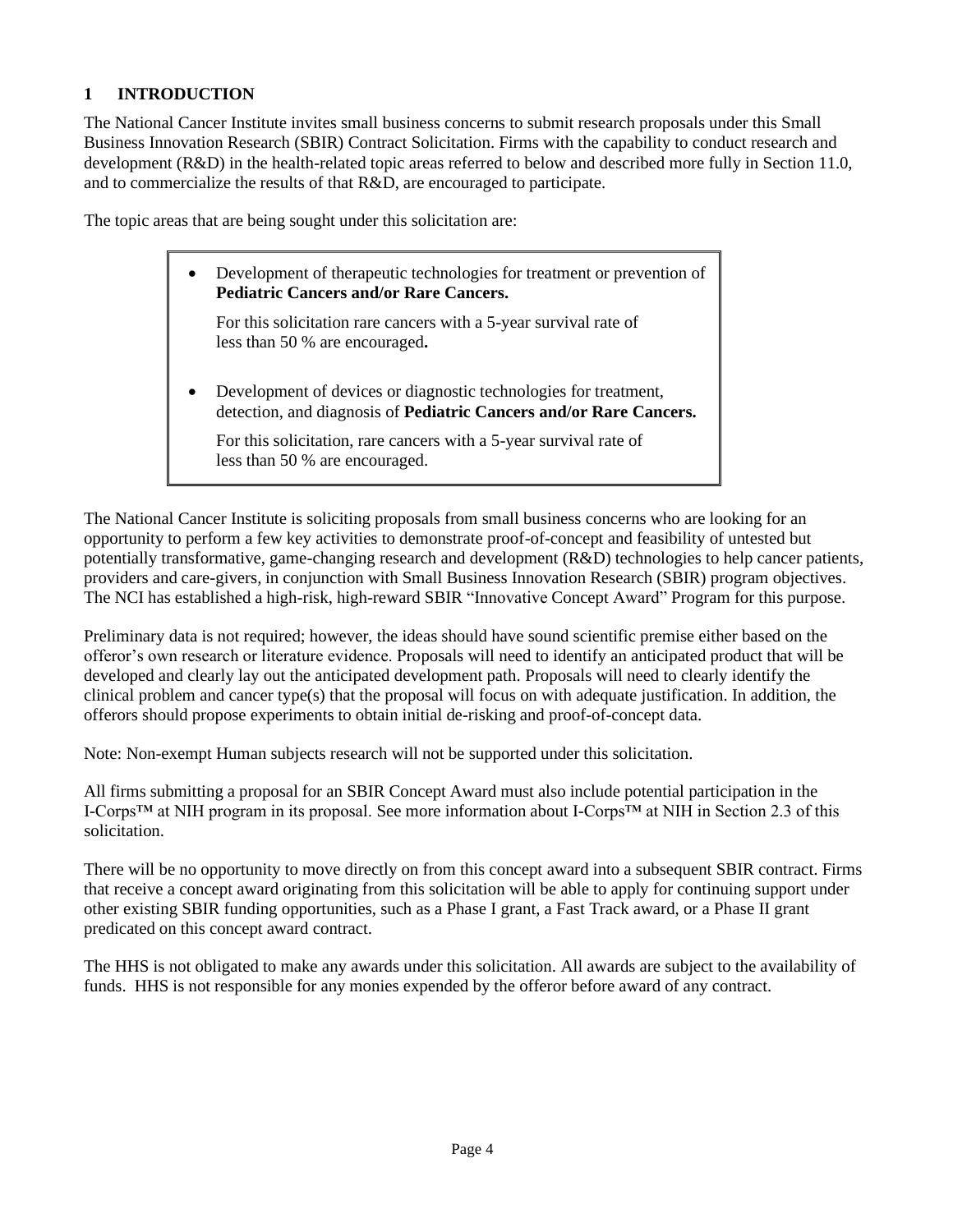# 1 INTRODUCTION

The National Cancer Institute invites small business concerns to submit research proposals under this Small Business Innovation Research (SBIR) Contract Solicitation. Firms with the capability to conduct research and development (R&D) in the health-related topic areas referred to below and described more fully in Section 11.0, and to commercialize the results of that R&D, are encouraged to participate.

The topic areas that are being sought under this solicitation are:

- Development of therapeutic technologies for treatment or prevention of **Pediatric Cancers and/or Rare Cancers.**

  For this solicitation rare cancers with a 5-year survival rate of less than 50 % are encouraged**.**

- Development of devices or diagnostic technologies for treatment, detection, and diagnosis of **Pediatric Cancers and/or Rare Cancers.**

  For this solicitation, rare cancers with a 5-year survival rate of less than 50 % are encouraged.

The National Cancer Institute is soliciting proposals from small business concerns who are looking for an opportunity to perform a few key activities to demonstrate proof-of-concept and feasibility of untested but potentially transformative, game-changing research and development (R&D) technologies to help cancer patients, providers and care-givers, in conjunction with Small Business Innovation Research (SBIR) program objectives. The NCI has established a high-risk, high-reward SBIR "Innovative Concept Award" Program for this purpose.

Preliminary data is not required; however, the ideas should have sound scientific premise either based on the offeror's own research or literature evidence. Proposals will need to identify an anticipated product that will be developed and clearly lay out the anticipated development path. Proposals will need to clearly identify the clinical problem and cancer type(s) that the proposal will focus on with adequate justification. In addition, the offerors should propose experiments to obtain initial de-risking and proof-of-concept data.

Note: Non-exempt Human subjects research will not be supported under this solicitation.

All firms submitting a proposal for an SBIR Concept Award must also include potential participation in the I-Corps™ at NIH program in its proposal. See more information about I-Corps™ at NIH in Section 2.3 of this solicitation.

There will be no opportunity to move directly on from this concept award into a subsequent SBIR contract. Firms that receive a concept award originating from this solicitation will be able to apply for continuing support under other existing SBIR funding opportunities, such as a Phase I grant, a Fast Track award, or a Phase II grant predicated on this concept award contract.

The HHS is not obligated to make any awards under this solicitation. All awards are subject to the availability of funds. HHS is not responsible for any monies expended by the offeror before award of any contract.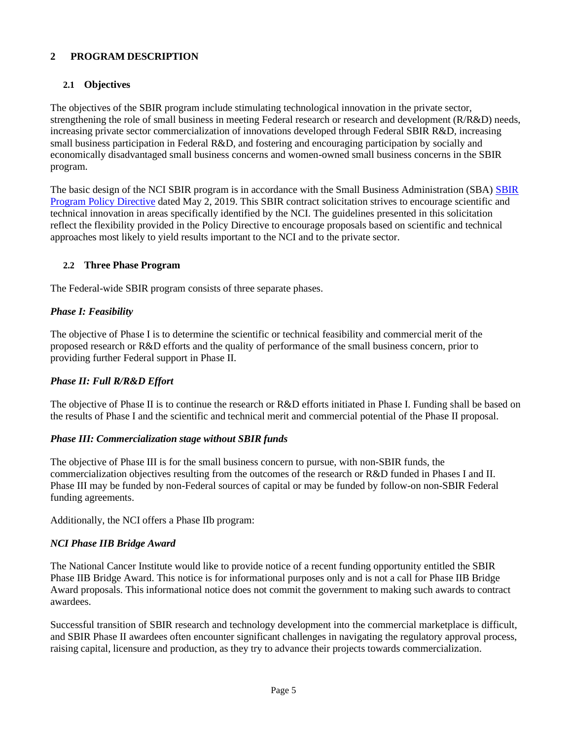## 2 PROGRAM DESCRIPTION

### 2.1 Objectives

The objectives of the SBIR program include stimulating technological innovation in the private sector, strengthening the role of small business in meeting Federal research or research and development (R/R&D) needs, increasing private sector commercialization of innovations developed through Federal SBIR R&D, increasing small business participation in Federal R&D, and fostering and encouraging participation by socially and economically disadvantaged small business concerns and women-owned small business concerns in the SBIR program.

The basic design of the NCI SBIR program is in accordance with the Small Business Administration (SBA) [SBIR Program Policy Directive] dated May 2, 2019. This SBIR contract solicitation strives to encourage scientific and technical innovation in areas specifically identified by the NCI. The guidelines presented in this solicitation reflect the flexibility provided in the Policy Directive to encourage proposals based on scientific and technical approaches most likely to yield results important to the NCI and to the private sector.

### 2.2 Three Phase Program

The Federal-wide SBIR program consists of three separate phases.

***Phase I: Feasibility***

The objective of Phase I is to determine the scientific or technical feasibility and commercial merit of the proposed research or R&D efforts and the quality of performance of the small business concern, prior to providing further Federal support in Phase II.

***Phase II: Full R/R&D Effort***

The objective of Phase II is to continue the research or R&D efforts initiated in Phase I. Funding shall be based on the results of Phase I and the scientific and technical merit and commercial potential of the Phase II proposal.

***Phase III: Commercialization stage without SBIR funds***

The objective of Phase III is for the small business concern to pursue, with non-SBIR funds, the commercialization objectives resulting from the outcomes of the research or R&D funded in Phases I and II. Phase III may be funded by non-Federal sources of capital or may be funded by follow-on non-SBIR Federal funding agreements.

Additionally, the NCI offers a Phase IIb program:

***NCI Phase IIB Bridge Award***

The National Cancer Institute would like to provide notice of a recent funding opportunity entitled the SBIR Phase IIB Bridge Award. This notice is for informational purposes only and is not a call for Phase IIB Bridge Award proposals. This informational notice does not commit the government to making such awards to contract awardees.

Successful transition of SBIR research and technology development into the commercial marketplace is difficult, and SBIR Phase II awardees often encounter significant challenges in navigating the regulatory approval process, raising capital, licensure and production, as they try to advance their projects towards commercialization.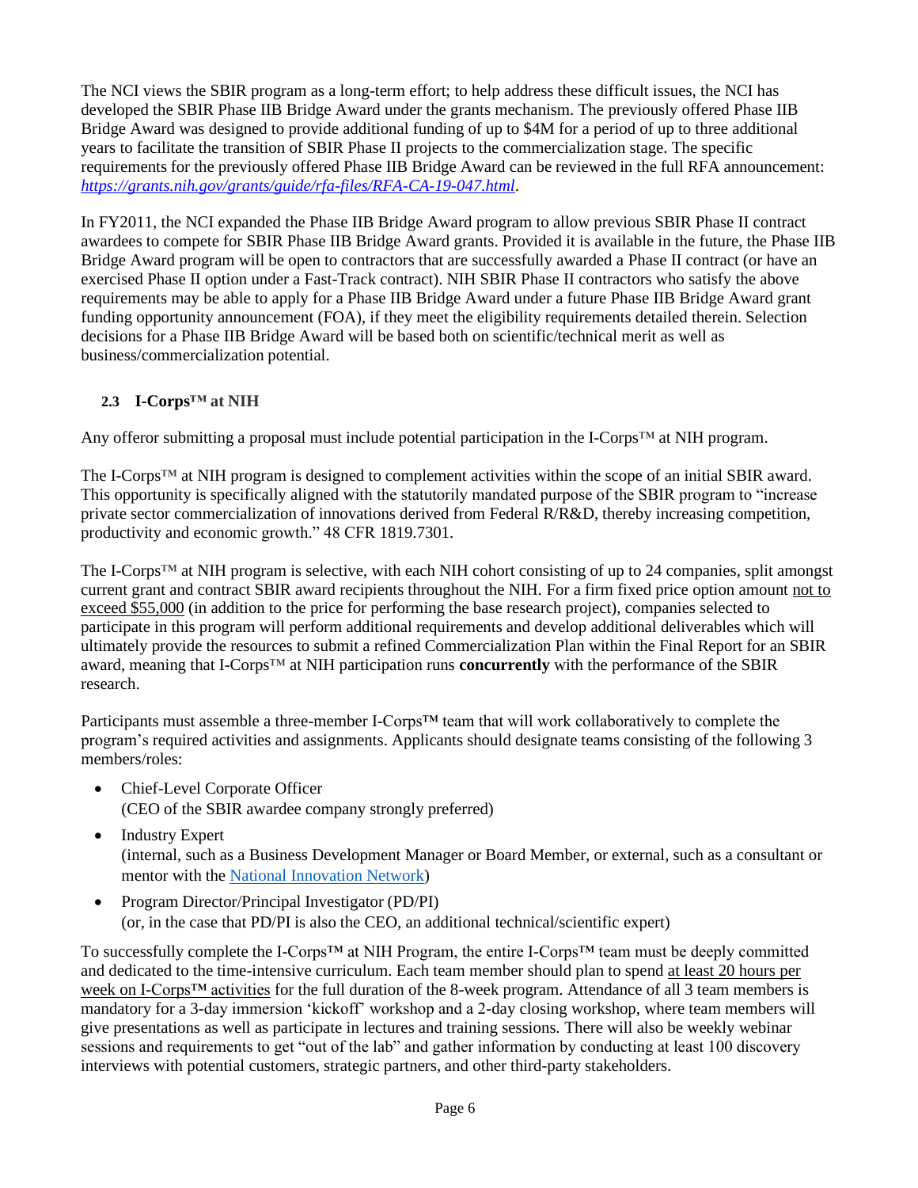The NCI views the SBIR program as a long-term effort; to help address these difficult issues, the NCI has developed the SBIR Phase IIB Bridge Award under the grants mechanism. The previously offered Phase IIB Bridge Award was designed to provide additional funding of up to $4M for a period of up to three additional years to facilitate the transition of SBIR Phase II projects to the commercialization stage. The specific requirements for the previously offered Phase IIB Bridge Award can be reviewed in the full RFA announcement: *https://grants.nih.gov/grants/guide/rfa-files/RFA-CA-19-047.html*.

In FY2011, the NCI expanded the Phase IIB Bridge Award program to allow previous SBIR Phase II contract awardees to compete for SBIR Phase IIB Bridge Award grants. Provided it is available in the future, the Phase IIB Bridge Award program will be open to contractors that are successfully awarded a Phase II contract (or have an exercised Phase II option under a Fast-Track contract). NIH SBIR Phase II contractors who satisfy the above requirements may be able to apply for a Phase IIB Bridge Award under a future Phase IIB Bridge Award grant funding opportunity announcement (FOA), if they meet the eligibility requirements detailed therein. Selection decisions for a Phase IIB Bridge Award will be based both on scientific/technical merit as well as business/commercialization potential.

### 2.3 I-Corps™ at NIH

Any offeror submitting a proposal must include potential participation in the I-Corps™ at NIH program.

The I-Corps™ at NIH program is designed to complement activities within the scope of an initial SBIR award. This opportunity is specifically aligned with the statutorily mandated purpose of the SBIR program to "increase private sector commercialization of innovations derived from Federal R/R&D, thereby increasing competition, productivity and economic growth." 48 CFR 1819.7301.

The I-Corps™ at NIH program is selective, with each NIH cohort consisting of up to 24 companies, split amongst current grant and contract SBIR award recipients throughout the NIH. For a firm fixed price option amount not to exceed $55,000 (in addition to the price for performing the base research project), companies selected to participate in this program will perform additional requirements and develop additional deliverables which will ultimately provide the resources to submit a refined Commercialization Plan within the Final Report for an SBIR award, meaning that I-Corps™ at NIH participation runs **concurrently** with the performance of the SBIR research.

Participants must assemble a three-member I-Corps™ team that will work collaboratively to complete the program's required activities and assignments. Applicants should designate teams consisting of the following 3 members/roles:

- Chief-Level Corporate Officer
  (CEO of the SBIR awardee company strongly preferred)
- Industry Expert
  (internal, such as a Business Development Manager or Board Member, or external, such as a consultant or mentor with the National Innovation Network)
- Program Director/Principal Investigator (PD/PI)
  (or, in the case that PD/PI is also the CEO, an additional technical/scientific expert)

To successfully complete the I-Corps™ at NIH Program, the entire I-Corps™ team must be deeply committed and dedicated to the time-intensive curriculum. Each team member should plan to spend at least 20 hours per week on I-Corps™ activities for the full duration of the 8-week program. Attendance of all 3 team members is mandatory for a 3-day immersion 'kickoff' workshop and a 2-day closing workshop, where team members will give presentations as well as participate in lectures and training sessions. There will also be weekly webinar sessions and requirements to get "out of the lab" and gather information by conducting at least 100 discovery interviews with potential customers, strategic partners, and other third-party stakeholders.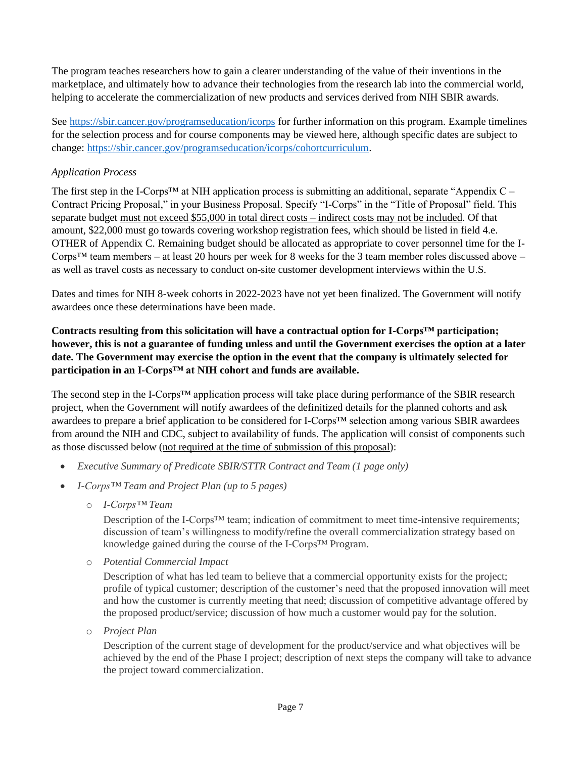The program teaches researchers how to gain a clearer understanding of the value of their inventions in the marketplace, and ultimately how to advance their technologies from the research lab into the commercial world, helping to accelerate the commercialization of new products and services derived from NIH SBIR awards.

See https://sbir.cancer.gov/programseducation/icorps for further information on this program. Example timelines for the selection process and for course components may be viewed here, although specific dates are subject to change: https://sbir.cancer.gov/programseducation/icorps/cohortcurriculum.

*Application Process*

The first step in the I-Corps™ at NIH application process is submitting an additional, separate "Appendix C – Contract Pricing Proposal," in your Business Proposal. Specify "I-Corps" in the "Title of Proposal" field. This separate budget <u>must not exceed $55,000 in total direct costs – indirect costs may not be included</u>. Of that amount, $22,000 must go towards covering workshop registration fees, which should be listed in field 4.e. OTHER of Appendix C. Remaining budget should be allocated as appropriate to cover personnel time for the I-Corps™ team members – at least 20 hours per week for 8 weeks for the 3 team member roles discussed above – as well as travel costs as necessary to conduct on-site customer development interviews within the U.S.

Dates and times for NIH 8-week cohorts in 2022-2023 have not yet been finalized. The Government will notify awardees once these determinations have been made.

**Contracts resulting from this solicitation will have a contractual option for I-Corps™ participation; however, this is not a guarantee of funding unless and until the Government exercises the option at a later date. The Government may exercise the option in the event that the company is ultimately selected for participation in an I-Corps™ at NIH cohort and funds are available.**

The second step in the I-Corps™ application process will take place during performance of the SBIR research project, when the Government will notify awardees of the definitized details for the planned cohorts and ask awardees to prepare a brief application to be considered for I-Corps™ selection among various SBIR awardees from around the NIH and CDC, subject to availability of funds. The application will consist of components such as those discussed below (<u>not required at the time of submission of this proposal</u>):

- *Executive Summary of Predicate SBIR/STTR Contract and Team (1 page only)*
- *I-Corps™ Team and Project Plan (up to 5 pages)*
  - *I-Corps™ Team*

    Description of the I-Corps™ team; indication of commitment to meet time-intensive requirements; discussion of team's willingness to modify/refine the overall commercialization strategy based on knowledge gained during the course of the I-Corps™ Program.
  - *Potential Commercial Impact*

    Description of what has led team to believe that a commercial opportunity exists for the project; profile of typical customer; description of the customer's need that the proposed innovation will meet and how the customer is currently meeting that need; discussion of competitive advantage offered by the proposed product/service; discussion of how much a customer would pay for the solution.
  - *Project Plan*

    Description of the current stage of development for the product/service and what objectives will be achieved by the end of the Phase I project; description of next steps the company will take to advance the project toward commercialization.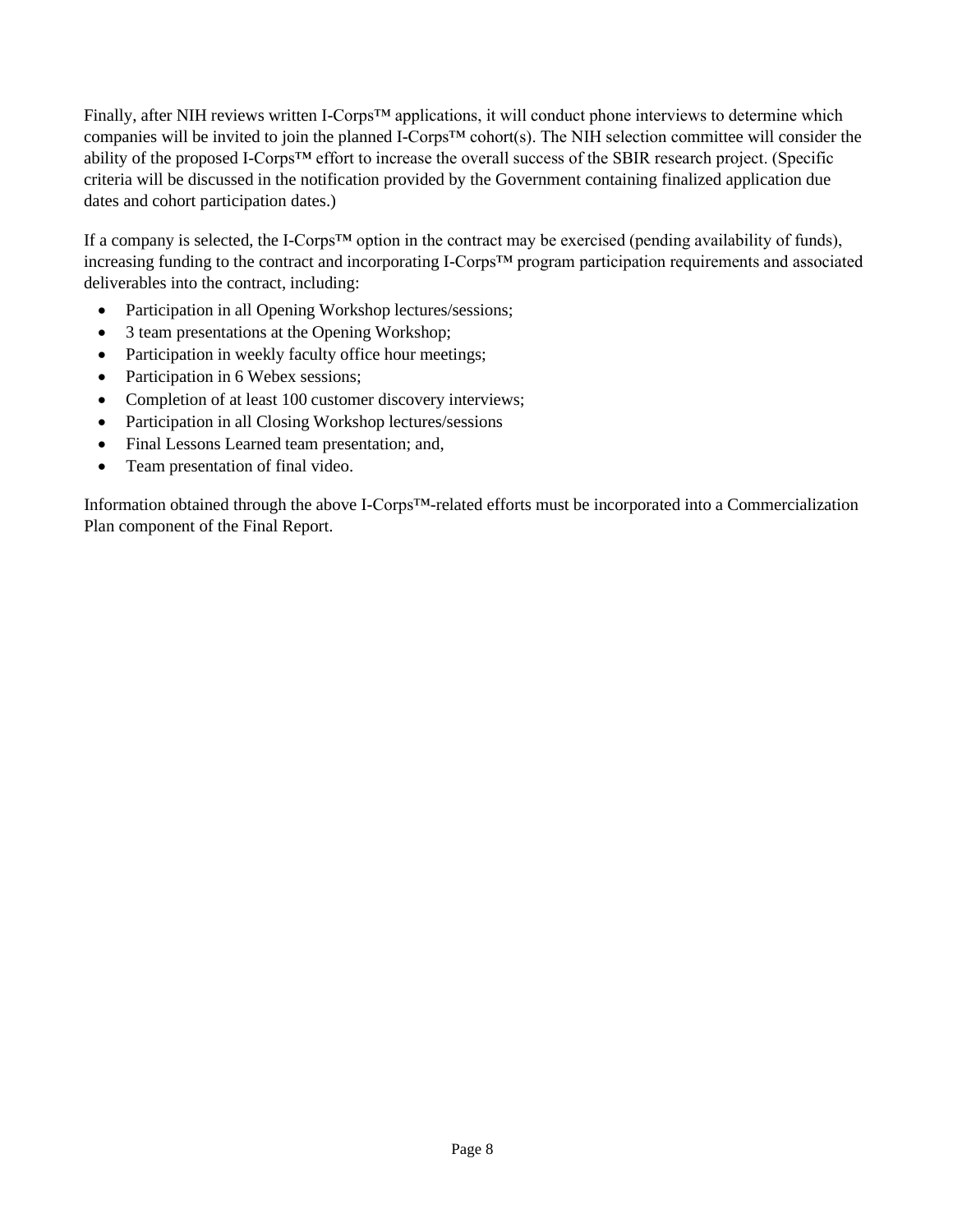Finally, after NIH reviews written I-Corps™ applications, it will conduct phone interviews to determine which companies will be invited to join the planned I-Corps™ cohort(s). The NIH selection committee will consider the ability of the proposed I-Corps™ effort to increase the overall success of the SBIR research project. (Specific criteria will be discussed in the notification provided by the Government containing finalized application due dates and cohort participation dates.)

If a company is selected, the I-Corps™ option in the contract may be exercised (pending availability of funds), increasing funding to the contract and incorporating I-Corps™ program participation requirements and associated deliverables into the contract, including:

- Participation in all Opening Workshop lectures/sessions;
- 3 team presentations at the Opening Workshop;
- Participation in weekly faculty office hour meetings;
- Participation in 6 Webex sessions;
- Completion of at least 100 customer discovery interviews;
- Participation in all Closing Workshop lectures/sessions
- Final Lessons Learned team presentation; and,
- Team presentation of final video.

Information obtained through the above I-Corps™-related efforts must be incorporated into a Commercialization Plan component of the Final Report.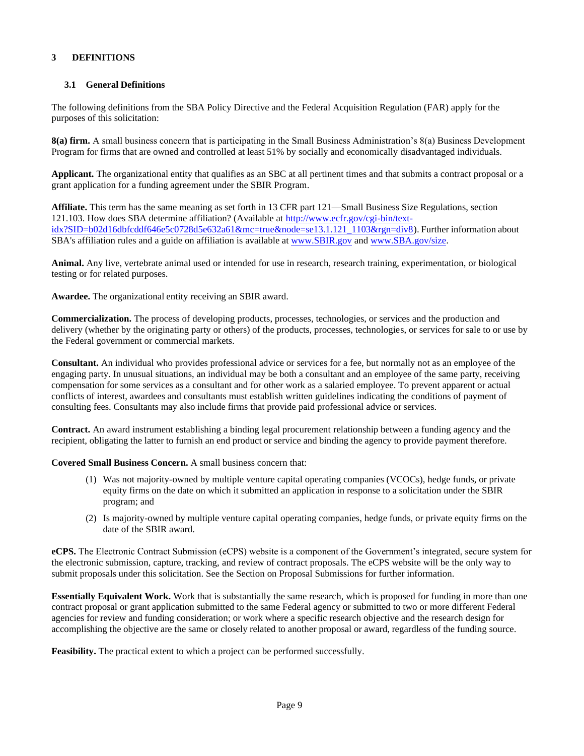# 3 DEFINITIONS

## 3.1 General Definitions

The following definitions from the SBA Policy Directive and the Federal Acquisition Regulation (FAR) apply for the purposes of this solicitation:

**8(a) firm.** A small business concern that is participating in the Small Business Administration's 8(a) Business Development Program for firms that are owned and controlled at least 51% by socially and economically disadvantaged individuals.

**Applicant.** The organizational entity that qualifies as an SBC at all pertinent times and that submits a contract proposal or a grant application for a funding agreement under the SBIR Program.

**Affiliate.** This term has the same meaning as set forth in 13 CFR part 121—Small Business Size Regulations, section 121.103. How does SBA determine affiliation? (Available at [http://www.ecfr.gov/cgi-bin/text-idx?SID=b02d16dbfcddf646e5c0728d5e632a61&mc=true&node=se13.1.121_1103&rgn=div8](http://www.ecfr.gov/cgi-bin/text-idx?SID=b02d16dbfcddf646e5c0728d5e632a61&mc=true&node=se13.1.121_1103&rgn=div8)). Further information about SBA's affiliation rules and a guide on affiliation is available at [www.SBIR.gov](http://www.SBIR.gov) and [www.SBA.gov/size](http://www.SBA.gov/size).

**Animal.** Any live, vertebrate animal used or intended for use in research, research training, experimentation, or biological testing or for related purposes.

**Awardee.** The organizational entity receiving an SBIR award.

**Commercialization.** The process of developing products, processes, technologies, or services and the production and delivery (whether by the originating party or others) of the products, processes, technologies, or services for sale to or use by the Federal government or commercial markets.

**Consultant.** An individual who provides professional advice or services for a fee, but normally not as an employee of the engaging party. In unusual situations, an individual may be both a consultant and an employee of the same party, receiving compensation for some services as a consultant and for other work as a salaried employee. To prevent apparent or actual conflicts of interest, awardees and consultants must establish written guidelines indicating the conditions of payment of consulting fees. Consultants may also include firms that provide paid professional advice or services.

**Contract.** An award instrument establishing a binding legal procurement relationship between a funding agency and the recipient, obligating the latter to furnish an end product or service and binding the agency to provide payment therefore.

**Covered Small Business Concern.** A small business concern that:

(1) Was not majority-owned by multiple venture capital operating companies (VCOCs), hedge funds, or private equity firms on the date on which it submitted an application in response to a solicitation under the SBIR program; and

(2) Is majority-owned by multiple venture capital operating companies, hedge funds, or private equity firms on the date of the SBIR award.

**eCPS.** The Electronic Contract Submission (eCPS) website is a component of the Government's integrated, secure system for the electronic submission, capture, tracking, and review of contract proposals. The eCPS website will be the only way to submit proposals under this solicitation. See the Section on Proposal Submissions for further information.

**Essentially Equivalent Work.** Work that is substantially the same research, which is proposed for funding in more than one contract proposal or grant application submitted to the same Federal agency or submitted to two or more different Federal agencies for review and funding consideration; or work where a specific research objective and the research design for accomplishing the objective are the same or closely related to another proposal or award, regardless of the funding source.

**Feasibility.** The practical extent to which a project can be performed successfully.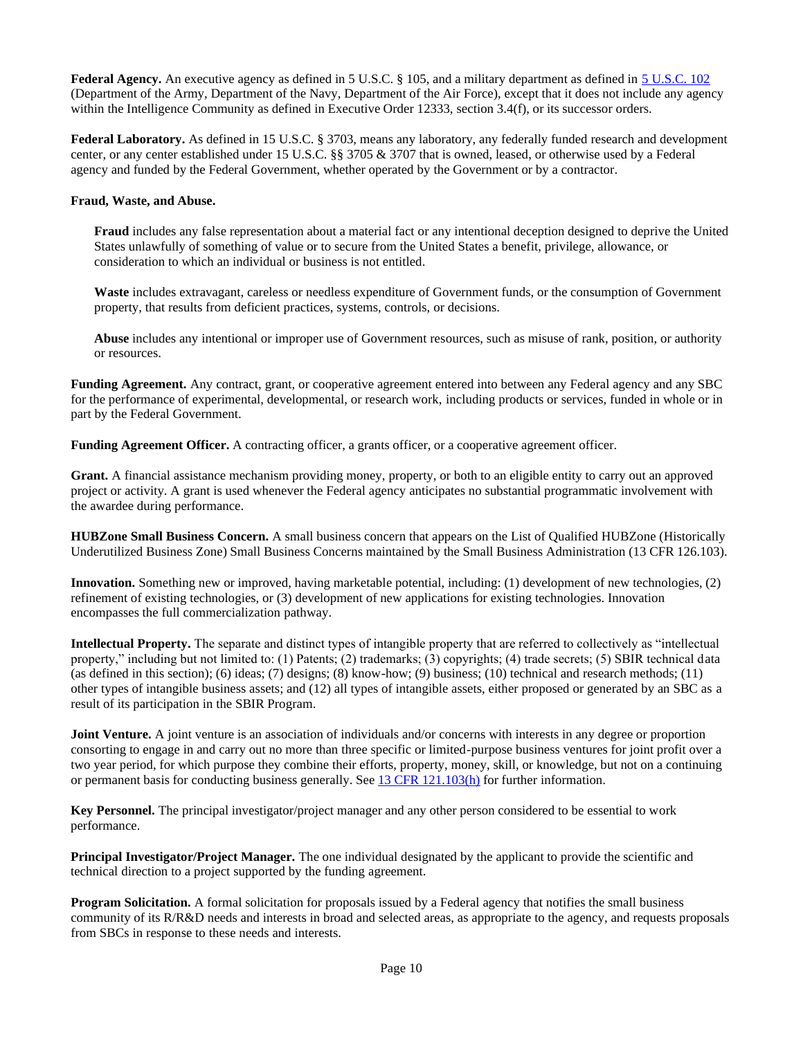**Federal Agency.** An executive agency as defined in 5 U.S.C. § 105, and a military department as defined in [5 U.S.C. 102](#) (Department of the Army, Department of the Navy, Department of the Air Force), except that it does not include any agency within the Intelligence Community as defined in Executive Order 12333, section 3.4(f), or its successor orders.

**Federal Laboratory.** As defined in 15 U.S.C. § 3703, means any laboratory, any federally funded research and development center, or any center established under 15 U.S.C. §§ 3705 & 3707 that is owned, leased, or otherwise used by a Federal agency and funded by the Federal Government, whether operated by the Government or by a contractor.

**Fraud, Waste, and Abuse.**

> **Fraud** includes any false representation about a material fact or any intentional deception designed to deprive the United States unlawfully of something of value or to secure from the United States a benefit, privilege, allowance, or consideration to which an individual or business is not entitled.
>
> **Waste** includes extravagant, careless or needless expenditure of Government funds, or the consumption of Government property, that results from deficient practices, systems, controls, or decisions.
>
> **Abuse** includes any intentional or improper use of Government resources, such as misuse of rank, position, or authority or resources.

**Funding Agreement.** Any contract, grant, or cooperative agreement entered into between any Federal agency and any SBC for the performance of experimental, developmental, or research work, including products or services, funded in whole or in part by the Federal Government.

**Funding Agreement Officer.** A contracting officer, a grants officer, or a cooperative agreement officer.

**Grant.** A financial assistance mechanism providing money, property, or both to an eligible entity to carry out an approved project or activity. A grant is used whenever the Federal agency anticipates no substantial programmatic involvement with the awardee during performance.

**HUBZone Small Business Concern.** A small business concern that appears on the List of Qualified HUBZone (Historically Underutilized Business Zone) Small Business Concerns maintained by the Small Business Administration (13 CFR 126.103).

**Innovation.** Something new or improved, having marketable potential, including: (1) development of new technologies, (2) refinement of existing technologies, or (3) development of new applications for existing technologies. Innovation encompasses the full commercialization pathway.

**Intellectual Property.** The separate and distinct types of intangible property that are referred to collectively as "intellectual property," including but not limited to: (1) Patents; (2) trademarks; (3) copyrights; (4) trade secrets; (5) SBIR technical data (as defined in this section); (6) ideas; (7) designs; (8) know-how; (9) business; (10) technical and research methods; (11) other types of intangible business assets; and (12) all types of intangible assets, either proposed or generated by an SBC as a result of its participation in the SBIR Program.

**Joint Venture.** A joint venture is an association of individuals and/or concerns with interests in any degree or proportion consorting to engage in and carry out no more than three specific or limited-purpose business ventures for joint profit over a two year period, for which purpose they combine their efforts, property, money, skill, or knowledge, but not on a continuing or permanent basis for conducting business generally. See [13 CFR 121.103(h)](#) for further information.

**Key Personnel.** The principal investigator/project manager and any other person considered to be essential to work performance.

**Principal Investigator/Project Manager.** The one individual designated by the applicant to provide the scientific and technical direction to a project supported by the funding agreement.

**Program Solicitation.** A formal solicitation for proposals issued by a Federal agency that notifies the small business community of its R/R&D needs and interests in broad and selected areas, as appropriate to the agency, and requests proposals from SBCs in response to these needs and interests.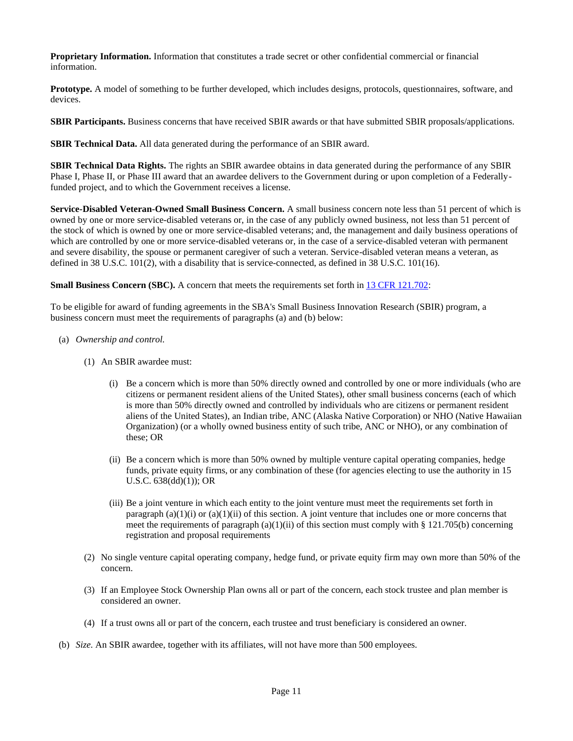**Proprietary Information.** Information that constitutes a trade secret or other confidential commercial or financial information.

**Prototype.** A model of something to be further developed, which includes designs, protocols, questionnaires, software, and devices.

**SBIR Participants.** Business concerns that have received SBIR awards or that have submitted SBIR proposals/applications.

**SBIR Technical Data.** All data generated during the performance of an SBIR award.

**SBIR Technical Data Rights.** The rights an SBIR awardee obtains in data generated during the performance of any SBIR Phase I, Phase II, or Phase III award that an awardee delivers to the Government during or upon completion of a Federally-funded project, and to which the Government receives a license.

**Service-Disabled Veteran-Owned Small Business Concern.** A small business concern note less than 51 percent of which is owned by one or more service-disabled veterans or, in the case of any publicly owned business, not less than 51 percent of the stock of which is owned by one or more service-disabled veterans; and, the management and daily business operations of which are controlled by one or more service-disabled veterans or, in the case of a service-disabled veteran with permanent and severe disability, the spouse or permanent caregiver of such a veteran. Service-disabled veteran means a veteran, as defined in 38 U.S.C. 101(2), with a disability that is service-connected, as defined in 38 U.S.C. 101(16).

**Small Business Concern (SBC).** A concern that meets the requirements set forth in 13 CFR 121.702:

To be eligible for award of funding agreements in the SBA's Small Business Innovation Research (SBIR) program, a business concern must meet the requirements of paragraphs (a) and (b) below:

(a) *Ownership and control.*

(1) An SBIR awardee must:

(i) Be a concern which is more than 50% directly owned and controlled by one or more individuals (who are citizens or permanent resident aliens of the United States), other small business concerns (each of which is more than 50% directly owned and controlled by individuals who are citizens or permanent resident aliens of the United States), an Indian tribe, ANC (Alaska Native Corporation) or NHO (Native Hawaiian Organization) (or a wholly owned business entity of such tribe, ANC or NHO), or any combination of these; OR

(ii) Be a concern which is more than 50% owned by multiple venture capital operating companies, hedge funds, private equity firms, or any combination of these (for agencies electing to use the authority in 15 U.S.C. 638(dd)(1)); OR

(iii) Be a joint venture in which each entity to the joint venture must meet the requirements set forth in paragraph (a)(1)(i) or (a)(1)(ii) of this section. A joint venture that includes one or more concerns that meet the requirements of paragraph (a)(1)(ii) of this section must comply with § 121.705(b) concerning registration and proposal requirements

(2) No single venture capital operating company, hedge fund, or private equity firm may own more than 50% of the concern.

(3) If an Employee Stock Ownership Plan owns all or part of the concern, each stock trustee and plan member is considered an owner.

(4) If a trust owns all or part of the concern, each trustee and trust beneficiary is considered an owner.

(b) *Size.* An SBIR awardee, together with its affiliates, will not have more than 500 employees.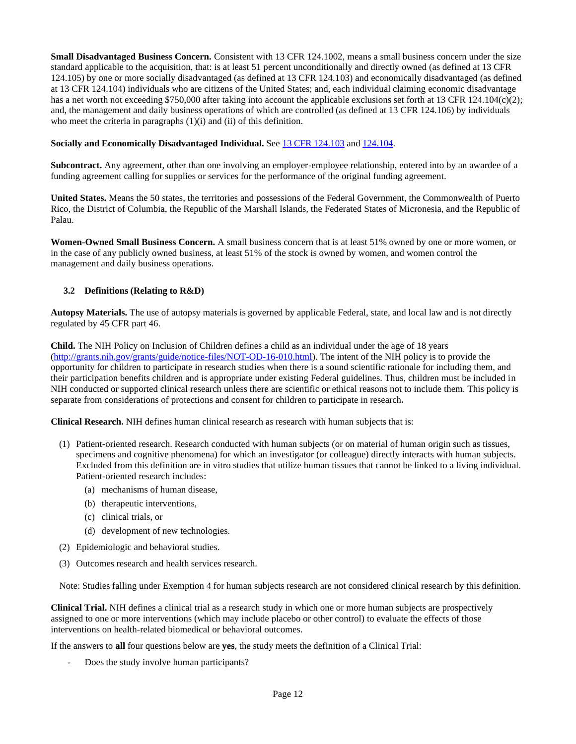**Small Disadvantaged Business Concern.** Consistent with 13 CFR 124.1002, means a small business concern under the size standard applicable to the acquisition, that: is at least 51 percent unconditionally and directly owned (as defined at 13 CFR 124.105) by one or more socially disadvantaged (as defined at 13 CFR 124.103) and economically disadvantaged (as defined at 13 CFR 124.104) individuals who are citizens of the United States; and, each individual claiming economic disadvantage has a net worth not exceeding $750,000 after taking into account the applicable exclusions set forth at 13 CFR 124.104(c)(2); and, the management and daily business operations of which are controlled (as defined at 13 CFR 124.106) by individuals who meet the criteria in paragraphs (1)(i) and (ii) of this definition.

**Socially and Economically Disadvantaged Individual.** See [13 CFR 124.103](13 CFR 124.103) and [124.104](124.104).

**Subcontract.** Any agreement, other than one involving an employer-employee relationship, entered into by an awardee of a funding agreement calling for supplies or services for the performance of the original funding agreement.

**United States.** Means the 50 states, the territories and possessions of the Federal Government, the Commonwealth of Puerto Rico, the District of Columbia, the Republic of the Marshall Islands, the Federated States of Micronesia, and the Republic of Palau.

**Women-Owned Small Business Concern.** A small business concern that is at least 51% owned by one or more women, or in the case of any publicly owned business, at least 51% of the stock is owned by women, and women control the management and daily business operations.

### 3.2 Definitions (Relating to R&D)

**Autopsy Materials.** The use of autopsy materials is governed by applicable Federal, state, and local law and is not directly regulated by 45 CFR part 46.

**Child.** The NIH Policy on Inclusion of Children defines a child as an individual under the age of 18 years (http://grants.nih.gov/grants/guide/notice-files/NOT-OD-16-010.html). The intent of the NIH policy is to provide the opportunity for children to participate in research studies when there is a sound scientific rationale for including them, and their participation benefits children and is appropriate under existing Federal guidelines. Thus, children must be included in NIH conducted or supported clinical research unless there are scientific or ethical reasons not to include them. This policy is separate from considerations of protections and consent for children to participate in research**.**

**Clinical Research.** NIH defines human clinical research as research with human subjects that is:

1. Patient-oriented research. Research conducted with human subjects (or on material of human origin such as tissues, specimens and cognitive phenomena) for which an investigator (or colleague) directly interacts with human subjects. Excluded from this definition are in vitro studies that utilize human tissues that cannot be linked to a living individual. Patient-oriented research includes:
   - (a) mechanisms of human disease,
   - (b) therapeutic interventions,
   - (c) clinical trials, or
   - (d) development of new technologies.
2. Epidemiologic and behavioral studies.
3. Outcomes research and health services research.

Note: Studies falling under Exemption 4 for human subjects research are not considered clinical research by this definition.

**Clinical Trial.** NIH defines a clinical trial as a research study in which one or more human subjects are prospectively assigned to one or more interventions (which may include placebo or other control) to evaluate the effects of those interventions on health-related biomedical or behavioral outcomes.

If the answers to **all** four questions below are **yes**, the study meets the definition of a Clinical Trial:

- Does the study involve human participants?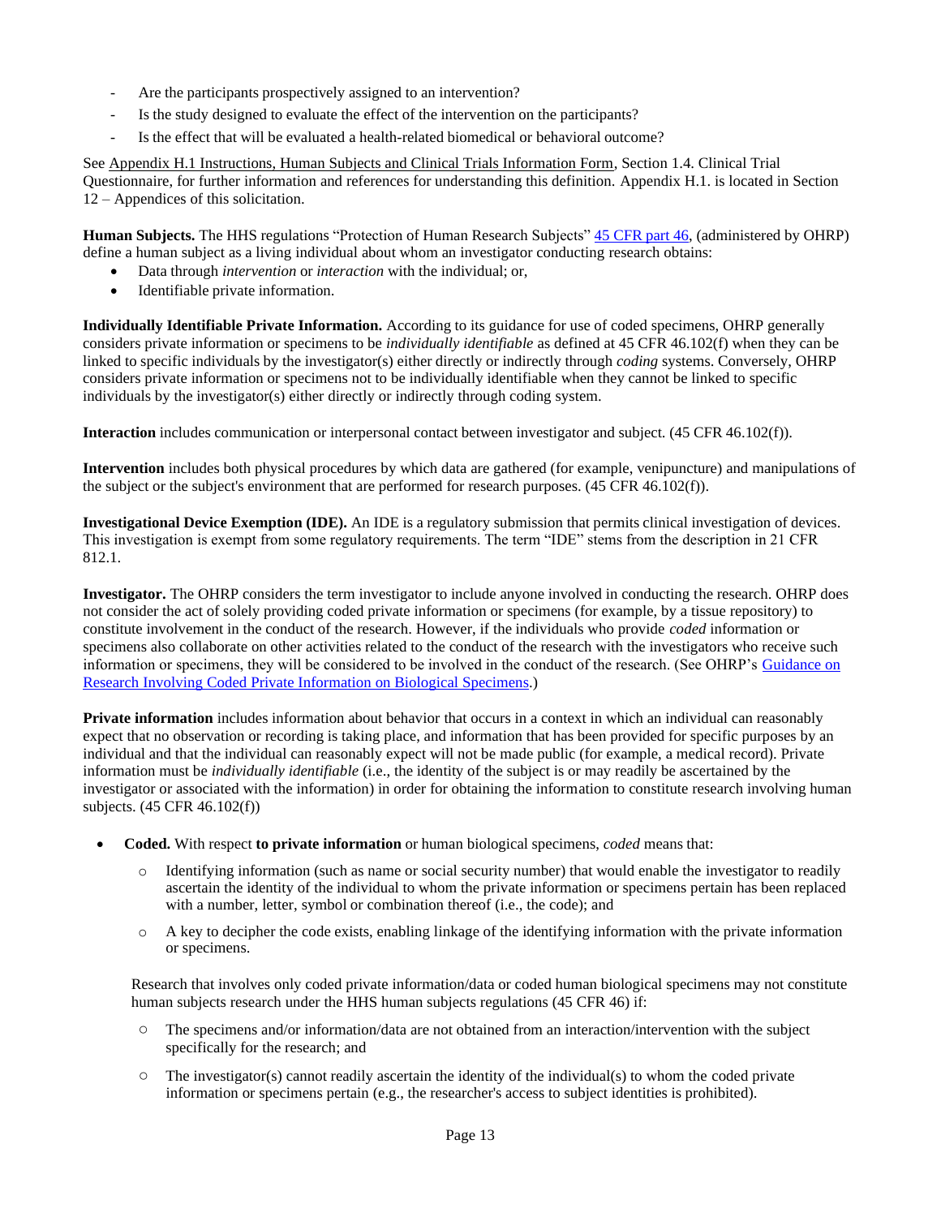- Are the participants prospectively assigned to an intervention?
- Is the study designed to evaluate the effect of the intervention on the participants?
- Is the effect that will be evaluated a health-related biomedical or behavioral outcome?

See Appendix H.1 Instructions, Human Subjects and Clinical Trials Information Form, Section 1.4. Clinical Trial Questionnaire, for further information and references for understanding this definition. Appendix H.1. is located in Section 12 – Appendices of this solicitation.

**Human Subjects.** The HHS regulations "Protection of Human Research Subjects" 45 CFR part 46, (administered by OHRP) define a human subject as a living individual about whom an investigator conducting research obtains:

- Data through *intervention* or *interaction* with the individual; or,
- Identifiable private information.

**Individually Identifiable Private Information.** According to its guidance for use of coded specimens, OHRP generally considers private information or specimens to be *individually identifiable* as defined at 45 CFR 46.102(f) when they can be linked to specific individuals by the investigator(s) either directly or indirectly through *coding* systems. Conversely, OHRP considers private information or specimens not to be individually identifiable when they cannot be linked to specific individuals by the investigator(s) either directly or indirectly through coding system.

**Interaction** includes communication or interpersonal contact between investigator and subject. (45 CFR 46.102(f)).

**Intervention** includes both physical procedures by which data are gathered (for example, venipuncture) and manipulations of the subject or the subject's environment that are performed for research purposes. (45 CFR 46.102(f)).

**Investigational Device Exemption (IDE).** An IDE is a regulatory submission that permits clinical investigation of devices. This investigation is exempt from some regulatory requirements. The term "IDE" stems from the description in 21 CFR 812.1.

**Investigator.** The OHRP considers the term investigator to include anyone involved in conducting the research. OHRP does not consider the act of solely providing coded private information or specimens (for example, by a tissue repository) to constitute involvement in the conduct of the research. However, if the individuals who provide *coded* information or specimens also collaborate on other activities related to the conduct of the research with the investigators who receive such information or specimens, they will be considered to be involved in the conduct of the research. (See OHRP's Guidance on Research Involving Coded Private Information on Biological Specimens.)

**Private information** includes information about behavior that occurs in a context in which an individual can reasonably expect that no observation or recording is taking place, and information that has been provided for specific purposes by an individual and that the individual can reasonably expect will not be made public (for example, a medical record). Private information must be *individually identifiable* (i.e., the identity of the subject is or may readily be ascertained by the investigator or associated with the information) in order for obtaining the information to constitute research involving human subjects. (45 CFR 46.102(f))

- **Coded.** With respect **to private information** or human biological specimens, *coded* means that:
  - Identifying information (such as name or social security number) that would enable the investigator to readily ascertain the identity of the individual to whom the private information or specimens pertain has been replaced with a number, letter, symbol or combination thereof (i.e., the code); and
  - A key to decipher the code exists, enabling linkage of the identifying information with the private information or specimens.

  Research that involves only coded private information/data or coded human biological specimens may not constitute human subjects research under the HHS human subjects regulations (45 CFR 46) if:

  - The specimens and/or information/data are not obtained from an interaction/intervention with the subject specifically for the research; and
  - The investigator(s) cannot readily ascertain the identity of the individual(s) to whom the coded private information or specimens pertain (e.g., the researcher's access to subject identities is prohibited).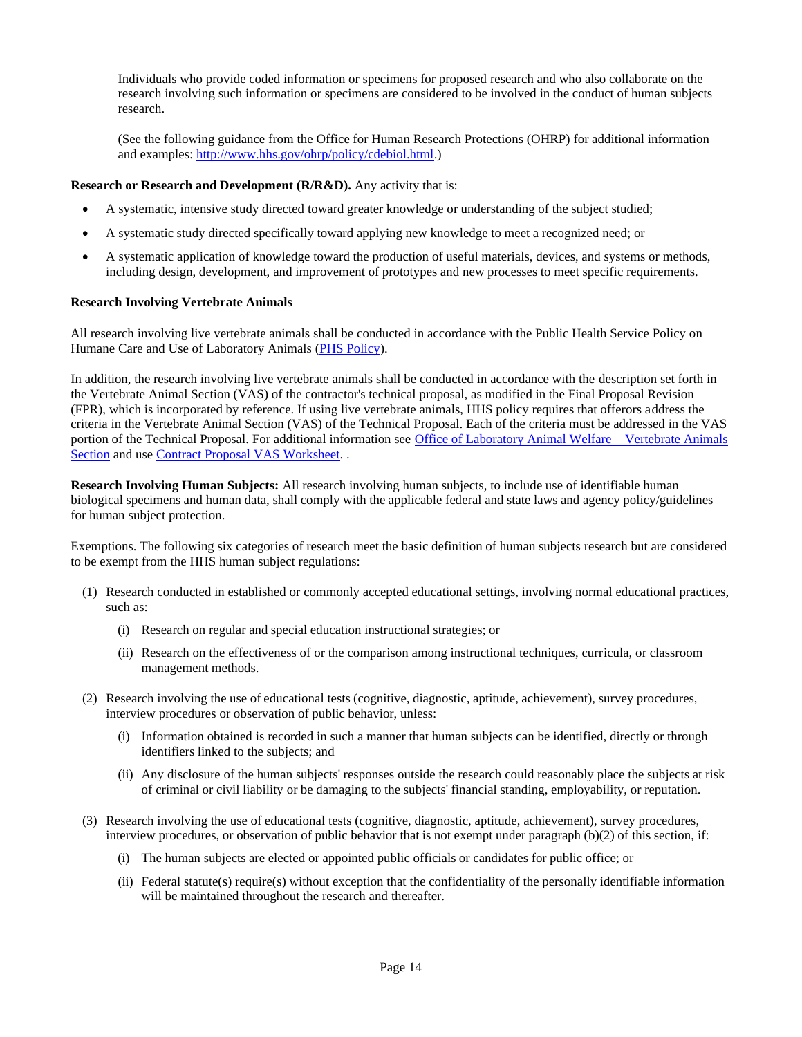Individuals who provide coded information or specimens for proposed research and who also collaborate on the research involving such information or specimens are considered to be involved in the conduct of human subjects research.

(See the following guidance from the Office for Human Research Protections (OHRP) for additional information and examples: http://www.hhs.gov/ohrp/policy/cdebiol.html.)

**Research or Research and Development (R/R&D).** Any activity that is:

- A systematic, intensive study directed toward greater knowledge or understanding of the subject studied;
- A systematic study directed specifically toward applying new knowledge to meet a recognized need; or
- A systematic application of knowledge toward the production of useful materials, devices, and systems or methods, including design, development, and improvement of prototypes and new processes to meet specific requirements.

**Research Involving Vertebrate Animals**

All research involving live vertebrate animals shall be conducted in accordance with the Public Health Service Policy on Humane Care and Use of Laboratory Animals (PHS Policy).

In addition, the research involving live vertebrate animals shall be conducted in accordance with the description set forth in the Vertebrate Animal Section (VAS) of the contractor's technical proposal, as modified in the Final Proposal Revision (FPR), which is incorporated by reference. If using live vertebrate animals, HHS policy requires that offerors address the criteria in the Vertebrate Animal Section (VAS) of the Technical Proposal. Each of the criteria must be addressed in the VAS portion of the Technical Proposal. For additional information see Office of Laboratory Animal Welfare – Vertebrate Animals Section and use Contract Proposal VAS Worksheet. .

**Research Involving Human Subjects:** All research involving human subjects, to include use of identifiable human biological specimens and human data, shall comply with the applicable federal and state laws and agency policy/guidelines for human subject protection.

Exemptions. The following six categories of research meet the basic definition of human subjects research but are considered to be exempt from the HHS human subject regulations:

(1) Research conducted in established or commonly accepted educational settings, involving normal educational practices, such as:

   (i) Research on regular and special education instructional strategies; or

   (ii) Research on the effectiveness of or the comparison among instructional techniques, curricula, or classroom management methods.

(2) Research involving the use of educational tests (cognitive, diagnostic, aptitude, achievement), survey procedures, interview procedures or observation of public behavior, unless:

   (i) Information obtained is recorded in such a manner that human subjects can be identified, directly or through identifiers linked to the subjects; and

   (ii) Any disclosure of the human subjects' responses outside the research could reasonably place the subjects at risk of criminal or civil liability or be damaging to the subjects' financial standing, employability, or reputation.

(3) Research involving the use of educational tests (cognitive, diagnostic, aptitude, achievement), survey procedures, interview procedures, or observation of public behavior that is not exempt under paragraph (b)(2) of this section, if:

   (i) The human subjects are elected or appointed public officials or candidates for public office; or

   (ii) Federal statute(s) require(s) without exception that the confidentiality of the personally identifiable information will be maintained throughout the research and thereafter.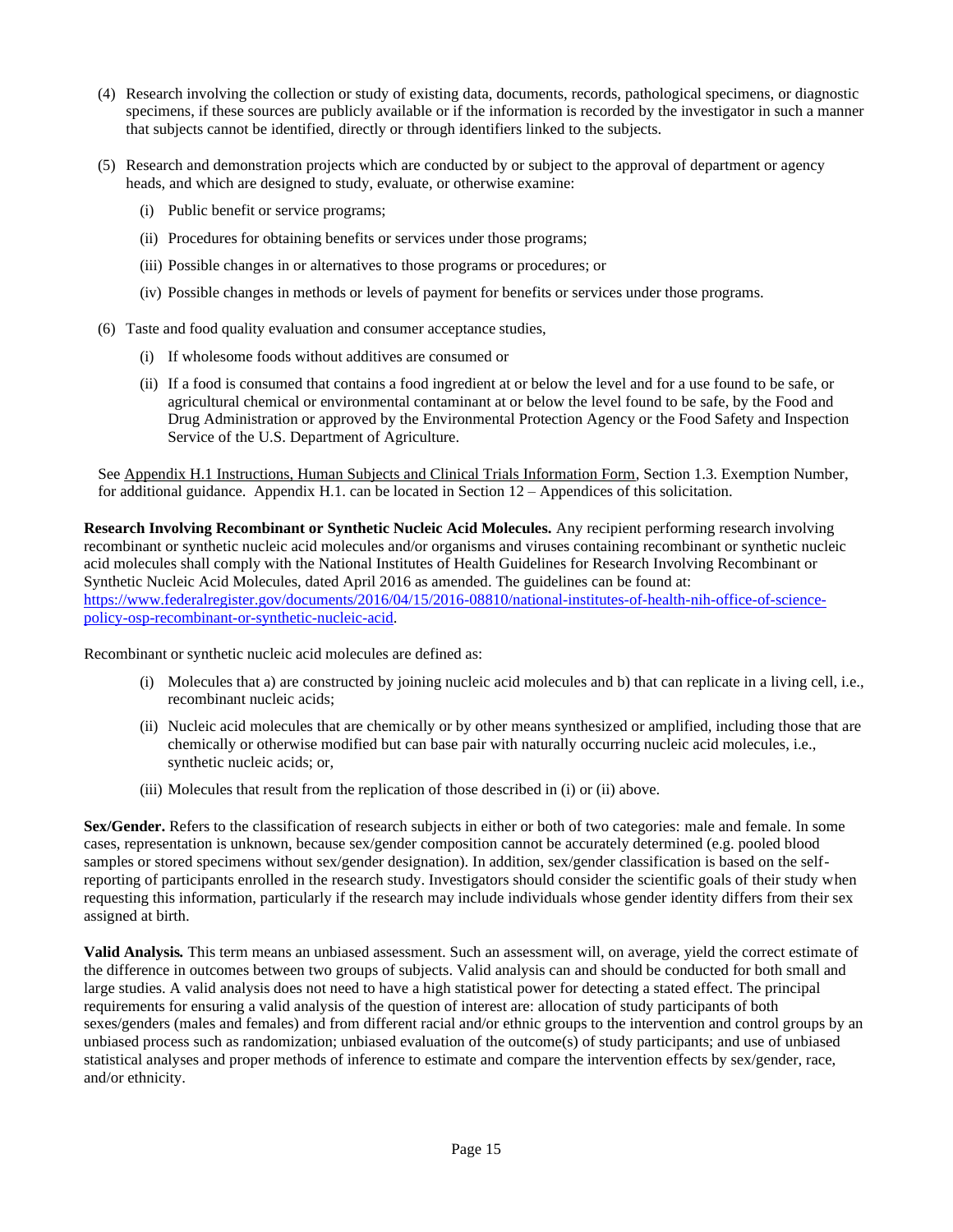(4) Research involving the collection or study of existing data, documents, records, pathological specimens, or diagnostic specimens, if these sources are publicly available or if the information is recorded by the investigator in such a manner that subjects cannot be identified, directly or through identifiers linked to the subjects.

(5) Research and demonstration projects which are conducted by or subject to the approval of department or agency heads, and which are designed to study, evaluate, or otherwise examine:

   (i) Public benefit or service programs;

   (ii) Procedures for obtaining benefits or services under those programs;

   (iii) Possible changes in or alternatives to those programs or procedures; or

   (iv) Possible changes in methods or levels of payment for benefits or services under those programs.

(6) Taste and food quality evaluation and consumer acceptance studies,

   (i) If wholesome foods without additives are consumed or

   (ii) If a food is consumed that contains a food ingredient at or below the level and for a use found to be safe, or agricultural chemical or environmental contaminant at or below the level found to be safe, by the Food and Drug Administration or approved by the Environmental Protection Agency or the Food Safety and Inspection Service of the U.S. Department of Agriculture.

See Appendix H.1 Instructions, Human Subjects and Clinical Trials Information Form, Section 1.3. Exemption Number, for additional guidance. Appendix H.1. can be located in Section 12 – Appendices of this solicitation.

**Research Involving Recombinant or Synthetic Nucleic Acid Molecules.** Any recipient performing research involving recombinant or synthetic nucleic acid molecules and/or organisms and viruses containing recombinant or synthetic nucleic acid molecules shall comply with the National Institutes of Health Guidelines for Research Involving Recombinant or Synthetic Nucleic Acid Molecules, dated April 2016 as amended. The guidelines can be found at: [https://www.federalregister.gov/documents/2016/04/15/2016-08810/national-institutes-of-health-nih-office-of-science-policy-osp-recombinant-or-synthetic-nucleic-acid](https://www.federalregister.gov/documents/2016/04/15/2016-08810/national-institutes-of-health-nih-office-of-science-policy-osp-recombinant-or-synthetic-nucleic-acid).

Recombinant or synthetic nucleic acid molecules are defined as:

   (i) Molecules that a) are constructed by joining nucleic acid molecules and b) that can replicate in a living cell, i.e., recombinant nucleic acids;

   (ii) Nucleic acid molecules that are chemically or by other means synthesized or amplified, including those that are chemically or otherwise modified but can base pair with naturally occurring nucleic acid molecules, i.e., synthetic nucleic acids; or,

   (iii) Molecules that result from the replication of those described in (i) or (ii) above.

**Sex/Gender.** Refers to the classification of research subjects in either or both of two categories: male and female. In some cases, representation is unknown, because sex/gender composition cannot be accurately determined (e.g. pooled blood samples or stored specimens without sex/gender designation). In addition, sex/gender classification is based on the self-reporting of participants enrolled in the research study. Investigators should consider the scientific goals of their study when requesting this information, particularly if the research may include individuals whose gender identity differs from their sex assigned at birth.

***Valid Analysis.*** This term means an unbiased assessment. Such an assessment will, on average, yield the correct estimate of the difference in outcomes between two groups of subjects. Valid analysis can and should be conducted for both small and large studies. A valid analysis does not need to have a high statistical power for detecting a stated effect. The principal requirements for ensuring a valid analysis of the question of interest are: allocation of study participants of both sexes/genders (males and females) and from different racial and/or ethnic groups to the intervention and control groups by an unbiased process such as randomization; unbiased evaluation of the outcome(s) of study participants; and use of unbiased statistical analyses and proper methods of inference to estimate and compare the intervention effects by sex/gender, race, and/or ethnicity.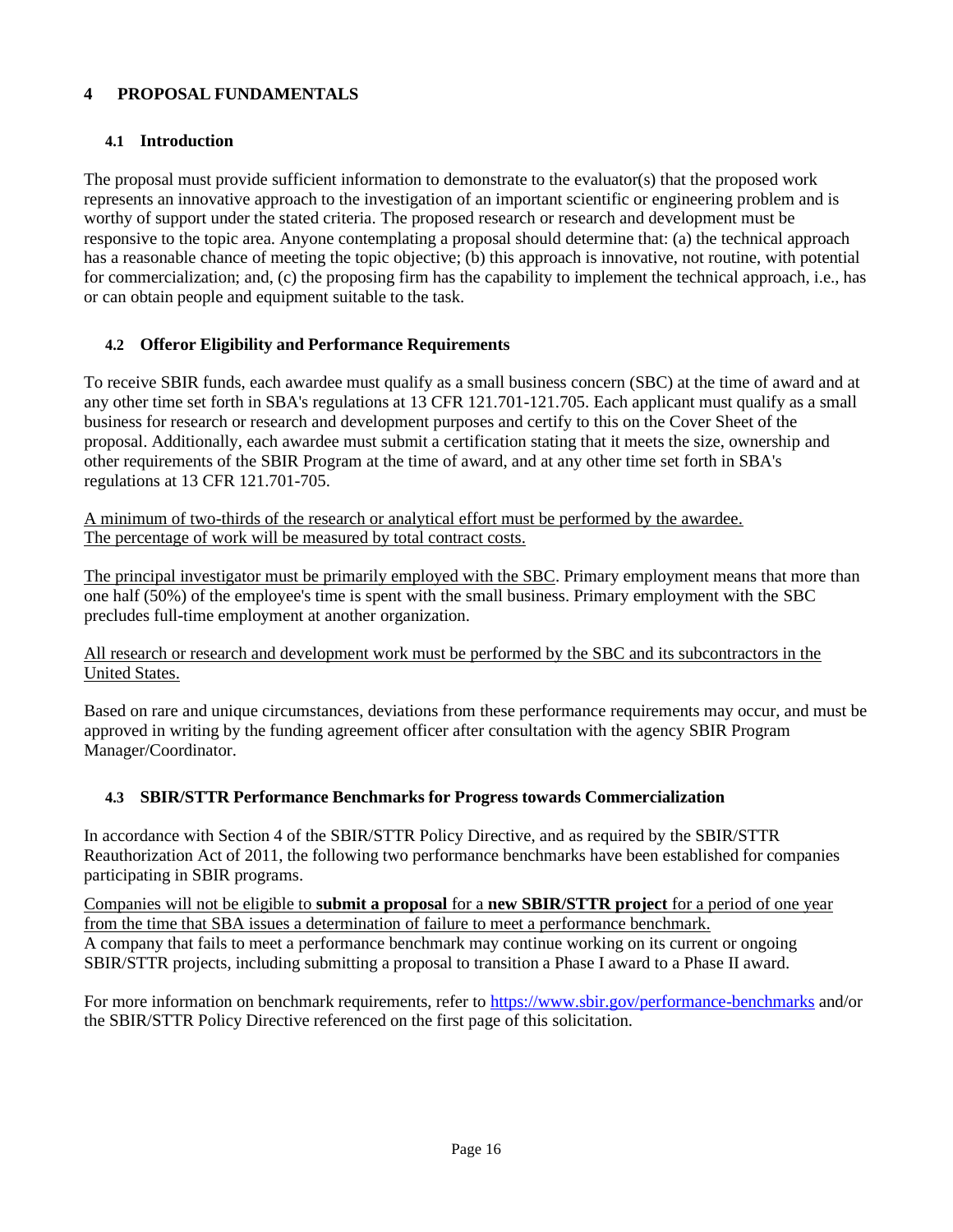# 4 PROPOSAL FUNDAMENTALS

## 4.1 Introduction

The proposal must provide sufficient information to demonstrate to the evaluator(s) that the proposed work represents an innovative approach to the investigation of an important scientific or engineering problem and is worthy of support under the stated criteria. The proposed research or research and development must be responsive to the topic area. Anyone contemplating a proposal should determine that: (a) the technical approach has a reasonable chance of meeting the topic objective; (b) this approach is innovative, not routine, with potential for commercialization; and, (c) the proposing firm has the capability to implement the technical approach, i.e., has or can obtain people and equipment suitable to the task.

## 4.2 Offeror Eligibility and Performance Requirements

To receive SBIR funds, each awardee must qualify as a small business concern (SBC) at the time of award and at any other time set forth in SBA's regulations at 13 CFR 121.701-121.705. Each applicant must qualify as a small business for research or research and development purposes and certify to this on the Cover Sheet of the proposal. Additionally, each awardee must submit a certification stating that it meets the size, ownership and other requirements of the SBIR Program at the time of award, and at any other time set forth in SBA's regulations at 13 CFR 121.701-705.

<u>A minimum of two-thirds of the research or analytical effort must be performed by the awardee. The percentage of work will be measured by total contract costs.</u>

<u>The principal investigator must be primarily employed with the SBC</u>. Primary employment means that more than one half (50%) of the employee's time is spent with the small business. Primary employment with the SBC precludes full-time employment at another organization.

<u>All research or research and development work must be performed by the SBC and its subcontractors in the United States.</u>

Based on rare and unique circumstances, deviations from these performance requirements may occur, and must be approved in writing by the funding agreement officer after consultation with the agency SBIR Program Manager/Coordinator.

## 4.3 SBIR/STTR Performance Benchmarks for Progress towards Commercialization

In accordance with Section 4 of the SBIR/STTR Policy Directive, and as required by the SBIR/STTR Reauthorization Act of 2011, the following two performance benchmarks have been established for companies participating in SBIR programs.

<u>Companies will not be eligible to **submit a proposal** for a **new SBIR/STTR project** for a period of one year from the time that SBA issues a determination of failure to meet a performance benchmark.</u>
A company that fails to meet a performance benchmark may continue working on its current or ongoing SBIR/STTR projects, including submitting a proposal to transition a Phase I award to a Phase II award.

For more information on benchmark requirements, refer to https://www.sbir.gov/performance-benchmarks and/or the SBIR/STTR Policy Directive referenced on the first page of this solicitation.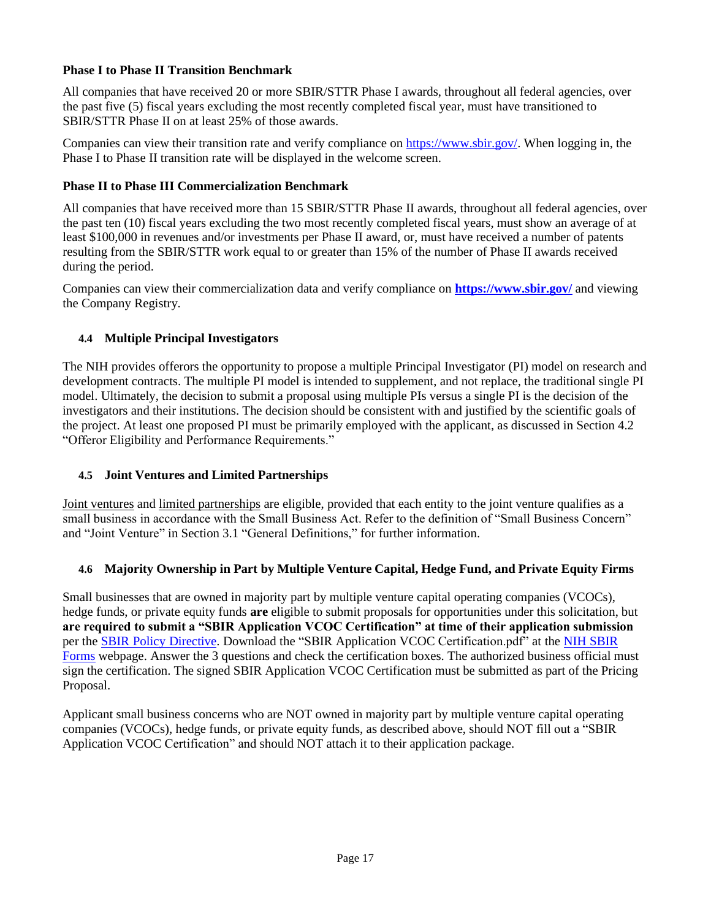**Phase I to Phase II Transition Benchmark**

All companies that have received 20 or more SBIR/STTR Phase I awards, throughout all federal agencies, over the past five (5) fiscal years excluding the most recently completed fiscal year, must have transitioned to SBIR/STTR Phase II on at least 25% of those awards.

Companies can view their transition rate and verify compliance on https://www.sbir.gov/. When logging in, the Phase I to Phase II transition rate will be displayed in the welcome screen.

**Phase II to Phase III Commercialization Benchmark**

All companies that have received more than 15 SBIR/STTR Phase II awards, throughout all federal agencies, over the past ten (10) fiscal years excluding the two most recently completed fiscal years, must show an average of at least $100,000 in revenues and/or investments per Phase II award, or, must have received a number of patents resulting from the SBIR/STTR work equal to or greater than 15% of the number of Phase II awards received during the period.

Companies can view their commercialization data and verify compliance on **https://www.sbir.gov/** and viewing the Company Registry.

### 4.4 Multiple Principal Investigators

The NIH provides offerors the opportunity to propose a multiple Principal Investigator (PI) model on research and development contracts. The multiple PI model is intended to supplement, and not replace, the traditional single PI model. Ultimately, the decision to submit a proposal using multiple PIs versus a single PI is the decision of the investigators and their institutions. The decision should be consistent with and justified by the scientific goals of the project. At least one proposed PI must be primarily employed with the applicant, as discussed in Section 4.2 "Offeror Eligibility and Performance Requirements."

### 4.5 Joint Ventures and Limited Partnerships

Joint ventures and limited partnerships are eligible, provided that each entity to the joint venture qualifies as a small business in accordance with the Small Business Act. Refer to the definition of "Small Business Concern" and "Joint Venture" in Section 3.1 "General Definitions," for further information.

### 4.6 Majority Ownership in Part by Multiple Venture Capital, Hedge Fund, and Private Equity Firms

Small businesses that are owned in majority part by multiple venture capital operating companies (VCOCs), hedge funds, or private equity funds **are** eligible to submit proposals for opportunities under this solicitation, but **are required to submit a "SBIR Application VCOC Certification" at time of their application submission** per the SBIR Policy Directive. Download the "SBIR Application VCOC Certification.pdf" at the NIH SBIR Forms webpage. Answer the 3 questions and check the certification boxes. The authorized business official must sign the certification. The signed SBIR Application VCOC Certification must be submitted as part of the Pricing Proposal.

Applicant small business concerns who are NOT owned in majority part by multiple venture capital operating companies (VCOCs), hedge funds, or private equity funds, as described above, should NOT fill out a "SBIR Application VCOC Certification" and should NOT attach it to their application package.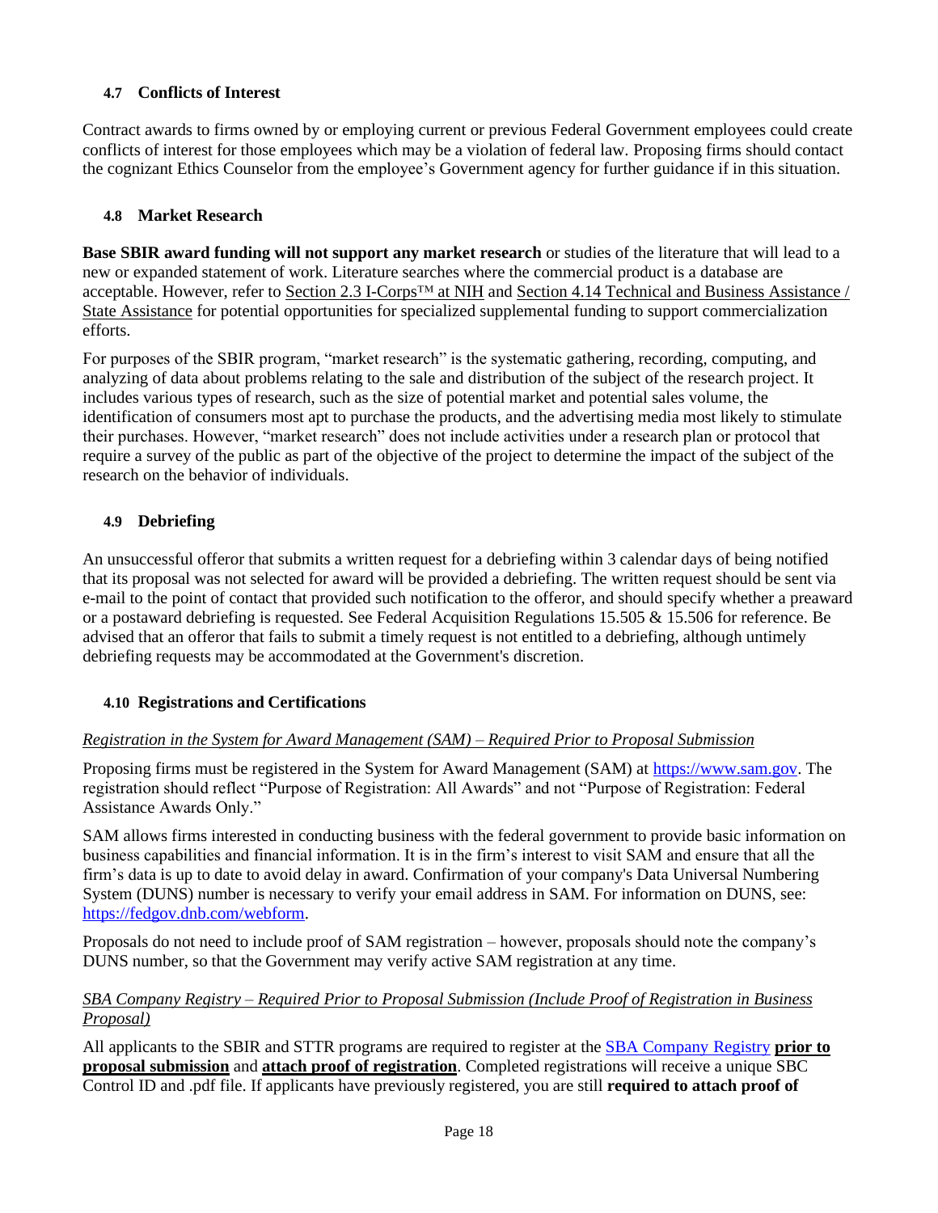### 4.7 Conflicts of Interest

Contract awards to firms owned by or employing current or previous Federal Government employees could create conflicts of interest for those employees which may be a violation of federal law. Proposing firms should contact the cognizant Ethics Counselor from the employee's Government agency for further guidance if in this situation.

### 4.8 Market Research

**Base SBIR award funding will not support any market research** or studies of the literature that will lead to a new or expanded statement of work. Literature searches where the commercial product is a database are acceptable. However, refer to Section 2.3 I-Corps™ at NIH and Section 4.14 Technical and Business Assistance / State Assistance for potential opportunities for specialized supplemental funding to support commercialization efforts.

For purposes of the SBIR program, "market research" is the systematic gathering, recording, computing, and analyzing of data about problems relating to the sale and distribution of the subject of the research project. It includes various types of research, such as the size of potential market and potential sales volume, the identification of consumers most apt to purchase the products, and the advertising media most likely to stimulate their purchases. However, "market research" does not include activities under a research plan or protocol that require a survey of the public as part of the objective of the project to determine the impact of the subject of the research on the behavior of individuals.

### 4.9 Debriefing

An unsuccessful offeror that submits a written request for a debriefing within 3 calendar days of being notified that its proposal was not selected for award will be provided a debriefing. The written request should be sent via e-mail to the point of contact that provided such notification to the offeror, and should specify whether a preaward or a postaward debriefing is requested. See Federal Acquisition Regulations 15.505 & 15.506 for reference. Be advised that an offeror that fails to submit a timely request is not entitled to a debriefing, although untimely debriefing requests may be accommodated at the Government's discretion.

### 4.10 Registrations and Certifications

*Registration in the System for Award Management (SAM) – Required Prior to Proposal Submission*

Proposing firms must be registered in the System for Award Management (SAM) at https://www.sam.gov. The registration should reflect "Purpose of Registration: All Awards" and not "Purpose of Registration: Federal Assistance Awards Only."

SAM allows firms interested in conducting business with the federal government to provide basic information on business capabilities and financial information. It is in the firm's interest to visit SAM and ensure that all the firm's data is up to date to avoid delay in award. Confirmation of your company's Data Universal Numbering System (DUNS) number is necessary to verify your email address in SAM. For information on DUNS, see: https://fedgov.dnb.com/webform.

Proposals do not need to include proof of SAM registration – however, proposals should note the company's DUNS number, so that the Government may verify active SAM registration at any time.

*SBA Company Registry – Required Prior to Proposal Submission (Include Proof of Registration in Business Proposal)*

All applicants to the SBIR and STTR programs are required to register at the SBA Company Registry **prior to proposal submission** and **attach proof of registration**. Completed registrations will receive a unique SBC Control ID and .pdf file. If applicants have previously registered, you are still **required to attach proof of**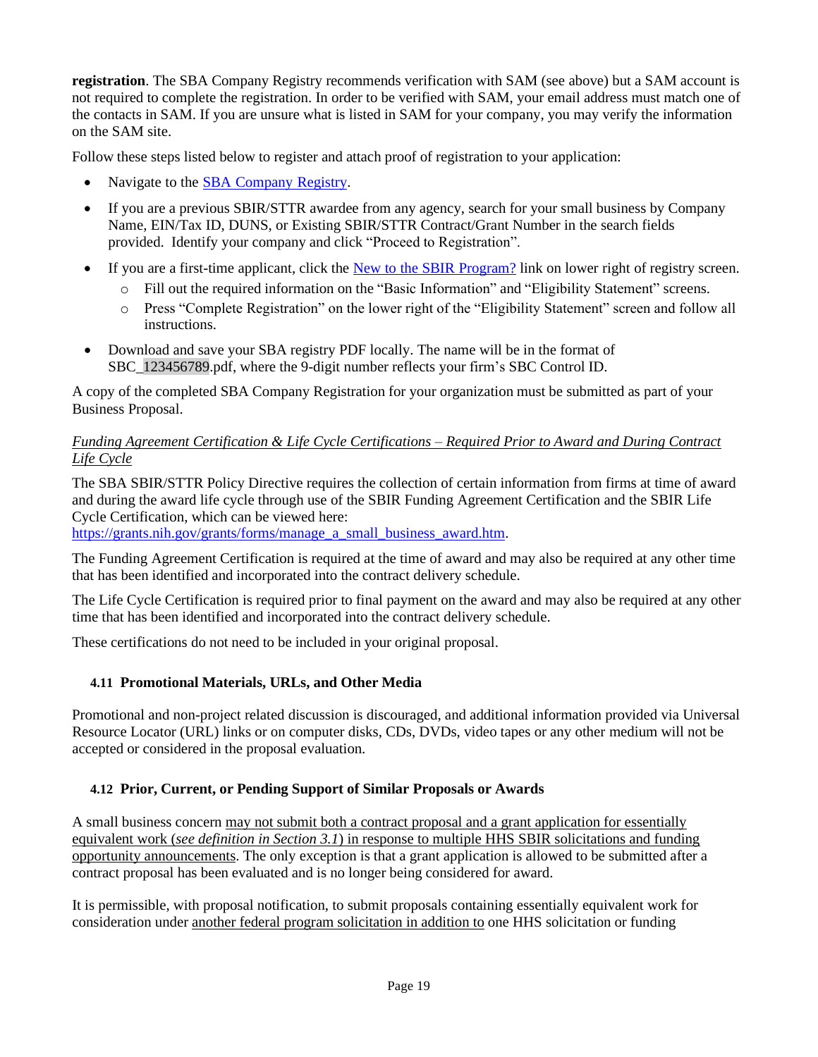**registration**. The SBA Company Registry recommends verification with SAM (see above) but a SAM account is not required to complete the registration. In order to be verified with SAM, your email address must match one of the contacts in SAM. If you are unsure what is listed in SAM for your company, you may verify the information on the SAM site.

Follow these steps listed below to register and attach proof of registration to your application:

- Navigate to the [SBA Company Registry](SBA Company Registry).
- If you are a previous SBIR/STTR awardee from any agency, search for your small business by Company Name, EIN/Tax ID, DUNS, or Existing SBIR/STTR Contract/Grant Number in the search fields provided. Identify your company and click "Proceed to Registration".
- If you are a first-time applicant, click the New to the SBIR Program? link on lower right of registry screen.
  - Fill out the required information on the "Basic Information" and "Eligibility Statement" screens.
  - Press "Complete Registration" on the lower right of the "Eligibility Statement" screen and follow all instructions.
- Download and save your SBA registry PDF locally. The name will be in the format of SBC_123456789.pdf, where the 9-digit number reflects your firm's SBC Control ID.

A copy of the completed SBA Company Registration for your organization must be submitted as part of your Business Proposal.

*Funding Agreement Certification & Life Cycle Certifications – Required Prior to Award and During Contract Life Cycle*

The SBA SBIR/STTR Policy Directive requires the collection of certain information from firms at time of award and during the award life cycle through use of the SBIR Funding Agreement Certification and the SBIR Life Cycle Certification, which can be viewed here: https://grants.nih.gov/grants/forms/manage_a_small_business_award.htm.

The Funding Agreement Certification is required at the time of award and may also be required at any other time that has been identified and incorporated into the contract delivery schedule.

The Life Cycle Certification is required prior to final payment on the award and may also be required at any other time that has been identified and incorporated into the contract delivery schedule.

These certifications do not need to be included in your original proposal.

### 4.11 Promotional Materials, URLs, and Other Media

Promotional and non-project related discussion is discouraged, and additional information provided via Universal Resource Locator (URL) links or on computer disks, CDs, DVDs, video tapes or any other medium will not be accepted or considered in the proposal evaluation.

### 4.12 Prior, Current, or Pending Support of Similar Proposals or Awards

A small business concern may not submit both a contract proposal and a grant application for essentially equivalent work (*see definition in Section 3.1*) in response to multiple HHS SBIR solicitations and funding opportunity announcements. The only exception is that a grant application is allowed to be submitted after a contract proposal has been evaluated and is no longer being considered for award.

It is permissible, with proposal notification, to submit proposals containing essentially equivalent work for consideration under another federal program solicitation in addition to one HHS solicitation or funding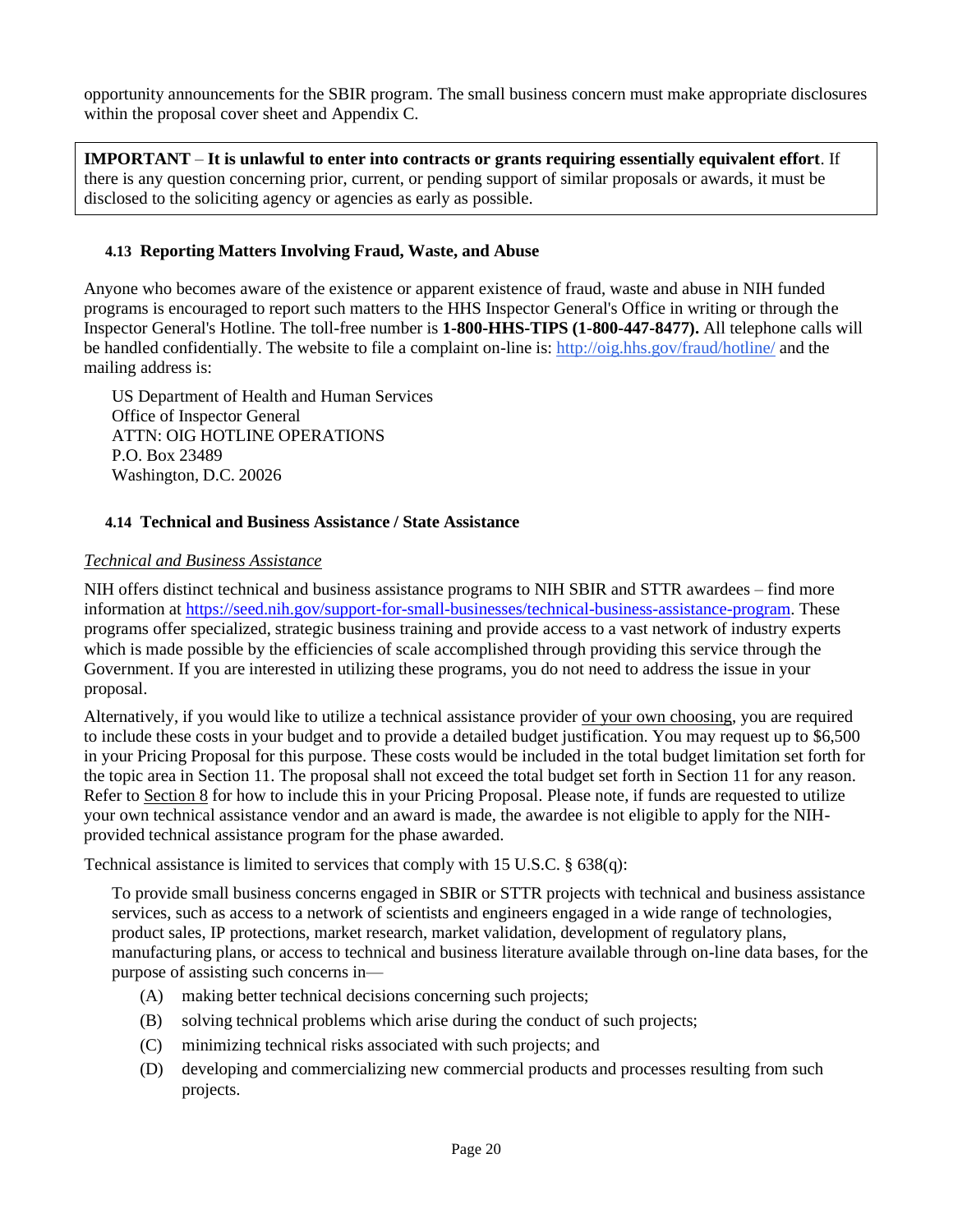opportunity announcements for the SBIR program. The small business concern must make appropriate disclosures within the proposal cover sheet and Appendix C.

> **IMPORTANT** – **It is unlawful to enter into contracts or grants requiring essentially equivalent effort**. If there is any question concerning prior, current, or pending support of similar proposals or awards, it must be disclosed to the soliciting agency or agencies as early as possible.

### 4.13 Reporting Matters Involving Fraud, Waste, and Abuse

Anyone who becomes aware of the existence or apparent existence of fraud, waste and abuse in NIH funded programs is encouraged to report such matters to the HHS Inspector General's Office in writing or through the Inspector General's Hotline. The toll-free number is **1-800-HHS-TIPS (1-800-447-8477).** All telephone calls will be handled confidentially. The website to file a complaint on-line is: http://oig.hhs.gov/fraud/hotline/ and the mailing address is:

US Department of Health and Human Services
Office of Inspector General
ATTN: OIG HOTLINE OPERATIONS
P.O. Box 23489
Washington, D.C. 20026

### 4.14 Technical and Business Assistance / State Assistance

*Technical and Business Assistance*

NIH offers distinct technical and business assistance programs to NIH SBIR and STTR awardees – find more information at https://seed.nih.gov/support-for-small-businesses/technical-business-assistance-program. These programs offer specialized, strategic business training and provide access to a vast network of industry experts which is made possible by the efficiencies of scale accomplished through providing this service through the Government. If you are interested in utilizing these programs, you do not need to address the issue in your proposal.

Alternatively, if you would like to utilize a technical assistance provider of your own choosing, you are required to include these costs in your budget and to provide a detailed budget justification. You may request up to $6,500 in your Pricing Proposal for this purpose. These costs would be included in the total budget limitation set forth for the topic area in Section 11. The proposal shall not exceed the total budget set forth in Section 11 for any reason. Refer to Section 8 for how to include this in your Pricing Proposal. Please note, if funds are requested to utilize your own technical assistance vendor and an award is made, the awardee is not eligible to apply for the NIH-provided technical assistance program for the phase awarded.

Technical assistance is limited to services that comply with 15 U.S.C. § 638(q):

> To provide small business concerns engaged in SBIR or STTR projects with technical and business assistance services, such as access to a network of scientists and engineers engaged in a wide range of technologies, product sales, IP protections, market research, market validation, development of regulatory plans, manufacturing plans, or access to technical and business literature available through on-line data bases, for the purpose of assisting such concerns in—
>
> (A) making better technical decisions concerning such projects;
>
> (B) solving technical problems which arise during the conduct of such projects;
>
> (C) minimizing technical risks associated with such projects; and
>
> (D) developing and commercializing new commercial products and processes resulting from such projects.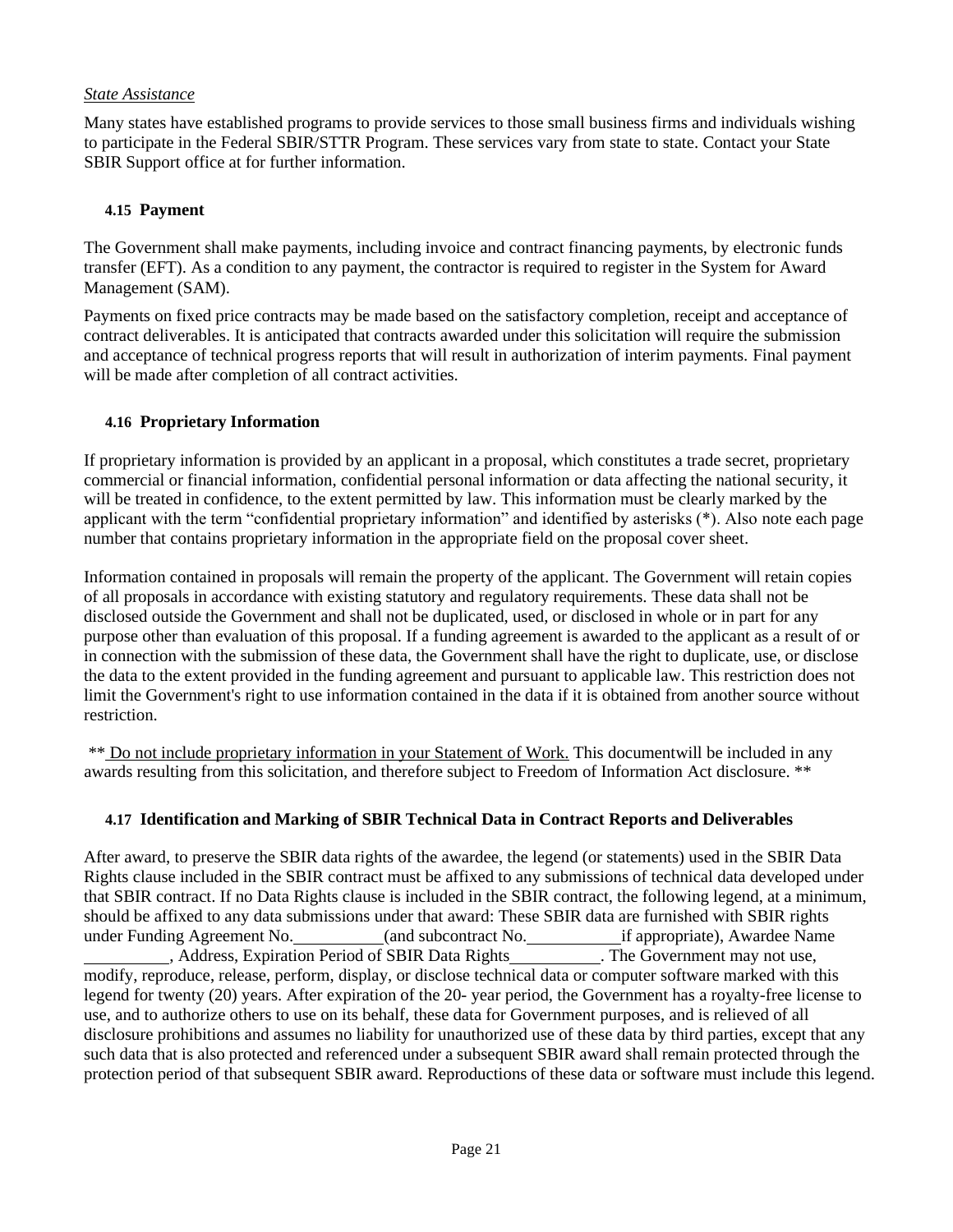*State Assistance*

Many states have established programs to provide services to those small business firms and individuals wishing to participate in the Federal SBIR/STTR Program. These services vary from state to state. Contact your State SBIR Support office at for further information.

### 4.15 Payment

The Government shall make payments, including invoice and contract financing payments, by electronic funds transfer (EFT). As a condition to any payment, the contractor is required to register in the System for Award Management (SAM).

Payments on fixed price contracts may be made based on the satisfactory completion, receipt and acceptance of contract deliverables. It is anticipated that contracts awarded under this solicitation will require the submission and acceptance of technical progress reports that will result in authorization of interim payments. Final payment will be made after completion of all contract activities.

### 4.16 Proprietary Information

If proprietary information is provided by an applicant in a proposal, which constitutes a trade secret, proprietary commercial or financial information, confidential personal information or data affecting the national security, it will be treated in confidence, to the extent permitted by law. This information must be clearly marked by the applicant with the term "confidential proprietary information" and identified by asterisks (*). Also note each page number that contains proprietary information in the appropriate field on the proposal cover sheet.

Information contained in proposals will remain the property of the applicant. The Government will retain copies of all proposals in accordance with existing statutory and regulatory requirements. These data shall not be disclosed outside the Government and shall not be duplicated, used, or disclosed in whole or in part for any purpose other than evaluation of this proposal. If a funding agreement is awarded to the applicant as a result of or in connection with the submission of these data, the Government shall have the right to duplicate, use, or disclose the data to the extent provided in the funding agreement and pursuant to applicable law. This restriction does not limit the Government's right to use information contained in the data if it is obtained from another source without restriction.

** Do not include proprietary information in your Statement of Work. This documentwill be included in any awards resulting from this solicitation, and therefore subject to Freedom of Information Act disclosure. **

### 4.17 Identification and Marking of SBIR Technical Data in Contract Reports and Deliverables

After award, to preserve the SBIR data rights of the awardee, the legend (or statements) used in the SBIR Data Rights clause included in the SBIR contract must be affixed to any submissions of technical data developed under that SBIR contract. If no Data Rights clause is included in the SBIR contract, the following legend, at a minimum, should be affixed to any data submissions under that award: These SBIR data are furnished with SBIR rights under Funding Agreement No.__________(and subcontract No.__________if appropriate), Awardee Name __________, Address, Expiration Period of SBIR Data Rights__________. The Government may not use, modify, reproduce, release, perform, display, or disclose technical data or computer software marked with this legend for twenty (20) years. After expiration of the 20- year period, the Government has a royalty-free license to use, and to authorize others to use on its behalf, these data for Government purposes, and is relieved of all disclosure prohibitions and assumes no liability for unauthorized use of these data by third parties, except that any such data that is also protected and referenced under a subsequent SBIR award shall remain protected through the protection period of that subsequent SBIR award. Reproductions of these data or software must include this legend.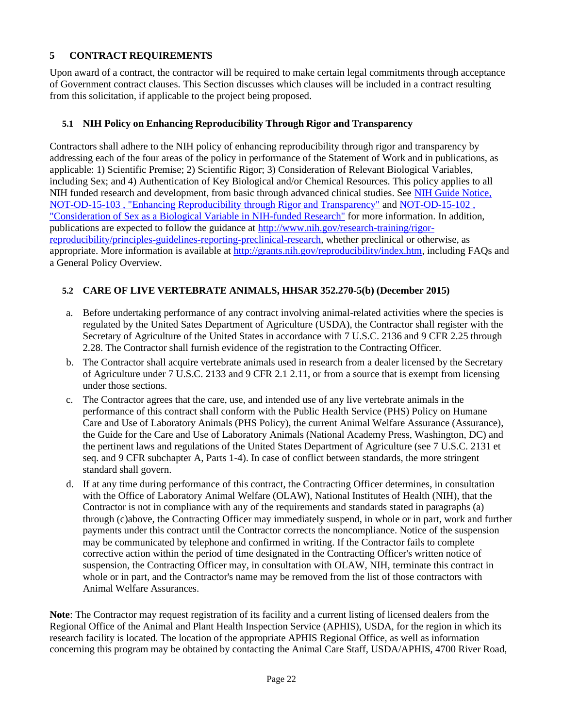# 5 CONTRACT REQUIREMENTS

Upon award of a contract, the contractor will be required to make certain legal commitments through acceptance of Government contract clauses. This Section discusses which clauses will be included in a contract resulting from this solicitation, if applicable to the project being proposed.

## 5.1 NIH Policy on Enhancing Reproducibility Through Rigor and Transparency

Contractors shall adhere to the NIH policy of enhancing reproducibility through rigor and transparency by addressing each of the four areas of the policy in performance of the Statement of Work and in publications, as applicable: 1) Scientific Premise; 2) Scientific Rigor; 3) Consideration of Relevant Biological Variables, including Sex; and 4) Authentication of Key Biological and/or Chemical Resources. This policy applies to all NIH funded research and development, from basic through advanced clinical studies. See NIH Guide Notice, NOT-OD-15-103 , "Enhancing Reproducibility through Rigor and Transparency" and NOT-OD-15-102 , "Consideration of Sex as a Biological Variable in NIH-funded Research" for more information. In addition, publications are expected to follow the guidance at http://www.nih.gov/research-training/rigor-reproducibility/principles-guidelines-reporting-preclinical-research, whether preclinical or otherwise, as appropriate. More information is available at http://grants.nih.gov/reproducibility/index.htm, including FAQs and a General Policy Overview.

## 5.2 CARE OF LIVE VERTEBRATE ANIMALS, HHSAR 352.270-5(b) (December 2015)

a. Before undertaking performance of any contract involving animal-related activities where the species is regulated by the United Sates Department of Agriculture (USDA), the Contractor shall register with the Secretary of Agriculture of the United States in accordance with 7 U.S.C. 2136 and 9 CFR 2.25 through 2.28. The Contractor shall furnish evidence of the registration to the Contracting Officer.

b. The Contractor shall acquire vertebrate animals used in research from a dealer licensed by the Secretary of Agriculture under 7 U.S.C. 2133 and 9 CFR 2.1 2.11, or from a source that is exempt from licensing under those sections.

c. The Contractor agrees that the care, use, and intended use of any live vertebrate animals in the performance of this contract shall conform with the Public Health Service (PHS) Policy on Humane Care and Use of Laboratory Animals (PHS Policy), the current Animal Welfare Assurance (Assurance), the Guide for the Care and Use of Laboratory Animals (National Academy Press, Washington, DC) and the pertinent laws and regulations of the United States Department of Agriculture (see 7 U.S.C. 2131 et seq. and 9 CFR subchapter A, Parts 1-4). In case of conflict between standards, the more stringent standard shall govern.

d. If at any time during performance of this contract, the Contracting Officer determines, in consultation with the Office of Laboratory Animal Welfare (OLAW), National Institutes of Health (NIH), that the Contractor is not in compliance with any of the requirements and standards stated in paragraphs (a) through (c)above, the Contracting Officer may immediately suspend, in whole or in part, work and further payments under this contract until the Contractor corrects the noncompliance. Notice of the suspension may be communicated by telephone and confirmed in writing. If the Contractor fails to complete corrective action within the period of time designated in the Contracting Officer's written notice of suspension, the Contracting Officer may, in consultation with OLAW, NIH, terminate this contract in whole or in part, and the Contractor's name may be removed from the list of those contractors with Animal Welfare Assurances.

**Note**: The Contractor may request registration of its facility and a current listing of licensed dealers from the Regional Office of the Animal and Plant Health Inspection Service (APHIS), USDA, for the region in which its research facility is located. The location of the appropriate APHIS Regional Office, as well as information concerning this program may be obtained by contacting the Animal Care Staff, USDA/APHIS, 4700 River Road,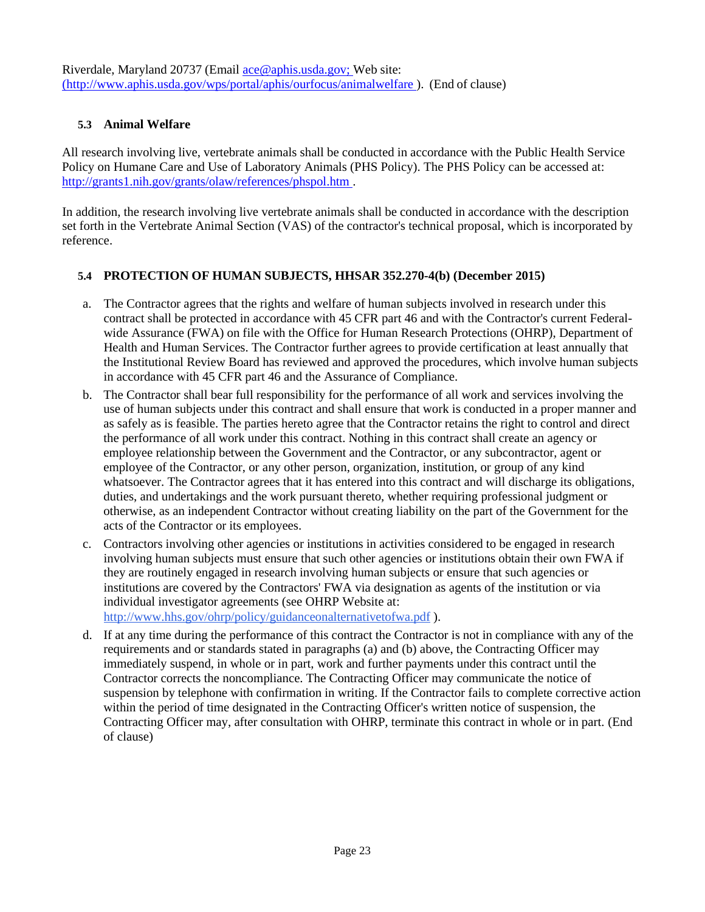Riverdale, Maryland 20737 (Email ace@aphis.usda.gov; Web site: (http://www.aphis.usda.gov/wps/portal/aphis/ourfocus/animalwelfare ). (End of clause)

### 5.3 Animal Welfare

All research involving live, vertebrate animals shall be conducted in accordance with the Public Health Service Policy on Humane Care and Use of Laboratory Animals (PHS Policy). The PHS Policy can be accessed at: http://grants1.nih.gov/grants/olaw/references/phspol.htm .

In addition, the research involving live vertebrate animals shall be conducted in accordance with the description set forth in the Vertebrate Animal Section (VAS) of the contractor's technical proposal, which is incorporated by reference.

### 5.4 PROTECTION OF HUMAN SUBJECTS, HHSAR 352.270-4(b) (December 2015)

a. The Contractor agrees that the rights and welfare of human subjects involved in research under this contract shall be protected in accordance with 45 CFR part 46 and with the Contractor's current Federal-wide Assurance (FWA) on file with the Office for Human Research Protections (OHRP), Department of Health and Human Services. The Contractor further agrees to provide certification at least annually that the Institutional Review Board has reviewed and approved the procedures, which involve human subjects in accordance with 45 CFR part 46 and the Assurance of Compliance.

b. The Contractor shall bear full responsibility for the performance of all work and services involving the use of human subjects under this contract and shall ensure that work is conducted in a proper manner and as safely as is feasible. The parties hereto agree that the Contractor retains the right to control and direct the performance of all work under this contract. Nothing in this contract shall create an agency or employee relationship between the Government and the Contractor, or any subcontractor, agent or employee of the Contractor, or any other person, organization, institution, or group of any kind whatsoever. The Contractor agrees that it has entered into this contract and will discharge its obligations, duties, and undertakings and the work pursuant thereto, whether requiring professional judgment or otherwise, as an independent Contractor without creating liability on the part of the Government for the acts of the Contractor or its employees.

c. Contractors involving other agencies or institutions in activities considered to be engaged in research involving human subjects must ensure that such other agencies or institutions obtain their own FWA if they are routinely engaged in research involving human subjects or ensure that such agencies or institutions are covered by the Contractors' FWA via designation as agents of the institution or via individual investigator agreements (see OHRP Website at: http://www.hhs.gov/ohrp/policy/guidanceonalternativetofwa.pdf ).

d. If at any time during the performance of this contract the Contractor is not in compliance with any of the requirements and or standards stated in paragraphs (a) and (b) above, the Contracting Officer may immediately suspend, in whole or in part, work and further payments under this contract until the Contractor corrects the noncompliance. The Contracting Officer may communicate the notice of suspension by telephone with confirmation in writing. If the Contractor fails to complete corrective action within the period of time designated in the Contracting Officer's written notice of suspension, the Contracting Officer may, after consultation with OHRP, terminate this contract in whole or in part. (End of clause)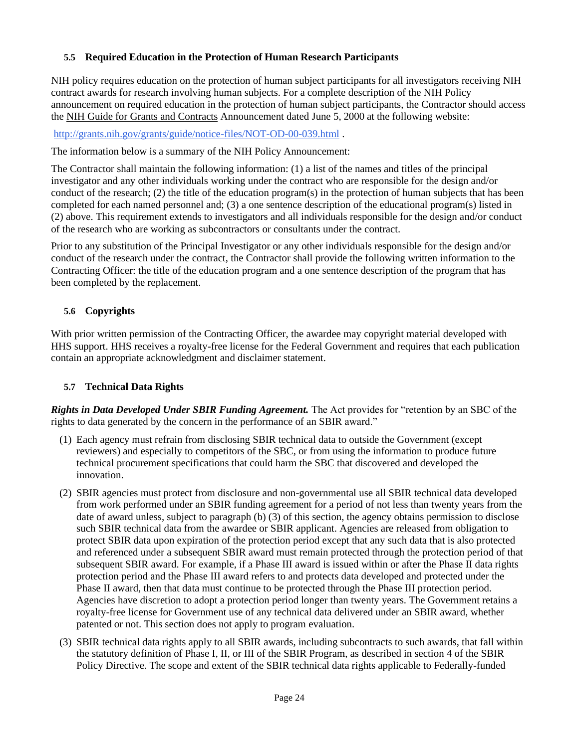### 5.5 Required Education in the Protection of Human Research Participants

NIH policy requires education on the protection of human subject participants for all investigators receiving NIH contract awards for research involving human subjects. For a complete description of the NIH Policy announcement on required education in the protection of human subject participants, the Contractor should access the NIH Guide for Grants and Contracts Announcement dated June 5, 2000 at the following website:

http://grants.nih.gov/grants/guide/notice-files/NOT-OD-00-039.html .

The information below is a summary of the NIH Policy Announcement:

The Contractor shall maintain the following information: (1) a list of the names and titles of the principal investigator and any other individuals working under the contract who are responsible for the design and/or conduct of the research; (2) the title of the education program(s) in the protection of human subjects that has been completed for each named personnel and; (3) a one sentence description of the educational program(s) listed in (2) above. This requirement extends to investigators and all individuals responsible for the design and/or conduct of the research who are working as subcontractors or consultants under the contract.

Prior to any substitution of the Principal Investigator or any other individuals responsible for the design and/or conduct of the research under the contract, the Contractor shall provide the following written information to the Contracting Officer: the title of the education program and a one sentence description of the program that has been completed by the replacement.

### 5.6 Copyrights

With prior written permission of the Contracting Officer, the awardee may copyright material developed with HHS support. HHS receives a royalty-free license for the Federal Government and requires that each publication contain an appropriate acknowledgment and disclaimer statement.

### 5.7 Technical Data Rights

***Rights in Data Developed Under SBIR Funding Agreement.*** The Act provides for "retention by an SBC of the rights to data generated by the concern in the performance of an SBIR award."

(1) Each agency must refrain from disclosing SBIR technical data to outside the Government (except reviewers) and especially to competitors of the SBC, or from using the information to produce future technical procurement specifications that could harm the SBC that discovered and developed the innovation.

(2) SBIR agencies must protect from disclosure and non-governmental use all SBIR technical data developed from work performed under an SBIR funding agreement for a period of not less than twenty years from the date of award unless, subject to paragraph (b) (3) of this section, the agency obtains permission to disclose such SBIR technical data from the awardee or SBIR applicant. Agencies are released from obligation to protect SBIR data upon expiration of the protection period except that any such data that is also protected and referenced under a subsequent SBIR award must remain protected through the protection period of that subsequent SBIR award. For example, if a Phase III award is issued within or after the Phase II data rights protection period and the Phase III award refers to and protects data developed and protected under the Phase II award, then that data must continue to be protected through the Phase III protection period. Agencies have discretion to adopt a protection period longer than twenty years. The Government retains a royalty-free license for Government use of any technical data delivered under an SBIR award, whether patented or not. This section does not apply to program evaluation.

(3) SBIR technical data rights apply to all SBIR awards, including subcontracts to such awards, that fall within the statutory definition of Phase I, II, or III of the SBIR Program, as described in section 4 of the SBIR Policy Directive. The scope and extent of the SBIR technical data rights applicable to Federally-funded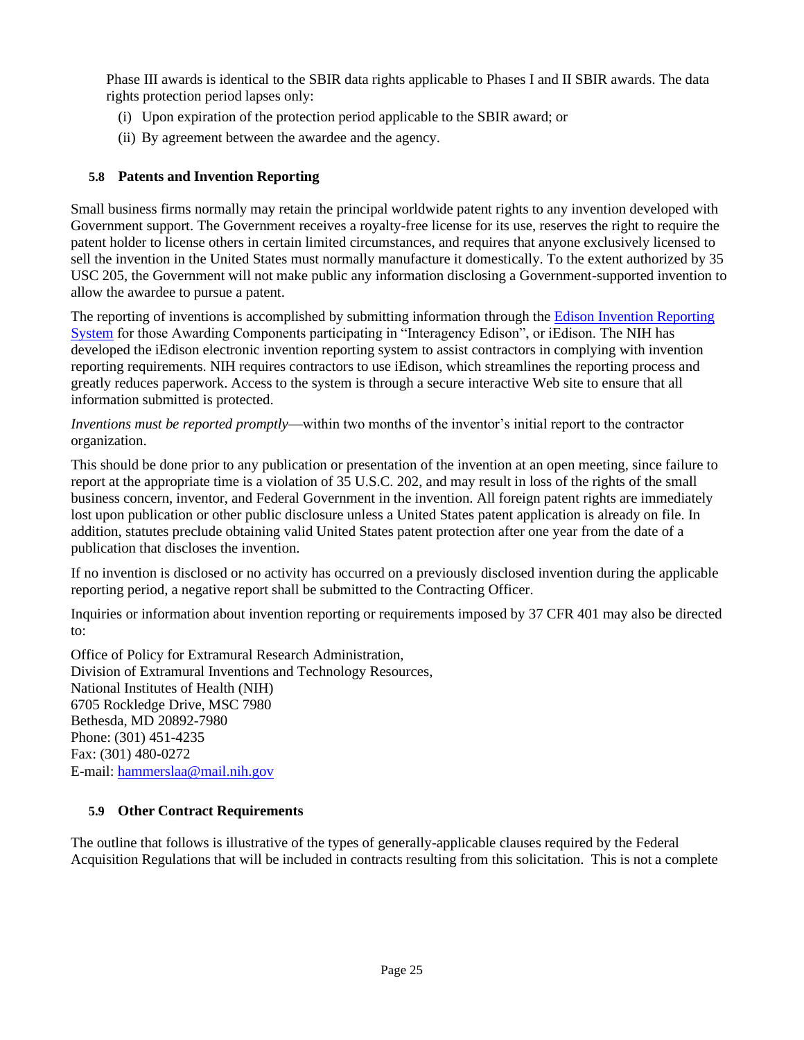Phase III awards is identical to the SBIR data rights applicable to Phases I and II SBIR awards. The data rights protection period lapses only:

(i) Upon expiration of the protection period applicable to the SBIR award; or

(ii) By agreement between the awardee and the agency.

### 5.8 Patents and Invention Reporting

Small business firms normally may retain the principal worldwide patent rights to any invention developed with Government support. The Government receives a royalty-free license for its use, reserves the right to require the patent holder to license others in certain limited circumstances, and requires that anyone exclusively licensed to sell the invention in the United States must normally manufacture it domestically. To the extent authorized by 35 USC 205, the Government will not make public any information disclosing a Government-supported invention to allow the awardee to pursue a patent.

The reporting of inventions is accomplished by submitting information through the [Edison Invention Reporting System](#) for those Awarding Components participating in "Interagency Edison", or iEdison. The NIH has developed the iEdison electronic invention reporting system to assist contractors in complying with invention reporting requirements. NIH requires contractors to use iEdison, which streamlines the reporting process and greatly reduces paperwork. Access to the system is through a secure interactive Web site to ensure that all information submitted is protected.

*Inventions must be reported promptly*—within two months of the inventor's initial report to the contractor organization.

This should be done prior to any publication or presentation of the invention at an open meeting, since failure to report at the appropriate time is a violation of 35 U.S.C. 202, and may result in loss of the rights of the small business concern, inventor, and Federal Government in the invention. All foreign patent rights are immediately lost upon publication or other public disclosure unless a United States patent application is already on file. In addition, statutes preclude obtaining valid United States patent protection after one year from the date of a publication that discloses the invention.

If no invention is disclosed or no activity has occurred on a previously disclosed invention during the applicable reporting period, a negative report shall be submitted to the Contracting Officer.

Inquiries or information about invention reporting or requirements imposed by 37 CFR 401 may also be directed to:

Office of Policy for Extramural Research Administration,
Division of Extramural Inventions and Technology Resources,
National Institutes of Health (NIH)
6705 Rockledge Drive, MSC 7980
Bethesda, MD 20892-7980
Phone: (301) 451-4235
Fax: (301) 480-0272
E-mail: hammerslaa@mail.nih.gov

### 5.9 Other Contract Requirements

The outline that follows is illustrative of the types of generally-applicable clauses required by the Federal Acquisition Regulations that will be included in contracts resulting from this solicitation. This is not a complete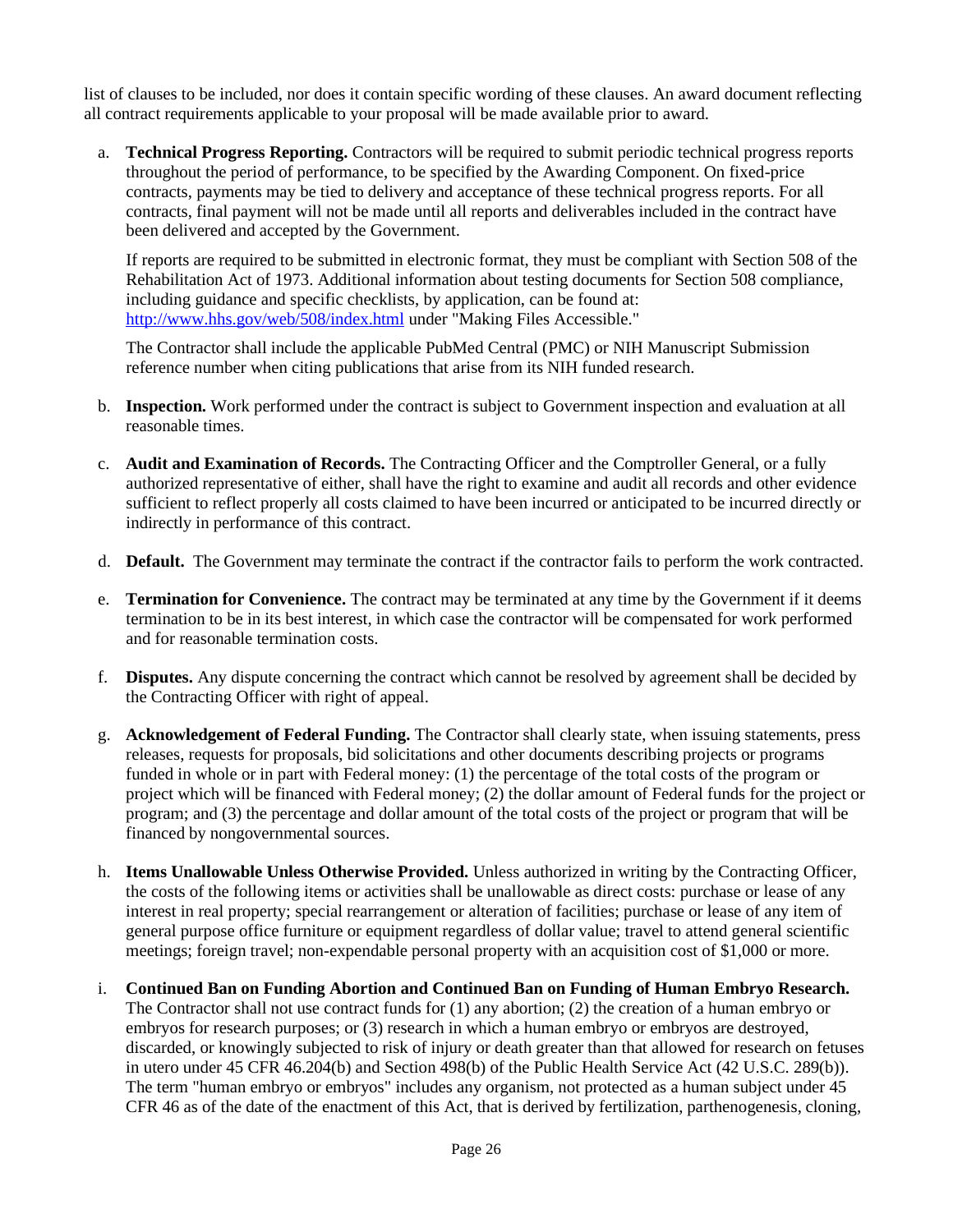list of clauses to be included, nor does it contain specific wording of these clauses. An award document reflecting all contract requirements applicable to your proposal will be made available prior to award.

a. **Technical Progress Reporting.** Contractors will be required to submit periodic technical progress reports throughout the period of performance, to be specified by the Awarding Component. On fixed-price contracts, payments may be tied to delivery and acceptance of these technical progress reports. For all contracts, final payment will not be made until all reports and deliverables included in the contract have been delivered and accepted by the Government.

   If reports are required to be submitted in electronic format, they must be compliant with Section 508 of the Rehabilitation Act of 1973. Additional information about testing documents for Section 508 compliance, including guidance and specific checklists, by application, can be found at: [http://www.hhs.gov/web/508/index.html](http://www.hhs.gov/web/508/index.html) under "Making Files Accessible."

   The Contractor shall include the applicable PubMed Central (PMC) or NIH Manuscript Submission reference number when citing publications that arise from its NIH funded research.

b. **Inspection.** Work performed under the contract is subject to Government inspection and evaluation at all reasonable times.

c. **Audit and Examination of Records.** The Contracting Officer and the Comptroller General, or a fully authorized representative of either, shall have the right to examine and audit all records and other evidence sufficient to reflect properly all costs claimed to have been incurred or anticipated to be incurred directly or indirectly in performance of this contract.

d. **Default.** The Government may terminate the contract if the contractor fails to perform the work contracted.

e. **Termination for Convenience.** The contract may be terminated at any time by the Government if it deems termination to be in its best interest, in which case the contractor will be compensated for work performed and for reasonable termination costs.

f. **Disputes.** Any dispute concerning the contract which cannot be resolved by agreement shall be decided by the Contracting Officer with right of appeal.

g. **Acknowledgement of Federal Funding.** The Contractor shall clearly state, when issuing statements, press releases, requests for proposals, bid solicitations and other documents describing projects or programs funded in whole or in part with Federal money: (1) the percentage of the total costs of the program or project which will be financed with Federal money; (2) the dollar amount of Federal funds for the project or program; and (3) the percentage and dollar amount of the total costs of the project or program that will be financed by nongovernmental sources.

h. **Items Unallowable Unless Otherwise Provided.** Unless authorized in writing by the Contracting Officer, the costs of the following items or activities shall be unallowable as direct costs: purchase or lease of any interest in real property; special rearrangement or alteration of facilities; purchase or lease of any item of general purpose office furniture or equipment regardless of dollar value; travel to attend general scientific meetings; foreign travel; non-expendable personal property with an acquisition cost of $1,000 or more.

i. **Continued Ban on Funding Abortion and Continued Ban on Funding of Human Embryo Research.** The Contractor shall not use contract funds for (1) any abortion; (2) the creation of a human embryo or embryos for research purposes; or (3) research in which a human embryo or embryos are destroyed, discarded, or knowingly subjected to risk of injury or death greater than that allowed for research on fetuses in utero under 45 CFR 46.204(b) and Section 498(b) of the Public Health Service Act (42 U.S.C. 289(b)). The term "human embryo or embryos" includes any organism, not protected as a human subject under 45 CFR 46 as of the date of the enactment of this Act, that is derived by fertilization, parthenogenesis, cloning,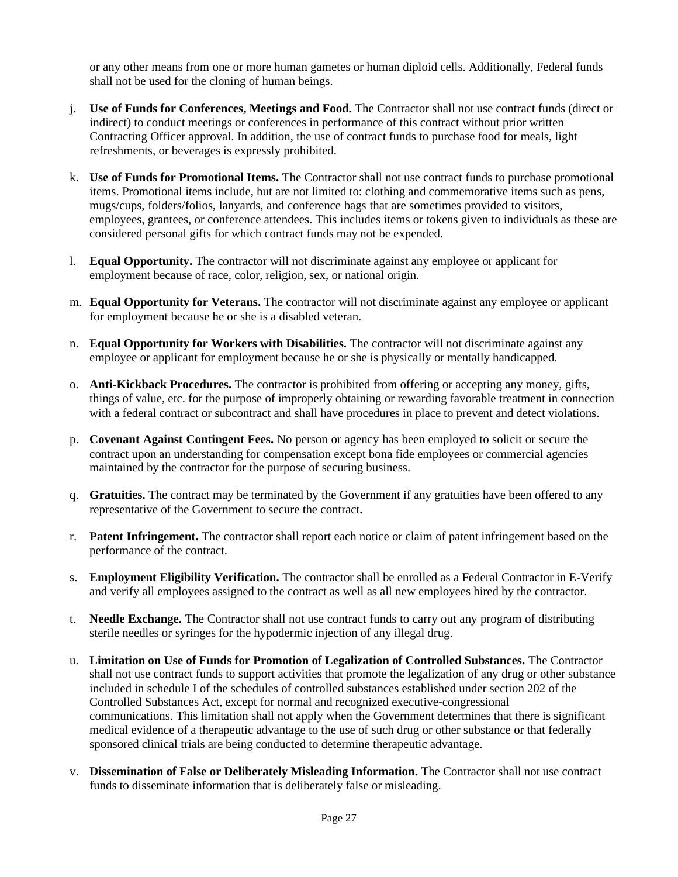or any other means from one or more human gametes or human diploid cells. Additionally, Federal funds shall not be used for the cloning of human beings.

j. **Use of Funds for Conferences, Meetings and Food.** The Contractor shall not use contract funds (direct or indirect) to conduct meetings or conferences in performance of this contract without prior written Contracting Officer approval. In addition, the use of contract funds to purchase food for meals, light refreshments, or beverages is expressly prohibited.

k. **Use of Funds for Promotional Items.** The Contractor shall not use contract funds to purchase promotional items. Promotional items include, but are not limited to: clothing and commemorative items such as pens, mugs/cups, folders/folios, lanyards, and conference bags that are sometimes provided to visitors, employees, grantees, or conference attendees. This includes items or tokens given to individuals as these are considered personal gifts for which contract funds may not be expended.

l. **Equal Opportunity.** The contractor will not discriminate against any employee or applicant for employment because of race, color, religion, sex, or national origin.

m. **Equal Opportunity for Veterans.** The contractor will not discriminate against any employee or applicant for employment because he or she is a disabled veteran.

n. **Equal Opportunity for Workers with Disabilities.** The contractor will not discriminate against any employee or applicant for employment because he or she is physically or mentally handicapped.

o. **Anti-Kickback Procedures.** The contractor is prohibited from offering or accepting any money, gifts, things of value, etc. for the purpose of improperly obtaining or rewarding favorable treatment in connection with a federal contract or subcontract and shall have procedures in place to prevent and detect violations.

p. **Covenant Against Contingent Fees.** No person or agency has been employed to solicit or secure the contract upon an understanding for compensation except bona fide employees or commercial agencies maintained by the contractor for the purpose of securing business.

q. **Gratuities.** The contract may be terminated by the Government if any gratuities have been offered to any representative of the Government to secure the contract**.**

r. **Patent Infringement.** The contractor shall report each notice or claim of patent infringement based on the performance of the contract.

s. **Employment Eligibility Verification.** The contractor shall be enrolled as a Federal Contractor in E-Verify and verify all employees assigned to the contract as well as all new employees hired by the contractor.

t. **Needle Exchange.** The Contractor shall not use contract funds to carry out any program of distributing sterile needles or syringes for the hypodermic injection of any illegal drug.

u. **Limitation on Use of Funds for Promotion of Legalization of Controlled Substances.** The Contractor shall not use contract funds to support activities that promote the legalization of any drug or other substance included in schedule I of the schedules of controlled substances established under section 202 of the Controlled Substances Act, except for normal and recognized executive-congressional communications. This limitation shall not apply when the Government determines that there is significant medical evidence of a therapeutic advantage to the use of such drug or other substance or that federally sponsored clinical trials are being conducted to determine therapeutic advantage.

v. **Dissemination of False or Deliberately Misleading Information.** The Contractor shall not use contract funds to disseminate information that is deliberately false or misleading.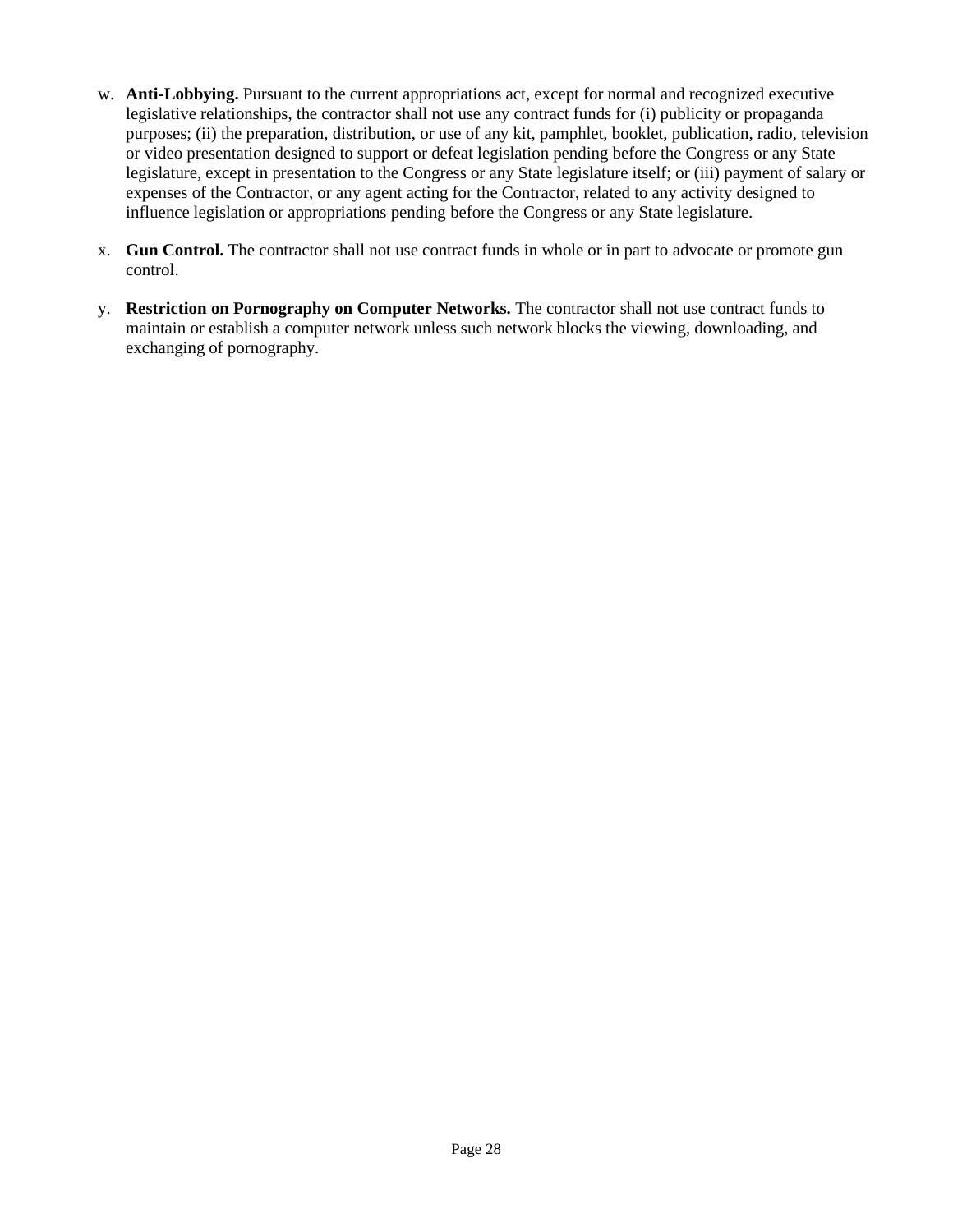w. **Anti-Lobbying.** Pursuant to the current appropriations act, except for normal and recognized executive legislative relationships, the contractor shall not use any contract funds for (i) publicity or propaganda purposes; (ii) the preparation, distribution, or use of any kit, pamphlet, booklet, publication, radio, television or video presentation designed to support or defeat legislation pending before the Congress or any State legislature, except in presentation to the Congress or any State legislature itself; or (iii) payment of salary or expenses of the Contractor, or any agent acting for the Contractor, related to any activity designed to influence legislation or appropriations pending before the Congress or any State legislature.

x. **Gun Control.** The contractor shall not use contract funds in whole or in part to advocate or promote gun control.

y. **Restriction on Pornography on Computer Networks.** The contractor shall not use contract funds to maintain or establish a computer network unless such network blocks the viewing, downloading, and exchanging of pornography.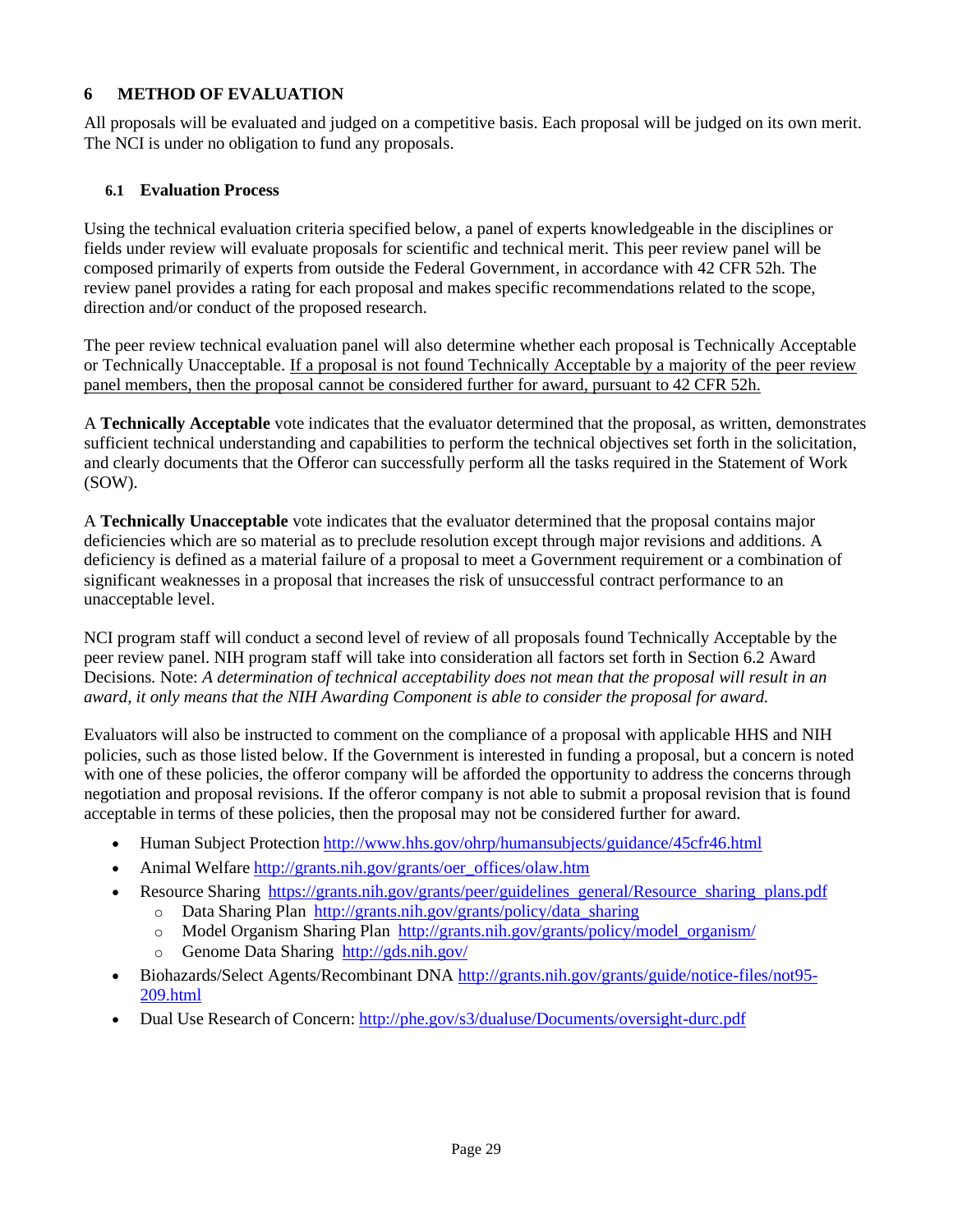## 6 METHOD OF EVALUATION

All proposals will be evaluated and judged on a competitive basis. Each proposal will be judged on its own merit. The NCI is under no obligation to fund any proposals.

### 6.1 Evaluation Process

Using the technical evaluation criteria specified below, a panel of experts knowledgeable in the disciplines or fields under review will evaluate proposals for scientific and technical merit. This peer review panel will be composed primarily of experts from outside the Federal Government, in accordance with 42 CFR 52h. The review panel provides a rating for each proposal and makes specific recommendations related to the scope, direction and/or conduct of the proposed research.

The peer review technical evaluation panel will also determine whether each proposal is Technically Acceptable or Technically Unacceptable. <u>If a proposal is not found Technically Acceptable by a majority of the peer review panel members, then the proposal cannot be considered further for award, pursuant to 42 CFR 52h.</u>

A **Technically Acceptable** vote indicates that the evaluator determined that the proposal, as written, demonstrates sufficient technical understanding and capabilities to perform the technical objectives set forth in the solicitation, and clearly documents that the Offeror can successfully perform all the tasks required in the Statement of Work (SOW).

A **Technically Unacceptable** vote indicates that the evaluator determined that the proposal contains major deficiencies which are so material as to preclude resolution except through major revisions and additions. A deficiency is defined as a material failure of a proposal to meet a Government requirement or a combination of significant weaknesses in a proposal that increases the risk of unsuccessful contract performance to an unacceptable level.

NCI program staff will conduct a second level of review of all proposals found Technically Acceptable by the peer review panel. NIH program staff will take into consideration all factors set forth in Section 6.2 Award Decisions. Note: *A determination of technical acceptability does not mean that the proposal will result in an award, it only means that the NIH Awarding Component is able to consider the proposal for award.*

Evaluators will also be instructed to comment on the compliance of a proposal with applicable HHS and NIH policies, such as those listed below. If the Government is interested in funding a proposal, but a concern is noted with one of these policies, the offeror company will be afforded the opportunity to address the concerns through negotiation and proposal revisions. If the offeror company is not able to submit a proposal revision that is found acceptable in terms of these policies, then the proposal may not be considered further for award.

- Human Subject Protection http://www.hhs.gov/ohrp/humansubjects/guidance/45cfr46.html
- Animal Welfare http://grants.nih.gov/grants/oer_offices/olaw.htm
- Resource Sharing https://grants.nih.gov/grants/peer/guidelines_general/Resource_sharing_plans.pdf
  - Data Sharing Plan http://grants.nih.gov/grants/policy/data_sharing
  - Model Organism Sharing Plan http://grants.nih.gov/grants/policy/model_organism/
  - Genome Data Sharing http://gds.nih.gov/
- Biohazards/Select Agents/Recombinant DNA http://grants.nih.gov/grants/guide/notice-files/not95-209.html
- Dual Use Research of Concern: http://phe.gov/s3/dualuse/Documents/oversight-durc.pdf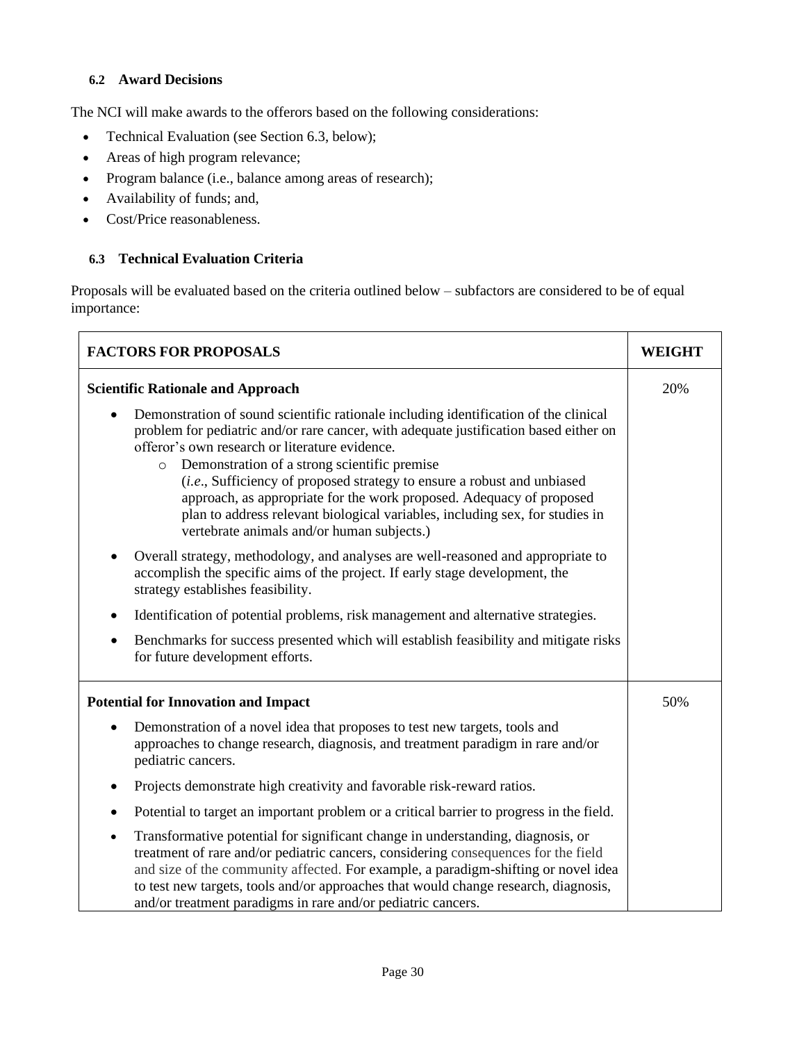### 6.2 Award Decisions

The NCI will make awards to the offerors based on the following considerations:

- Technical Evaluation (see Section 6.3, below);
- Areas of high program relevance;
- Program balance (i.e., balance among areas of research);
- Availability of funds; and,
- Cost/Price reasonableness.

### 6.3 Technical Evaluation Criteria

Proposals will be evaluated based on the criteria outlined below – subfactors are considered to be of equal importance:

| FACTORS FOR PROPOSALS | WEIGHT |
| --- | --- |
| **Scientific Rationale and Approach**<br>• Demonstration of sound scientific rationale including identification of the clinical problem for pediatric and/or rare cancer, with adequate justification based either on offeror's own research or literature evidence.<br>&nbsp;&nbsp;&nbsp;&nbsp;○ Demonstration of a strong scientific premise (*i.e*., Sufficiency of proposed strategy to ensure a robust and unbiased approach, as appropriate for the work proposed. Adequacy of proposed plan to address relevant biological variables, including sex, for studies in vertebrate animals and/or human subjects.)<br>• Overall strategy, methodology, and analyses are well-reasoned and appropriate to accomplish the specific aims of the project. If early stage development, the strategy establishes feasibility.<br>• Identification of potential problems, risk management and alternative strategies.<br>• Benchmarks for success presented which will establish feasibility and mitigate risks for future development efforts. | 20% |
| **Potential for Innovation and Impact**<br>• Demonstration of a novel idea that proposes to test new targets, tools and approaches to change research, diagnosis, and treatment paradigm in rare and/or pediatric cancers.<br>• Projects demonstrate high creativity and favorable risk-reward ratios.<br>• Potential to target an important problem or a critical barrier to progress in the field.<br>• Transformative potential for significant change in understanding, diagnosis, or treatment of rare and/or pediatric cancers, considering consequences for the field and size of the community affected. For example, a paradigm-shifting or novel idea to test new targets, tools and/or approaches that would change research, diagnosis, and/or treatment paradigms in rare and/or pediatric cancers. | 50% |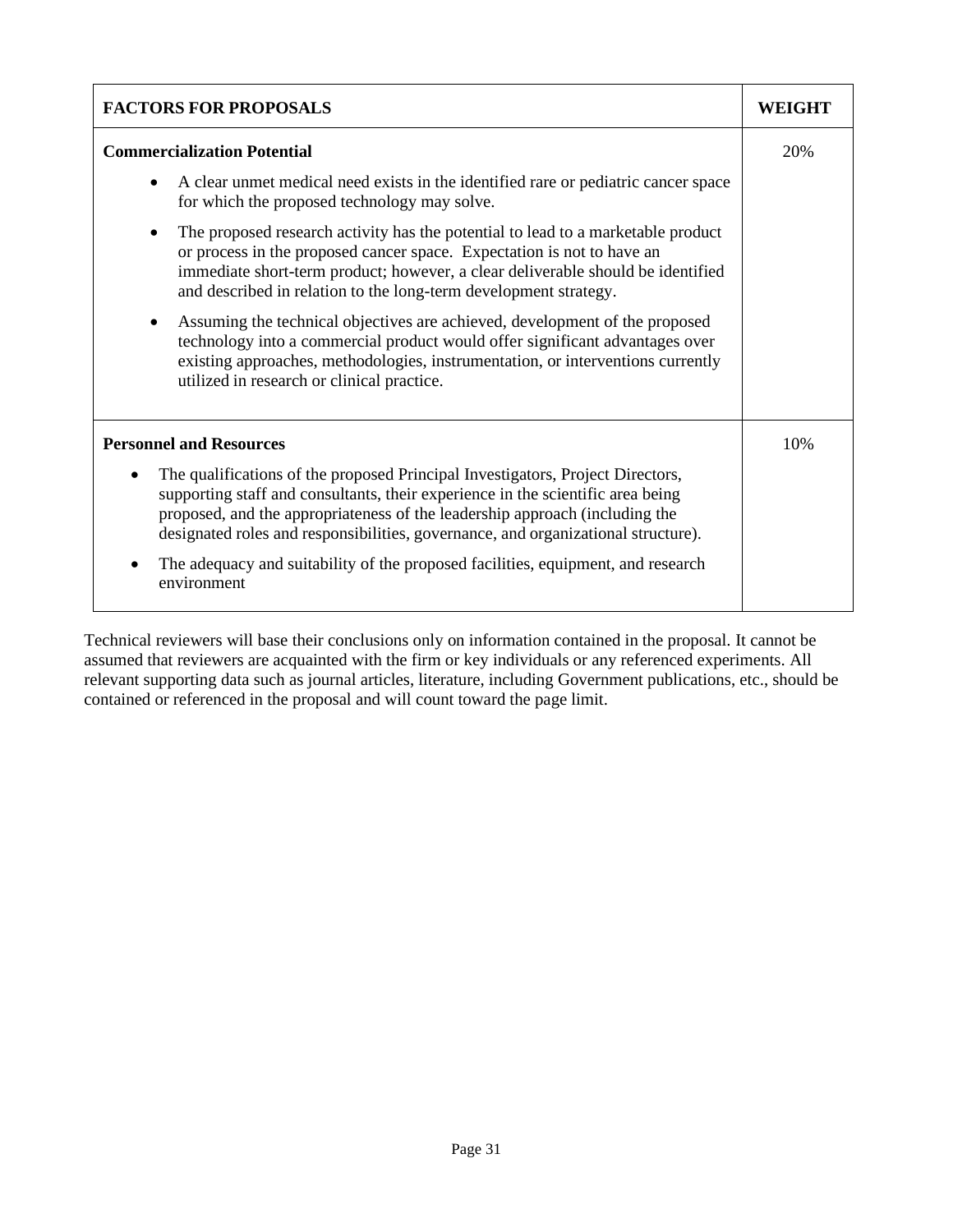| FACTORS FOR PROPOSALS | WEIGHT |
| --- | --- |
| **Commercialization Potential**<br>• A clear unmet medical need exists in the identified rare or pediatric cancer space for which the proposed technology may solve.<br>• The proposed research activity has the potential to lead to a marketable product or process in the proposed cancer space. Expectation is not to have an immediate short-term product; however, a clear deliverable should be identified and described in relation to the long-term development strategy.<br>• Assuming the technical objectives are achieved, development of the proposed technology into a commercial product would offer significant advantages over existing approaches, methodologies, instrumentation, or interventions currently utilized in research or clinical practice. | 20% |
| **Personnel and Resources**<br>• The qualifications of the proposed Principal Investigators, Project Directors, supporting staff and consultants, their experience in the scientific area being proposed, and the appropriateness of the leadership approach (including the designated roles and responsibilities, governance, and organizational structure).<br>• The adequacy and suitability of the proposed facilities, equipment, and research environment | 10% |

Technical reviewers will base their conclusions only on information contained in the proposal. It cannot be assumed that reviewers are acquainted with the firm or key individuals or any referenced experiments. All relevant supporting data such as journal articles, literature, including Government publications, etc., should be contained or referenced in the proposal and will count toward the page limit.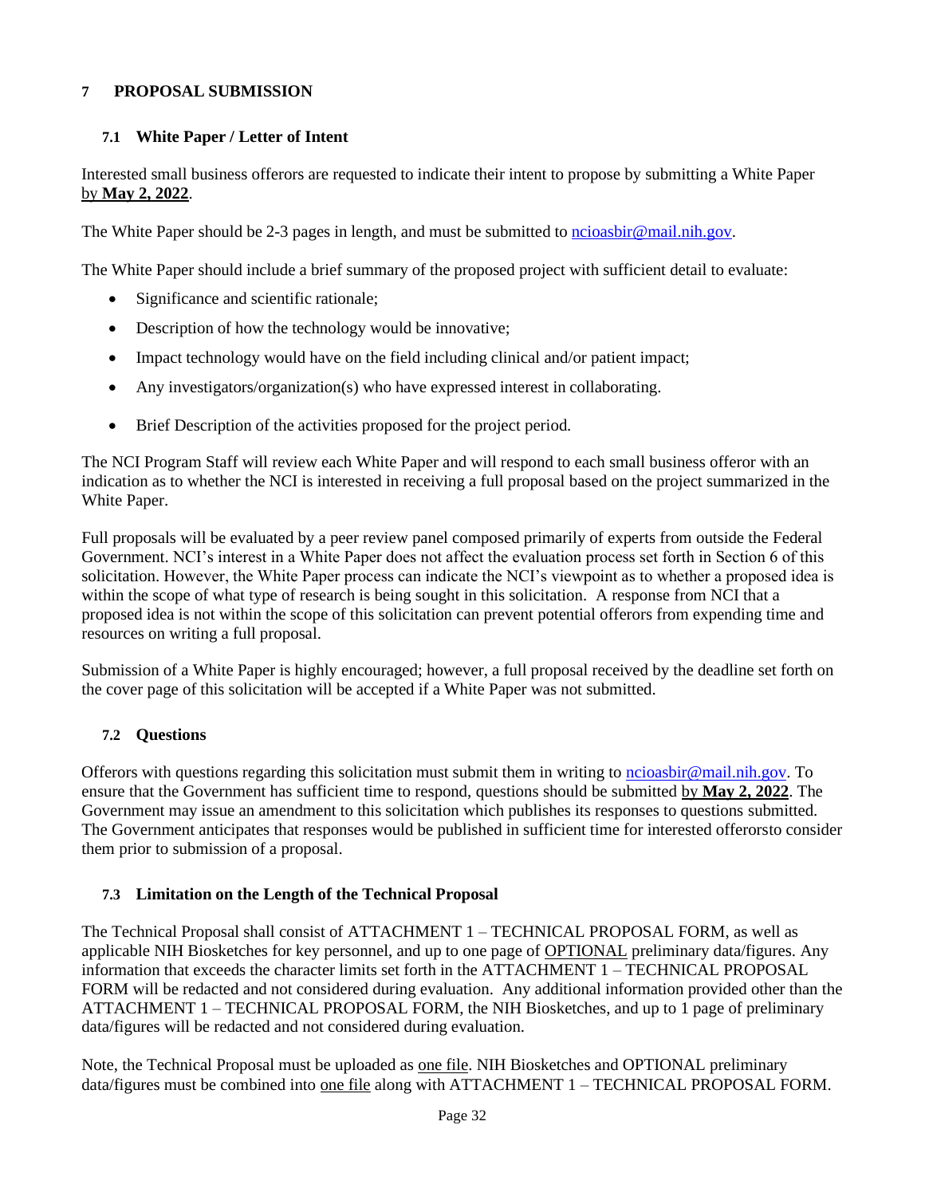## 7 PROPOSAL SUBMISSION

### 7.1 White Paper / Letter of Intent

Interested small business offerors are requested to indicate their intent to propose by submitting a White Paper by **May 2, 2022**.

The White Paper should be 2-3 pages in length, and must be submitted to ncioasbir@mail.nih.gov.

The White Paper should include a brief summary of the proposed project with sufficient detail to evaluate:

- Significance and scientific rationale;
- Description of how the technology would be innovative;
- Impact technology would have on the field including clinical and/or patient impact;
- Any investigators/organization(s) who have expressed interest in collaborating.
- Brief Description of the activities proposed for the project period.

The NCI Program Staff will review each White Paper and will respond to each small business offeror with an indication as to whether the NCI is interested in receiving a full proposal based on the project summarized in the White Paper.

Full proposals will be evaluated by a peer review panel composed primarily of experts from outside the Federal Government. NCI's interest in a White Paper does not affect the evaluation process set forth in Section 6 of this solicitation. However, the White Paper process can indicate the NCI's viewpoint as to whether a proposed idea is within the scope of what type of research is being sought in this solicitation. A response from NCI that a proposed idea is not within the scope of this solicitation can prevent potential offerors from expending time and resources on writing a full proposal.

Submission of a White Paper is highly encouraged; however, a full proposal received by the deadline set forth on the cover page of this solicitation will be accepted if a White Paper was not submitted.

### 7.2 Questions

Offerors with questions regarding this solicitation must submit them in writing to ncioasbir@mail.nih.gov. To ensure that the Government has sufficient time to respond, questions should be submitted by **May 2, 2022**. The Government may issue an amendment to this solicitation which publishes its responses to questions submitted. The Government anticipates that responses would be published in sufficient time for interested offerorsto consider them prior to submission of a proposal.

### 7.3 Limitation on the Length of the Technical Proposal

The Technical Proposal shall consist of ATTACHMENT 1 – TECHNICAL PROPOSAL FORM, as well as applicable NIH Biosketches for key personnel, and up to one page of OPTIONAL preliminary data/figures. Any information that exceeds the character limits set forth in the ATTACHMENT 1 – TECHNICAL PROPOSAL FORM will be redacted and not considered during evaluation. Any additional information provided other than the ATTACHMENT 1 – TECHNICAL PROPOSAL FORM, the NIH Biosketches, and up to 1 page of preliminary data/figures will be redacted and not considered during evaluation.

Note, the Technical Proposal must be uploaded as one file. NIH Biosketches and OPTIONAL preliminary data/figures must be combined into one file along with ATTACHMENT 1 – TECHNICAL PROPOSAL FORM.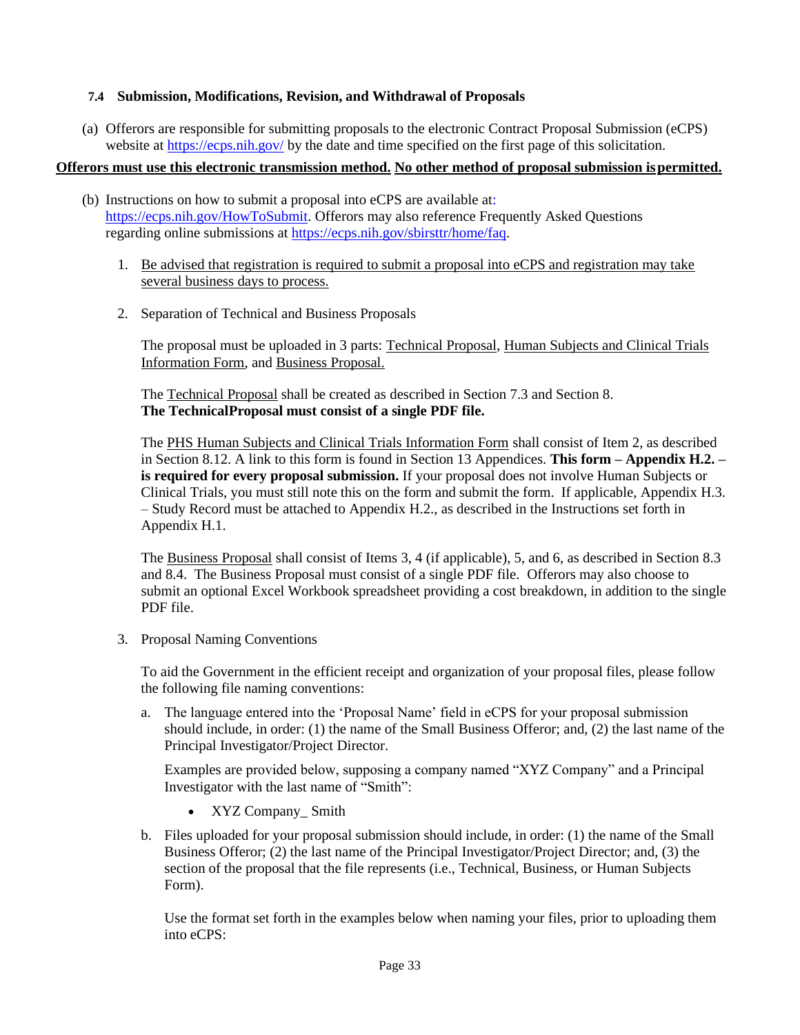### 7.4 Submission, Modifications, Revision, and Withdrawal of Proposals

(a) Offerors are responsible for submitting proposals to the electronic Contract Proposal Submission (eCPS) website at https://ecps.nih.gov/ by the date and time specified on the first page of this solicitation.

**Offerors must use this electronic transmission method. No other method of proposal submission is permitted.**

(b) Instructions on how to submit a proposal into eCPS are available at: https://ecps.nih.gov/HowToSubmit. Offerors may also reference Frequently Asked Questions regarding online submissions at https://ecps.nih.gov/sbirsttr/home/faq.

1. Be advised that registration is required to submit a proposal into eCPS and registration may take several business days to process.

2. Separation of Technical and Business Proposals

   The proposal must be uploaded in 3 parts: Technical Proposal, Human Subjects and Clinical Trials Information Form, and Business Proposal.

   The Technical Proposal shall be created as described in Section 7.3 and Section 8. **The TechnicalProposal must consist of a single PDF file.**

   The PHS Human Subjects and Clinical Trials Information Form shall consist of Item 2, as described in Section 8.12. A link to this form is found in Section 13 Appendices. **This form – Appendix H.2. – is required for every proposal submission.** If your proposal does not involve Human Subjects or Clinical Trials, you must still note this on the form and submit the form. If applicable, Appendix H.3. – Study Record must be attached to Appendix H.2., as described in the Instructions set forth in Appendix H.1.

   The Business Proposal shall consist of Items 3, 4 (if applicable), 5, and 6, as described in Section 8.3 and 8.4. The Business Proposal must consist of a single PDF file. Offerors may also choose to submit an optional Excel Workbook spreadsheet providing a cost breakdown, in addition to the single PDF file.

3. Proposal Naming Conventions

   To aid the Government in the efficient receipt and organization of your proposal files, please follow the following file naming conventions:

   a. The language entered into the 'Proposal Name' field in eCPS for your proposal submission should include, in order: (1) the name of the Small Business Offeror; and, (2) the last name of the Principal Investigator/Project Director.

      Examples are provided below, supposing a company named "XYZ Company" and a Principal Investigator with the last name of "Smith":

      - XYZ Company_ Smith

   b. Files uploaded for your proposal submission should include, in order: (1) the name of the Small Business Offeror; (2) the last name of the Principal Investigator/Project Director; and, (3) the section of the proposal that the file represents (i.e., Technical, Business, or Human Subjects Form).

      Use the format set forth in the examples below when naming your files, prior to uploading them into eCPS: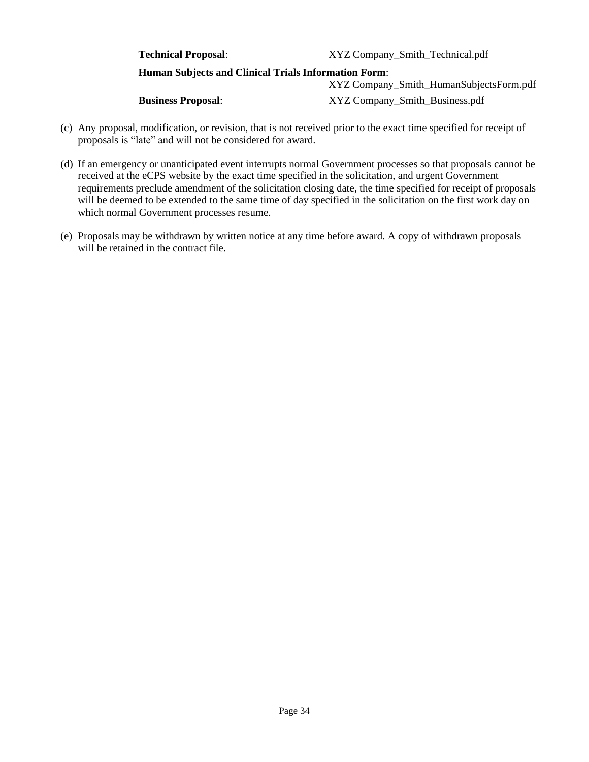**Technical Proposal**: XYZ Company_Smith_Technical.pdf

**Human Subjects and Clinical Trials Information Form**: XYZ Company_Smith_HumanSubjectsForm.pdf

**Business Proposal**: XYZ Company_Smith_Business.pdf

(c) Any proposal, modification, or revision, that is not received prior to the exact time specified for receipt of proposals is "late" and will not be considered for award.

(d) If an emergency or unanticipated event interrupts normal Government processes so that proposals cannot be received at the eCPS website by the exact time specified in the solicitation, and urgent Government requirements preclude amendment of the solicitation closing date, the time specified for receipt of proposals will be deemed to be extended to the same time of day specified in the solicitation on the first work day on which normal Government processes resume.

(e) Proposals may be withdrawn by written notice at any time before award. A copy of withdrawn proposals will be retained in the contract file.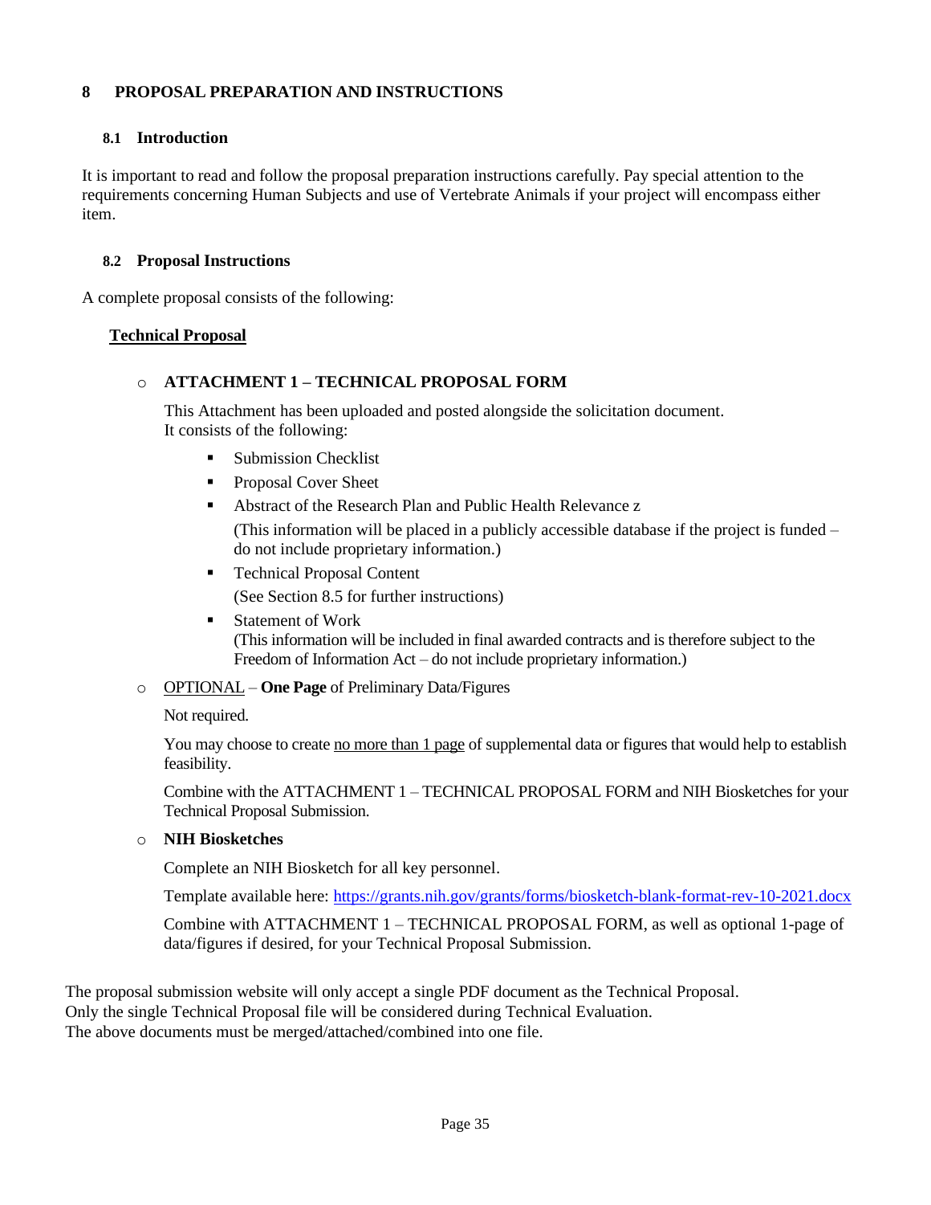# 8 PROPOSAL PREPARATION AND INSTRUCTIONS

## 8.1 Introduction

It is important to read and follow the proposal preparation instructions carefully. Pay special attention to the requirements concerning Human Subjects and use of Vertebrate Animals if your project will encompass either item.

## 8.2 Proposal Instructions

A complete proposal consists of the following:

**Technical Proposal**

- **ATTACHMENT 1 – TECHNICAL PROPOSAL FORM**

  This Attachment has been uploaded and posted alongside the solicitation document.
  It consists of the following:

  - Submission Checklist
  - Proposal Cover Sheet
  - Abstract of the Research Plan and Public Health Relevance z

    (This information will be placed in a publicly accessible database if the project is funded – do not include proprietary information.)
  - Technical Proposal Content

    (See Section 8.5 for further instructions)
  - Statement of Work
    (This information will be included in final awarded contracts and is therefore subject to the Freedom of Information Act – do not include proprietary information.)

- OPTIONAL – **One Page** of Preliminary Data/Figures

  Not required.

  You may choose to create no more than 1 page of supplemental data or figures that would help to establish feasibility.

  Combine with the ATTACHMENT 1 – TECHNICAL PROPOSAL FORM and NIH Biosketches for your Technical Proposal Submission.

- **NIH Biosketches**

  Complete an NIH Biosketch for all key personnel.

  Template available here: https://grants.nih.gov/grants/forms/biosketch-blank-format-rev-10-2021.docx

  Combine with ATTACHMENT 1 – TECHNICAL PROPOSAL FORM, as well as optional 1-page of data/figures if desired, for your Technical Proposal Submission.

The proposal submission website will only accept a single PDF document as the Technical Proposal.
Only the single Technical Proposal file will be considered during Technical Evaluation.
The above documents must be merged/attached/combined into one file.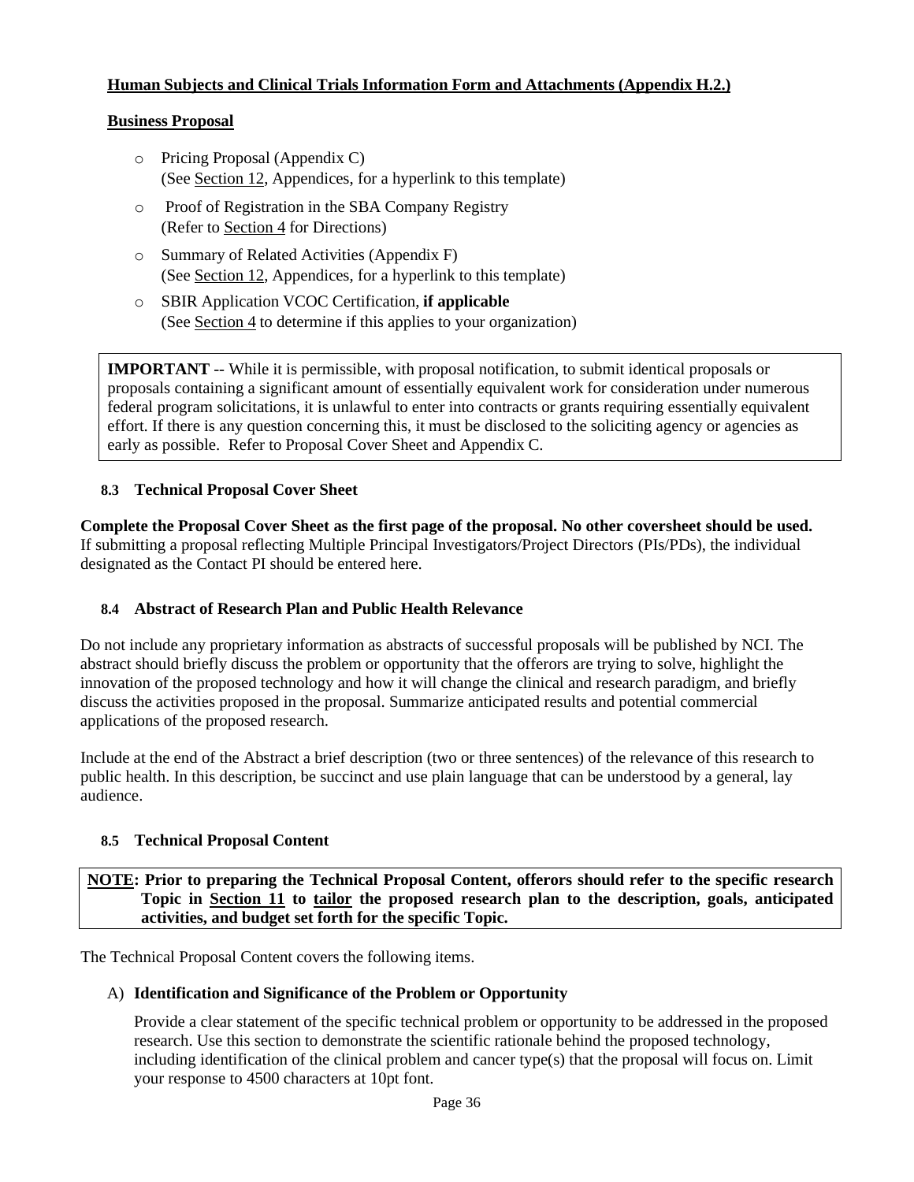**Human Subjects and Clinical Trials Information Form and Attachments (Appendix H.2.)**

**Business Proposal**

- Pricing Proposal (Appendix C)
  (See Section 12, Appendices, for a hyperlink to this template)
- Proof of Registration in the SBA Company Registry
  (Refer to Section 4 for Directions)
- Summary of Related Activities (Appendix F)
  (See Section 12, Appendices, for a hyperlink to this template)
- SBIR Application VCOC Certification, **if applicable**
  (See Section 4 to determine if this applies to your organization)

> **IMPORTANT** -- While it is permissible, with proposal notification, to submit identical proposals or proposals containing a significant amount of essentially equivalent work for consideration under numerous federal program solicitations, it is unlawful to enter into contracts or grants requiring essentially equivalent effort. If there is any question concerning this, it must be disclosed to the soliciting agency or agencies as early as possible. Refer to Proposal Cover Sheet and Appendix C.

### 8.3 Technical Proposal Cover Sheet

**Complete the Proposal Cover Sheet as the first page of the proposal. No other coversheet should be used.** If submitting a proposal reflecting Multiple Principal Investigators/Project Directors (PIs/PDs), the individual designated as the Contact PI should be entered here.

### 8.4 Abstract of Research Plan and Public Health Relevance

Do not include any proprietary information as abstracts of successful proposals will be published by NCI. The abstract should briefly discuss the problem or opportunity that the offerors are trying to solve, highlight the innovation of the proposed technology and how it will change the clinical and research paradigm, and briefly discuss the activities proposed in the proposal. Summarize anticipated results and potential commercial applications of the proposed research.

Include at the end of the Abstract a brief description (two or three sentences) of the relevance of this research to public health. In this description, be succinct and use plain language that can be understood by a general, lay audience.

### 8.5 Technical Proposal Content

> **NOTE: Prior to preparing the Technical Proposal Content, offerors should refer to the specific research Topic in Section 11 to tailor the proposed research plan to the description, goals, anticipated activities, and budget set forth for the specific Topic.**

The Technical Proposal Content covers the following items.

A) **Identification and Significance of the Problem or Opportunity**

Provide a clear statement of the specific technical problem or opportunity to be addressed in the proposed research. Use this section to demonstrate the scientific rationale behind the proposed technology, including identification of the clinical problem and cancer type(s) that the proposal will focus on. Limit your response to 4500 characters at 10pt font.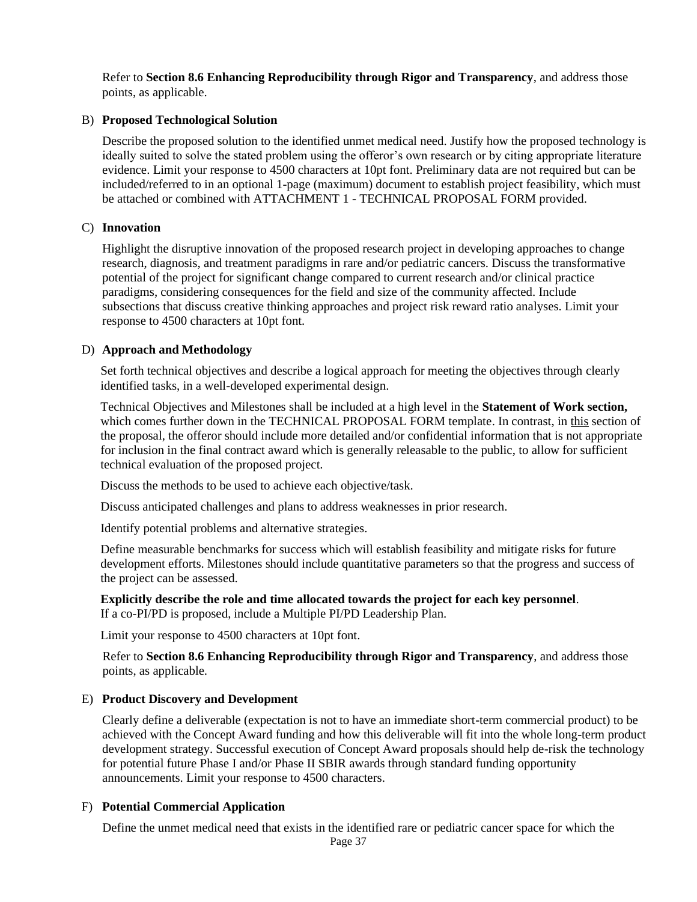Refer to **Section 8.6 Enhancing Reproducibility through Rigor and Transparency**, and address those points, as applicable.

B) **Proposed Technological Solution**

Describe the proposed solution to the identified unmet medical need. Justify how the proposed technology is ideally suited to solve the stated problem using the offeror's own research or by citing appropriate literature evidence. Limit your response to 4500 characters at 10pt font. Preliminary data are not required but can be included/referred to in an optional 1-page (maximum) document to establish project feasibility, which must be attached or combined with ATTACHMENT 1 - TECHNICAL PROPOSAL FORM provided.

C) **Innovation**

Highlight the disruptive innovation of the proposed research project in developing approaches to change research, diagnosis, and treatment paradigms in rare and/or pediatric cancers. Discuss the transformative potential of the project for significant change compared to current research and/or clinical practice paradigms, considering consequences for the field and size of the community affected. Include subsections that discuss creative thinking approaches and project risk reward ratio analyses. Limit your response to 4500 characters at 10pt font.

D) **Approach and Methodology**

Set forth technical objectives and describe a logical approach for meeting the objectives through clearly identified tasks, in a well-developed experimental design.

Technical Objectives and Milestones shall be included at a high level in the **Statement of Work section,** which comes further down in the TECHNICAL PROPOSAL FORM template. In contrast, in this section of the proposal, the offeror should include more detailed and/or confidential information that is not appropriate for inclusion in the final contract award which is generally releasable to the public, to allow for sufficient technical evaluation of the proposed project.

Discuss the methods to be used to achieve each objective/task.

Discuss anticipated challenges and plans to address weaknesses in prior research.

Identify potential problems and alternative strategies.

Define measurable benchmarks for success which will establish feasibility and mitigate risks for future development efforts. Milestones should include quantitative parameters so that the progress and success of the project can be assessed.

**Explicitly describe the role and time allocated towards the project for each key personnel**. If a co-PI/PD is proposed, include a Multiple PI/PD Leadership Plan.

Limit your response to 4500 characters at 10pt font.

Refer to **Section 8.6 Enhancing Reproducibility through Rigor and Transparency**, and address those points, as applicable.

E) **Product Discovery and Development**

Clearly define a deliverable (expectation is not to have an immediate short-term commercial product) to be achieved with the Concept Award funding and how this deliverable will fit into the whole long-term product development strategy. Successful execution of Concept Award proposals should help de-risk the technology for potential future Phase I and/or Phase II SBIR awards through standard funding opportunity announcements. Limit your response to 4500 characters.

F) **Potential Commercial Application**

Define the unmet medical need that exists in the identified rare or pediatric cancer space for which the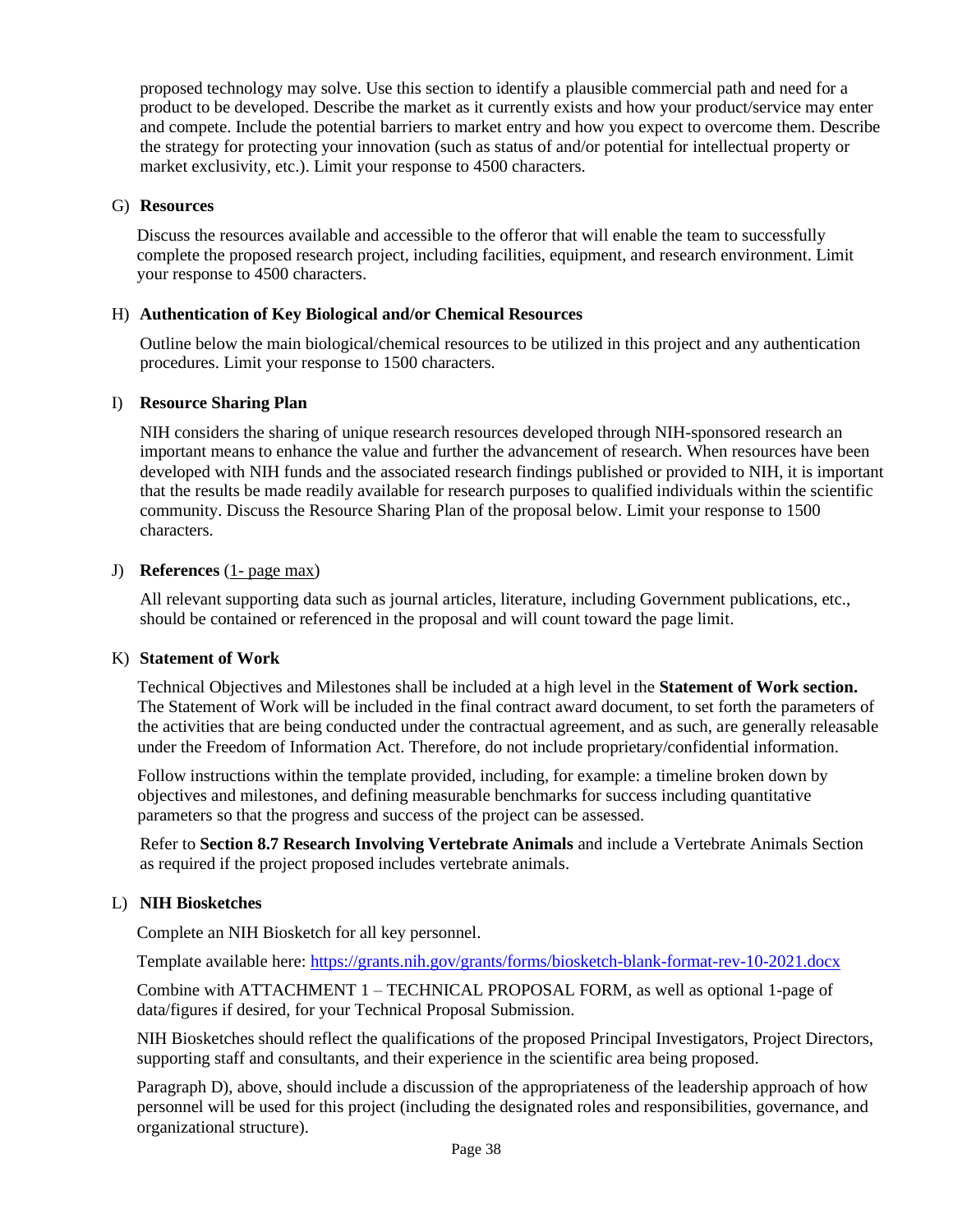proposed technology may solve. Use this section to identify a plausible commercial path and need for a product to be developed. Describe the market as it currently exists and how your product/service may enter and compete. Include the potential barriers to market entry and how you expect to overcome them. Describe the strategy for protecting your innovation (such as status of and/or potential for intellectual property or market exclusivity, etc.). Limit your response to 4500 characters.

G) **Resources**

Discuss the resources available and accessible to the offeror that will enable the team to successfully complete the proposed research project, including facilities, equipment, and research environment. Limit your response to 4500 characters.

H) **Authentication of Key Biological and/or Chemical Resources**

Outline below the main biological/chemical resources to be utilized in this project and any authentication procedures. Limit your response to 1500 characters.

I) **Resource Sharing Plan**

NIH considers the sharing of unique research resources developed through NIH-sponsored research an important means to enhance the value and further the advancement of research. When resources have been developed with NIH funds and the associated research findings published or provided to NIH, it is important that the results be made readily available for research purposes to qualified individuals within the scientific community. Discuss the Resource Sharing Plan of the proposal below. Limit your response to 1500 characters.

J) **References** (1- page max)

All relevant supporting data such as journal articles, literature, including Government publications, etc., should be contained or referenced in the proposal and will count toward the page limit.

K) **Statement of Work**

Technical Objectives and Milestones shall be included at a high level in the **Statement of Work section.** The Statement of Work will be included in the final contract award document, to set forth the parameters of the activities that are being conducted under the contractual agreement, and as such, are generally releasable under the Freedom of Information Act. Therefore, do not include proprietary/confidential information.

Follow instructions within the template provided, including, for example: a timeline broken down by objectives and milestones, and defining measurable benchmarks for success including quantitative parameters so that the progress and success of the project can be assessed.

Refer to **Section 8.7 Research Involving Vertebrate Animals** and include a Vertebrate Animals Section as required if the project proposed includes vertebrate animals.

L) **NIH Biosketches**

Complete an NIH Biosketch for all key personnel.

Template available here: [https://grants.nih.gov/grants/forms/biosketch-blank-format-rev-10-2021.docx](https://grants.nih.gov/grants/forms/biosketch-blank-format-rev-10-2021.docx)

Combine with ATTACHMENT 1 – TECHNICAL PROPOSAL FORM, as well as optional 1-page of data/figures if desired, for your Technical Proposal Submission.

NIH Biosketches should reflect the qualifications of the proposed Principal Investigators, Project Directors, supporting staff and consultants, and their experience in the scientific area being proposed.

Paragraph D), above, should include a discussion of the appropriateness of the leadership approach of how personnel will be used for this project (including the designated roles and responsibilities, governance, and organizational structure).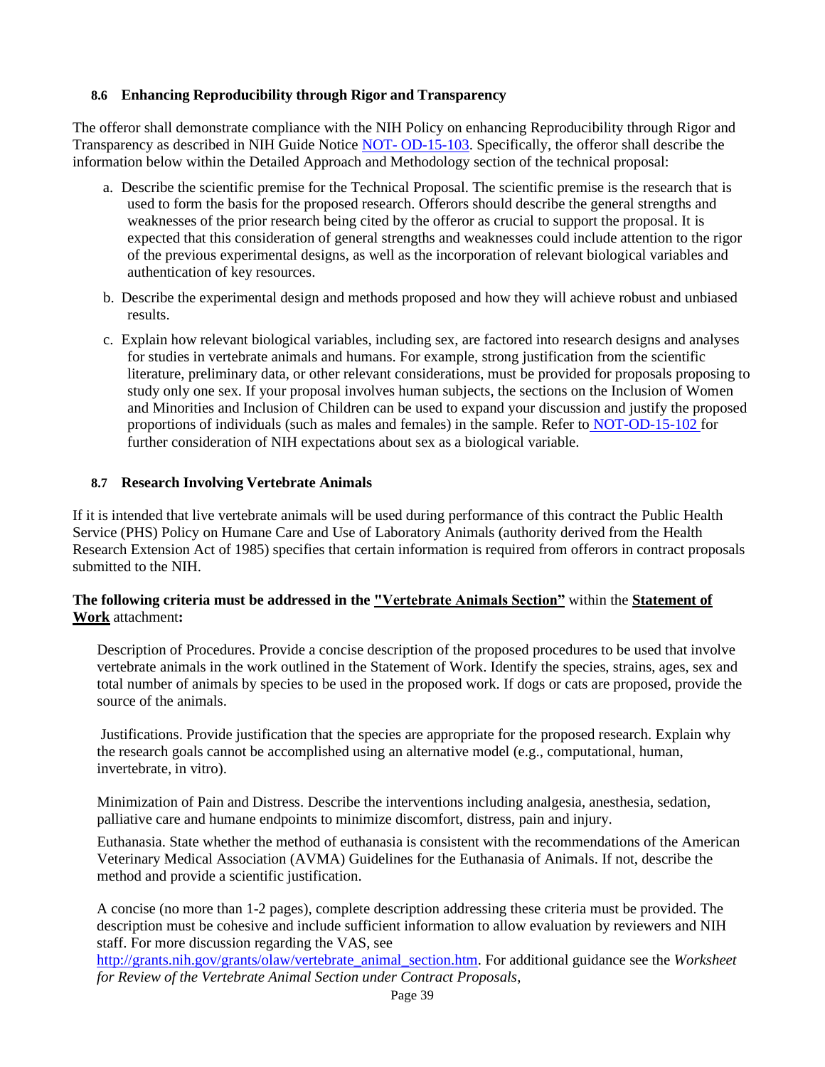### 8.6 Enhancing Reproducibility through Rigor and Transparency

The offeror shall demonstrate compliance with the NIH Policy on enhancing Reproducibility through Rigor and Transparency as described in NIH Guide Notice NOT- OD-15-103. Specifically, the offeror shall describe the information below within the Detailed Approach and Methodology section of the technical proposal:

a. Describe the scientific premise for the Technical Proposal. The scientific premise is the research that is used to form the basis for the proposed research. Offerors should describe the general strengths and weaknesses of the prior research being cited by the offeror as crucial to support the proposal. It is expected that this consideration of general strengths and weaknesses could include attention to the rigor of the previous experimental designs, as well as the incorporation of relevant biological variables and authentication of key resources.

b. Describe the experimental design and methods proposed and how they will achieve robust and unbiased results.

c. Explain how relevant biological variables, including sex, are factored into research designs and analyses for studies in vertebrate animals and humans. For example, strong justification from the scientific literature, preliminary data, or other relevant considerations, must be provided for proposals proposing to study only one sex. If your proposal involves human subjects, the sections on the Inclusion of Women and Minorities and Inclusion of Children can be used to expand your discussion and justify the proposed proportions of individuals (such as males and females) in the sample. Refer to NOT-OD-15-102 for further consideration of NIH expectations about sex as a biological variable.

### 8.7 Research Involving Vertebrate Animals

If it is intended that live vertebrate animals will be used during performance of this contract the Public Health Service (PHS) Policy on Humane Care and Use of Laboratory Animals (authority derived from the Health Research Extension Act of 1985) specifies that certain information is required from offerors in contract proposals submitted to the NIH.

**The following criteria must be addressed in the "Vertebrate Animals Section"** within the **Statement of Work** attachment**:**

Description of Procedures. Provide a concise description of the proposed procedures to be used that involve vertebrate animals in the work outlined in the Statement of Work. Identify the species, strains, ages, sex and total number of animals by species to be used in the proposed work. If dogs or cats are proposed, provide the source of the animals.

Justifications. Provide justification that the species are appropriate for the proposed research. Explain why the research goals cannot be accomplished using an alternative model (e.g., computational, human, invertebrate, in vitro).

Minimization of Pain and Distress. Describe the interventions including analgesia, anesthesia, sedation, palliative care and humane endpoints to minimize discomfort, distress, pain and injury.

Euthanasia. State whether the method of euthanasia is consistent with the recommendations of the American Veterinary Medical Association (AVMA) Guidelines for the Euthanasia of Animals. If not, describe the method and provide a scientific justification.

A concise (no more than 1-2 pages), complete description addressing these criteria must be provided. The description must be cohesive and include sufficient information to allow evaluation by reviewers and NIH staff. For more discussion regarding the VAS, see http://grants.nih.gov/grants/olaw/vertebrate_animal_section.htm. For additional guidance see the *Worksheet for Review of the Vertebrate Animal Section under Contract Proposals*,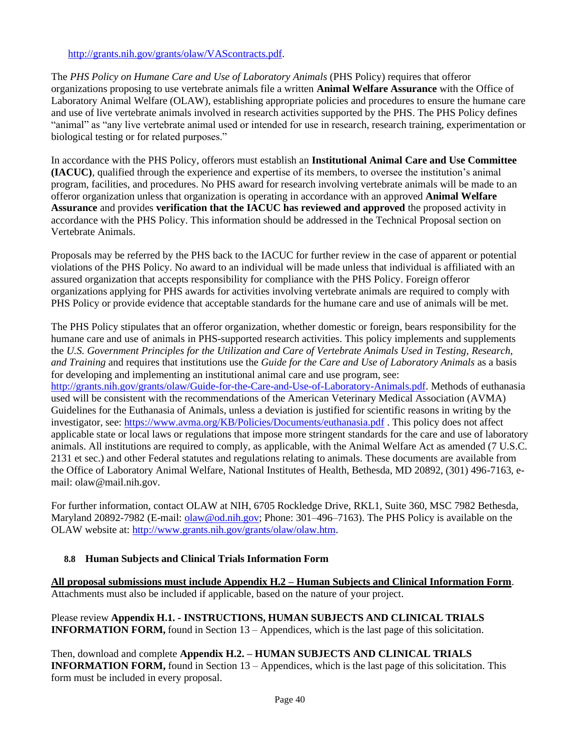http://grants.nih.gov/grants/olaw/VAScontracts.pdf.

The *PHS Policy on Humane Care and Use of Laboratory Animals* (PHS Policy) requires that offeror organizations proposing to use vertebrate animals file a written **Animal Welfare Assurance** with the Office of Laboratory Animal Welfare (OLAW), establishing appropriate policies and procedures to ensure the humane care and use of live vertebrate animals involved in research activities supported by the PHS. The PHS Policy defines "animal" as "any live vertebrate animal used or intended for use in research, research training, experimentation or biological testing or for related purposes."

In accordance with the PHS Policy, offerors must establish an **Institutional Animal Care and Use Committee (IACUC)**, qualified through the experience and expertise of its members, to oversee the institution's animal program, facilities, and procedures. No PHS award for research involving vertebrate animals will be made to an offeror organization unless that organization is operating in accordance with an approved **Animal Welfare Assurance** and provides **verification that the IACUC has reviewed and approved** the proposed activity in accordance with the PHS Policy. This information should be addressed in the Technical Proposal section on Vertebrate Animals.

Proposals may be referred by the PHS back to the IACUC for further review in the case of apparent or potential violations of the PHS Policy. No award to an individual will be made unless that individual is affiliated with an assured organization that accepts responsibility for compliance with the PHS Policy. Foreign offeror organizations applying for PHS awards for activities involving vertebrate animals are required to comply with PHS Policy or provide evidence that acceptable standards for the humane care and use of animals will be met.

The PHS Policy stipulates that an offeror organization, whether domestic or foreign, bears responsibility for the humane care and use of animals in PHS-supported research activities. This policy implements and supplements the *U.S. Government Principles for the Utilization and Care of Vertebrate Animals Used in Testing, Research, and Training* and requires that institutions use the *Guide for the Care and Use of Laboratory Animals* as a basis for developing and implementing an institutional animal care and use program, see: http://grants.nih.gov/grants/olaw/Guide-for-the-Care-and-Use-of-Laboratory-Animals.pdf. Methods of euthanasia used will be consistent with the recommendations of the American Veterinary Medical Association (AVMA) Guidelines for the Euthanasia of Animals, unless a deviation is justified for scientific reasons in writing by the investigator, see: https://www.avma.org/KB/Policies/Documents/euthanasia.pdf . This policy does not affect applicable state or local laws or regulations that impose more stringent standards for the care and use of laboratory animals. All institutions are required to comply, as applicable, with the Animal Welfare Act as amended (7 U.S.C. 2131 et sec.) and other Federal statutes and regulations relating to animals. These documents are available from the Office of Laboratory Animal Welfare, National Institutes of Health, Bethesda, MD 20892, (301) 496-7163, e-mail: olaw@mail.nih.gov.

For further information, contact OLAW at NIH, 6705 Rockledge Drive, RKL1, Suite 360, MSC 7982 Bethesda, Maryland 20892-7982 (E-mail: olaw@od.nih.gov; Phone: 301–496–7163). The PHS Policy is available on the OLAW website at: http://www.grants.nih.gov/grants/olaw/olaw.htm.

### 8.8 Human Subjects and Clinical Trials Information Form

**<u>All proposal submissions must include Appendix H.2 – Human Subjects and Clinical Information Form</u>**. Attachments must also be included if applicable, based on the nature of your project.

Please review **Appendix H.1. - INSTRUCTIONS, HUMAN SUBJECTS AND CLINICAL TRIALS INFORMATION FORM,** found in Section 13 – Appendices, which is the last page of this solicitation.

Then, download and complete **Appendix H.2. – HUMAN SUBJECTS AND CLINICAL TRIALS INFORMATION FORM,** found in Section 13 – Appendices, which is the last page of this solicitation. This form must be included in every proposal.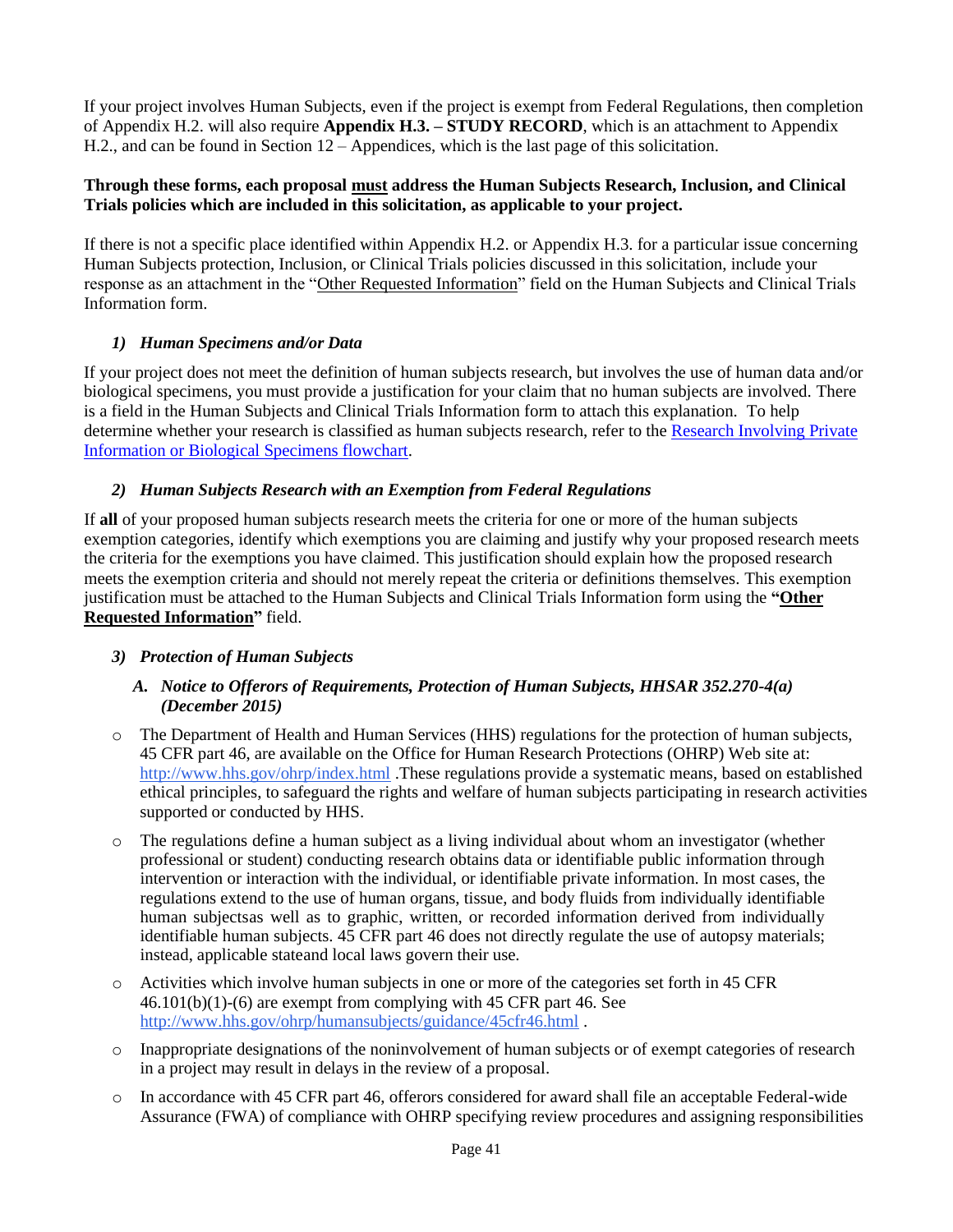If your project involves Human Subjects, even if the project is exempt from Federal Regulations, then completion of Appendix H.2. will also require **Appendix H.3. – STUDY RECORD**, which is an attachment to Appendix H.2., and can be found in Section 12 – Appendices, which is the last page of this solicitation.

**Through these forms, each proposal must address the Human Subjects Research, Inclusion, and Clinical Trials policies which are included in this solicitation, as applicable to your project.**

If there is not a specific place identified within Appendix H.2. or Appendix H.3. for a particular issue concerning Human Subjects protection, Inclusion, or Clinical Trials policies discussed in this solicitation, include your response as an attachment in the "Other Requested Information" field on the Human Subjects and Clinical Trials Information form.

### *1) Human Specimens and/or Data*

If your project does not meet the definition of human subjects research, but involves the use of human data and/or biological specimens, you must provide a justification for your claim that no human subjects are involved. There is a field in the Human Subjects and Clinical Trials Information form to attach this explanation. To help determine whether your research is classified as human subjects research, refer to the Research Involving Private Information or Biological Specimens flowchart.

### *2) Human Subjects Research with an Exemption from Federal Regulations*

If **all** of your proposed human subjects research meets the criteria for one or more of the human subjects exemption categories, identify which exemptions you are claiming and justify why your proposed research meets the criteria for the exemptions you have claimed. This justification should explain how the proposed research meets the exemption criteria and should not merely repeat the criteria or definitions themselves. This exemption justification must be attached to the Human Subjects and Clinical Trials Information form using the **"Other Requested Information"** field.

### *3) Protection of Human Subjects*

#### *A. Notice to Offerors of Requirements, Protection of Human Subjects, HHSAR 352.270-4(a) (December 2015)*

- The Department of Health and Human Services (HHS) regulations for the protection of human subjects, 45 CFR part 46, are available on the Office for Human Research Protections (OHRP) Web site at: http://www.hhs.gov/ohrp/index.html .These regulations provide a systematic means, based on established ethical principles, to safeguard the rights and welfare of human subjects participating in research activities supported or conducted by HHS.
- The regulations define a human subject as a living individual about whom an investigator (whether professional or student) conducting research obtains data or identifiable public information through intervention or interaction with the individual, or identifiable private information. In most cases, the regulations extend to the use of human organs, tissue, and body fluids from individually identifiable human subjectsas well as to graphic, written, or recorded information derived from individually identifiable human subjects. 45 CFR part 46 does not directly regulate the use of autopsy materials; instead, applicable stateand local laws govern their use.
- Activities which involve human subjects in one or more of the categories set forth in 45 CFR 46.101(b)(1)-(6) are exempt from complying with 45 CFR part 46. See http://www.hhs.gov/ohrp/humansubjects/guidance/45cfr46.html .
- Inappropriate designations of the noninvolvement of human subjects or of exempt categories of research in a project may result in delays in the review of a proposal.
- In accordance with 45 CFR part 46, offerors considered for award shall file an acceptable Federal-wide Assurance (FWA) of compliance with OHRP specifying review procedures and assigning responsibilities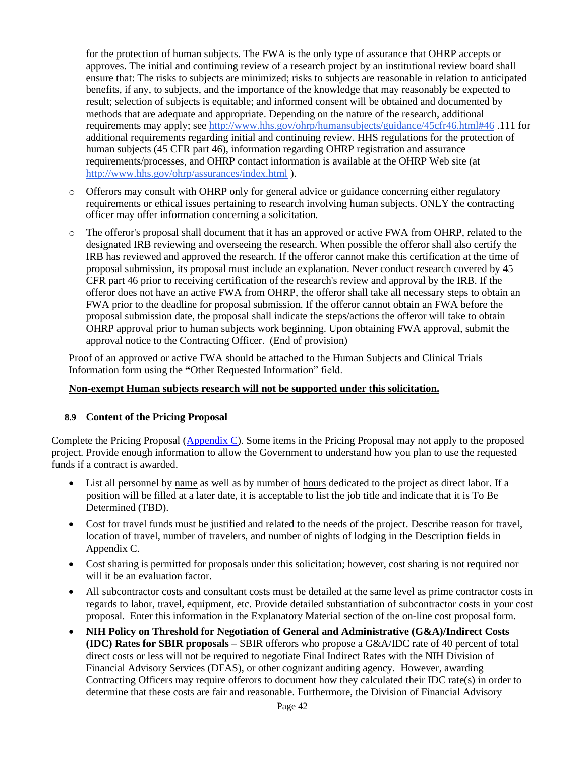for the protection of human subjects. The FWA is the only type of assurance that OHRP accepts or approves. The initial and continuing review of a research project by an institutional review board shall ensure that: The risks to subjects are minimized; risks to subjects are reasonable in relation to anticipated benefits, if any, to subjects, and the importance of the knowledge that may reasonably be expected to result; selection of subjects is equitable; and informed consent will be obtained and documented by methods that are adequate and appropriate. Depending on the nature of the research, additional requirements may apply; see http://www.hhs.gov/ohrp/humansubjects/guidance/45cfr46.html#46 .111 for additional requirements regarding initial and continuing review. HHS regulations for the protection of human subjects (45 CFR part 46), information regarding OHRP registration and assurance requirements/processes, and OHRP contact information is available at the OHRP Web site (at http://www.hhs.gov/ohrp/assurances/index.html ).

- Offerors may consult with OHRP only for general advice or guidance concerning either regulatory requirements or ethical issues pertaining to research involving human subjects. ONLY the contracting officer may offer information concerning a solicitation.
- The offeror's proposal shall document that it has an approved or active FWA from OHRP, related to the designated IRB reviewing and overseeing the research. When possible the offeror shall also certify the IRB has reviewed and approved the research. If the offeror cannot make this certification at the time of proposal submission, its proposal must include an explanation. Never conduct research covered by 45 CFR part 46 prior to receiving certification of the research's review and approval by the IRB. If the offeror does not have an active FWA from OHRP, the offeror shall take all necessary steps to obtain an FWA prior to the deadline for proposal submission. If the offeror cannot obtain an FWA before the proposal submission date, the proposal shall indicate the steps/actions the offeror will take to obtain OHRP approval prior to human subjects work beginning. Upon obtaining FWA approval, submit the approval notice to the Contracting Officer. (End of provision)

Proof of an approved or active FWA should be attached to the Human Subjects and Clinical Trials Information form using the **"**Other Requested Information" field.

**Non-exempt Human subjects research will not be supported under this solicitation.**

### 8.9 Content of the Pricing Proposal

Complete the Pricing Proposal (Appendix C). Some items in the Pricing Proposal may not apply to the proposed project. Provide enough information to allow the Government to understand how you plan to use the requested funds if a contract is awarded.

- List all personnel by name as well as by number of hours dedicated to the project as direct labor. If a position will be filled at a later date, it is acceptable to list the job title and indicate that it is To Be Determined (TBD).
- Cost for travel funds must be justified and related to the needs of the project. Describe reason for travel, location of travel, number of travelers, and number of nights of lodging in the Description fields in Appendix C.
- Cost sharing is permitted for proposals under this solicitation; however, cost sharing is not required nor will it be an evaluation factor.
- All subcontractor costs and consultant costs must be detailed at the same level as prime contractor costs in regards to labor, travel, equipment, etc. Provide detailed substantiation of subcontractor costs in your cost proposal. Enter this information in the Explanatory Material section of the on-line cost proposal form.
- **NIH Policy on Threshold for Negotiation of General and Administrative (G&A)/Indirect Costs (IDC) Rates for SBIR proposals** – SBIR offerors who propose a G&A/IDC rate of 40 percent of total direct costs or less will not be required to negotiate Final Indirect Rates with the NIH Division of Financial Advisory Services (DFAS), or other cognizant auditing agency. However, awarding Contracting Officers may require offerors to document how they calculated their IDC rate(s) in order to determine that these costs are fair and reasonable. Furthermore, the Division of Financial Advisory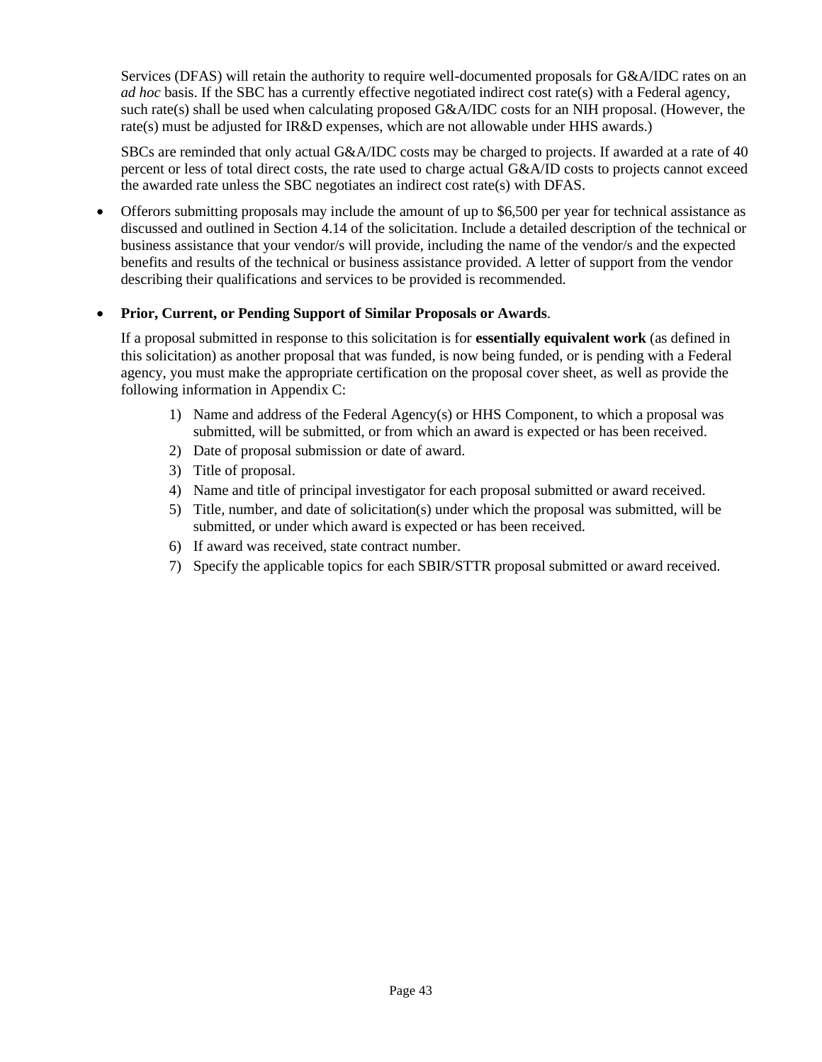Services (DFAS) will retain the authority to require well-documented proposals for G&A/IDC rates on an *ad hoc* basis. If the SBC has a currently effective negotiated indirect cost rate(s) with a Federal agency, such rate(s) shall be used when calculating proposed G&A/IDC costs for an NIH proposal. (However, the rate(s) must be adjusted for IR&D expenses, which are not allowable under HHS awards.)

SBCs are reminded that only actual G&A/IDC costs may be charged to projects. If awarded at a rate of 40 percent or less of total direct costs, the rate used to charge actual G&A/ID costs to projects cannot exceed the awarded rate unless the SBC negotiates an indirect cost rate(s) with DFAS.

- Offerors submitting proposals may include the amount of up to $6,500 per year for technical assistance as discussed and outlined in Section 4.14 of the solicitation. Include a detailed description of the technical or business assistance that your vendor/s will provide, including the name of the vendor/s and the expected benefits and results of the technical or business assistance provided. A letter of support from the vendor describing their qualifications and services to be provided is recommended.

- **Prior, Current, or Pending Support of Similar Proposals or Awards**.

  If a proposal submitted in response to this solicitation is for **essentially equivalent work** (as defined in this solicitation) as another proposal that was funded, is now being funded, or is pending with a Federal agency, you must make the appropriate certification on the proposal cover sheet, as well as provide the following information in Appendix C:

  1) Name and address of the Federal Agency(s) or HHS Component, to which a proposal was submitted, will be submitted, or from which an award is expected or has been received.
  2) Date of proposal submission or date of award.
  3) Title of proposal.
  4) Name and title of principal investigator for each proposal submitted or award received.
  5) Title, number, and date of solicitation(s) under which the proposal was submitted, will be submitted, or under which award is expected or has been received.
  6) If award was received, state contract number.
  7) Specify the applicable topics for each SBIR/STTR proposal submitted or award received.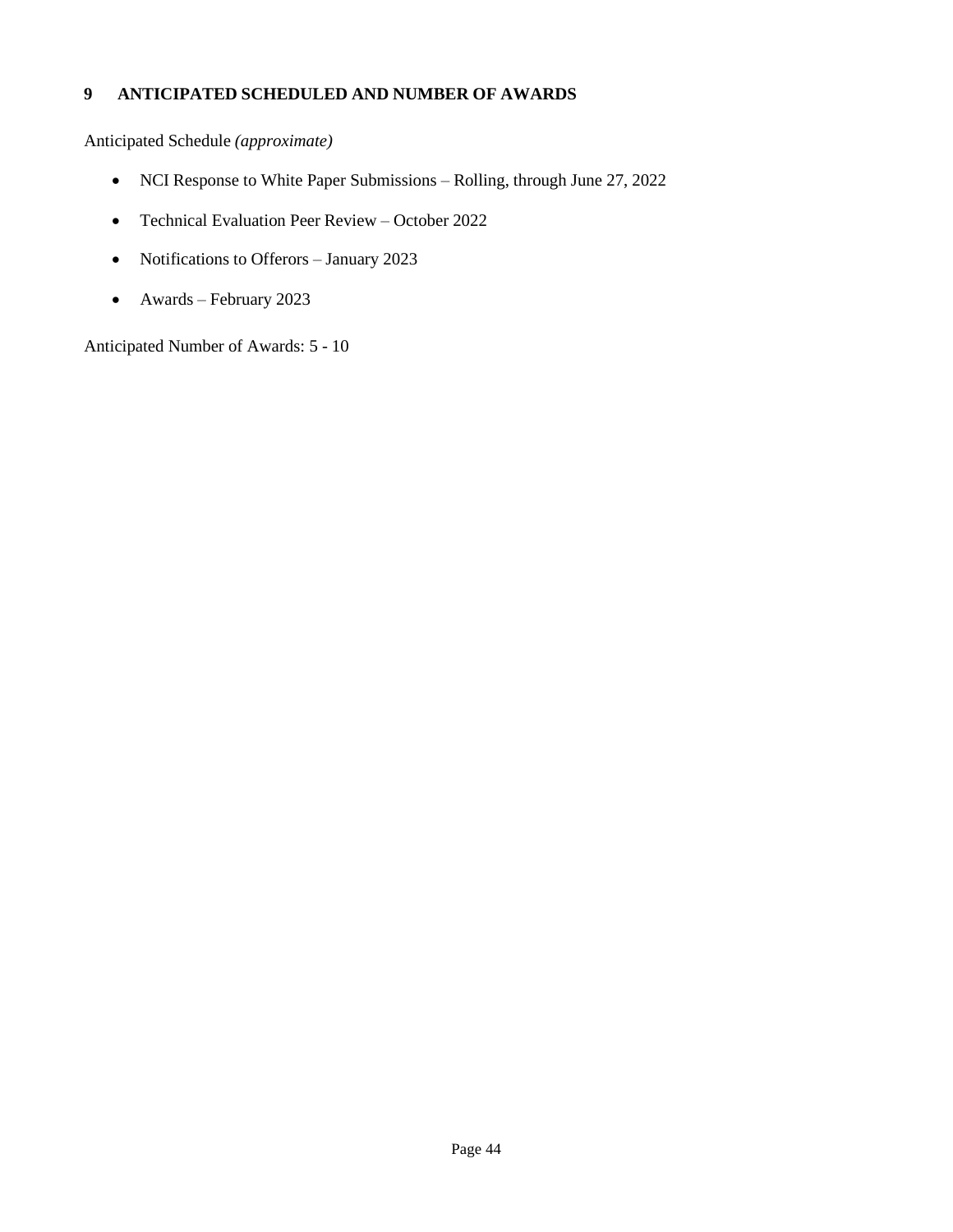## 9 ANTICIPATED SCHEDULED AND NUMBER OF AWARDS

Anticipated Schedule *(approximate)*

- NCI Response to White Paper Submissions – Rolling, through June 27, 2022
- Technical Evaluation Peer Review – October 2022
- Notifications to Offerors – January 2023
- Awards – February 2023

Anticipated Number of Awards: 5 - 10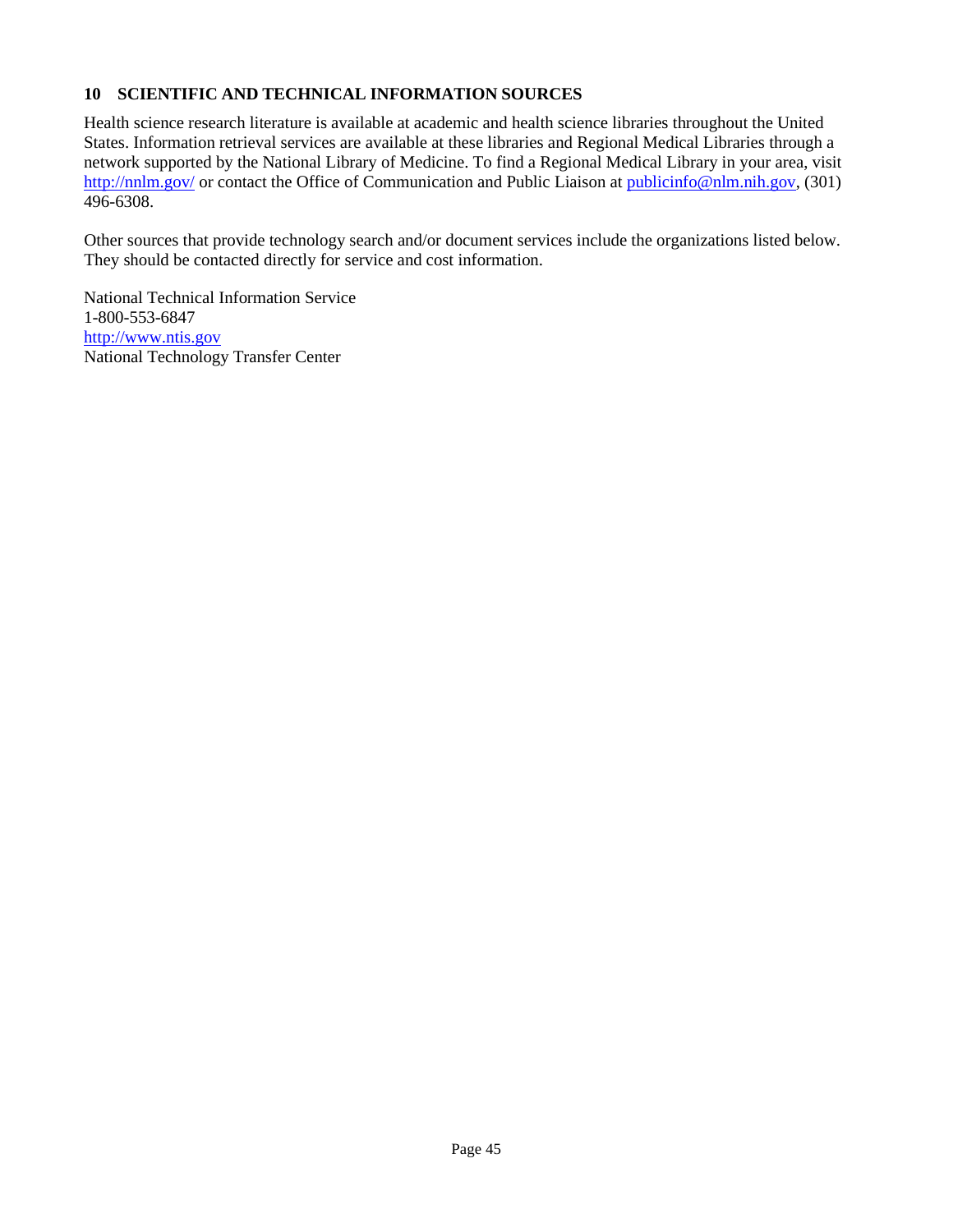## 10 SCIENTIFIC AND TECHNICAL INFORMATION SOURCES

Health science research literature is available at academic and health science libraries throughout the United States. Information retrieval services are available at these libraries and Regional Medical Libraries through a network supported by the National Library of Medicine. To find a Regional Medical Library in your area, visit http://nnlm.gov/ or contact the Office of Communication and Public Liaison at publicinfo@nlm.nih.gov, (301) 496-6308.

Other sources that provide technology search and/or document services include the organizations listed below. They should be contacted directly for service and cost information.

National Technical Information Service
1-800-553-6847
http://www.ntis.gov
National Technology Transfer Center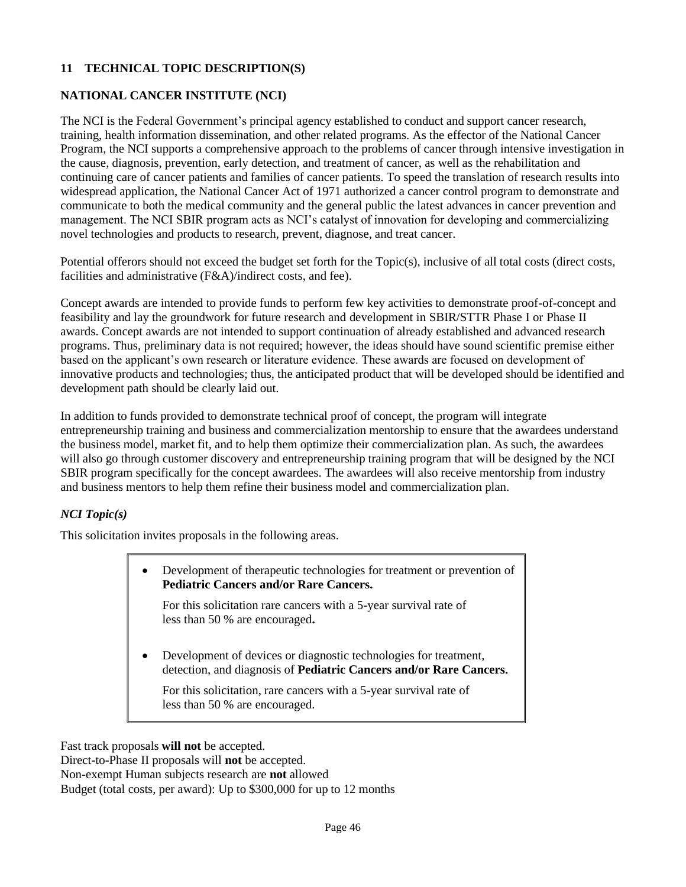## 11 TECHNICAL TOPIC DESCRIPTION(S)

### NATIONAL CANCER INSTITUTE (NCI)

The NCI is the Federal Government's principal agency established to conduct and support cancer research, training, health information dissemination, and other related programs. As the effector of the National Cancer Program, the NCI supports a comprehensive approach to the problems of cancer through intensive investigation in the cause, diagnosis, prevention, early detection, and treatment of cancer, as well as the rehabilitation and continuing care of cancer patients and families of cancer patients. To speed the translation of research results into widespread application, the National Cancer Act of 1971 authorized a cancer control program to demonstrate and communicate to both the medical community and the general public the latest advances in cancer prevention and management. The NCI SBIR program acts as NCI's catalyst of innovation for developing and commercializing novel technologies and products to research, prevent, diagnose, and treat cancer.

Potential offerors should not exceed the budget set forth for the Topic(s), inclusive of all total costs (direct costs, facilities and administrative (F&A)/indirect costs, and fee).

Concept awards are intended to provide funds to perform few key activities to demonstrate proof-of-concept and feasibility and lay the groundwork for future research and development in SBIR/STTR Phase I or Phase II awards. Concept awards are not intended to support continuation of already established and advanced research programs. Thus, preliminary data is not required; however, the ideas should have sound scientific premise either based on the applicant's own research or literature evidence. These awards are focused on development of innovative products and technologies; thus, the anticipated product that will be developed should be identified and development path should be clearly laid out.

In addition to funds provided to demonstrate technical proof of concept, the program will integrate entrepreneurship training and business and commercialization mentorship to ensure that the awardees understand the business model, market fit, and to help them optimize their commercialization plan. As such, the awardees will also go through customer discovery and entrepreneurship training program that will be designed by the NCI SBIR program specifically for the concept awardees. The awardees will also receive mentorship from industry and business mentors to help them refine their business model and commercialization plan.

***NCI Topic(s)***

This solicitation invites proposals in the following areas.

- Development of therapeutic technologies for treatment or prevention of **Pediatric Cancers and/or Rare Cancers.**

  For this solicitation rare cancers with a 5-year survival rate of less than 50 % are encouraged**.**

- Development of devices or diagnostic technologies for treatment, detection, and diagnosis of **Pediatric Cancers and/or Rare Cancers.**

  For this solicitation, rare cancers with a 5-year survival rate of less than 50 % are encouraged.

Fast track proposals **will not** be accepted.
Direct-to-Phase II proposals will **not** be accepted.
Non-exempt Human subjects research are **not** allowed
Budget (total costs, per award): Up to \$300,000 for up to 12 months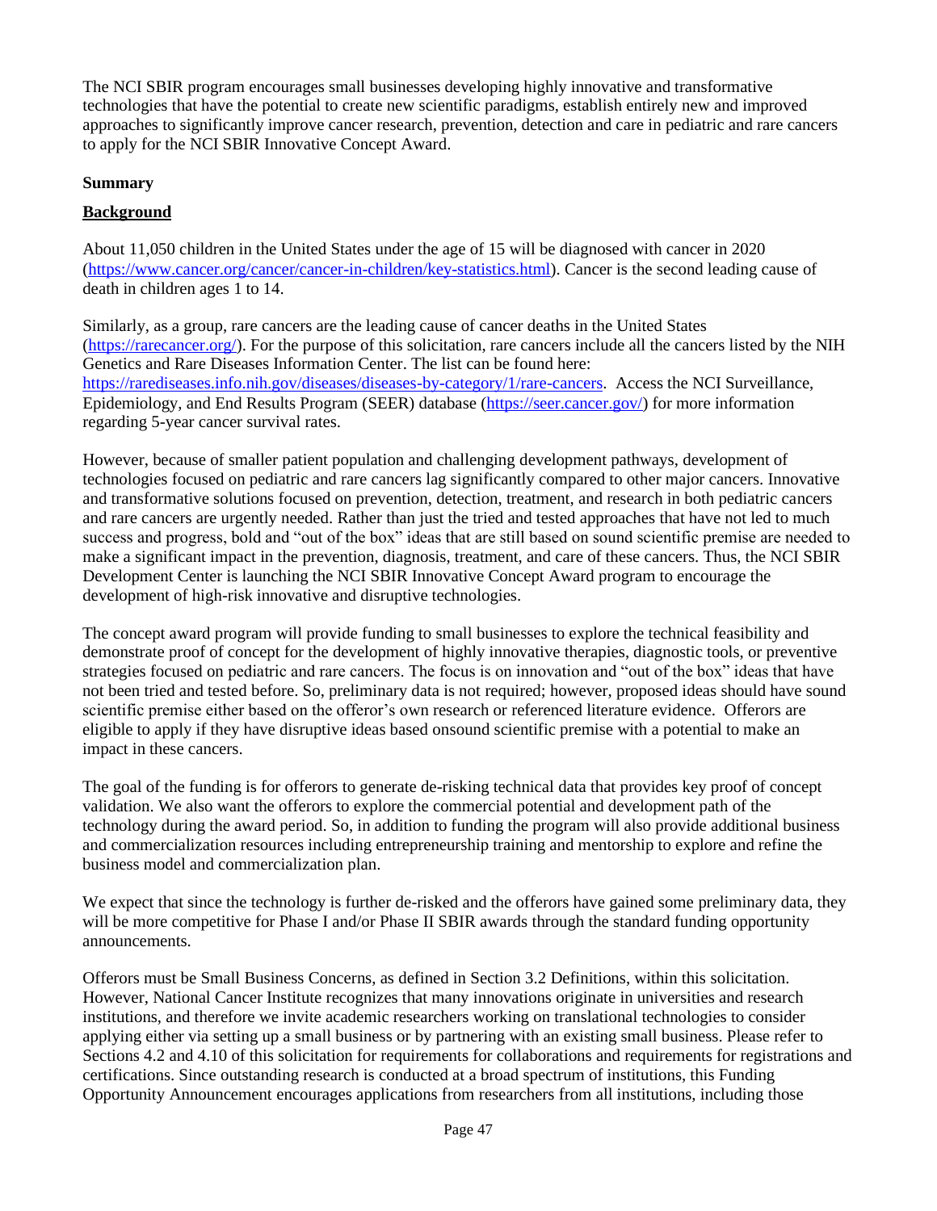The NCI SBIR program encourages small businesses developing highly innovative and transformative technologies that have the potential to create new scientific paradigms, establish entirely new and improved approaches to significantly improve cancer research, prevention, detection and care in pediatric and rare cancers to apply for the NCI SBIR Innovative Concept Award.

**Summary**

**Background**

About 11,050 children in the United States under the age of 15 will be diagnosed with cancer in 2020 (https://www.cancer.org/cancer/cancer-in-children/key-statistics.html). Cancer is the second leading cause of death in children ages 1 to 14.

Similarly, as a group, rare cancers are the leading cause of cancer deaths in the United States (https://rarecancer.org/). For the purpose of this solicitation, rare cancers include all the cancers listed by the NIH Genetics and Rare Diseases Information Center. The list can be found here: https://rarediseases.info.nih.gov/diseases/diseases-by-category/1/rare-cancers. Access the NCI Surveillance, Epidemiology, and End Results Program (SEER) database (https://seer.cancer.gov/) for more information regarding 5-year cancer survival rates.

However, because of smaller patient population and challenging development pathways, development of technologies focused on pediatric and rare cancers lag significantly compared to other major cancers. Innovative and transformative solutions focused on prevention, detection, treatment, and research in both pediatric cancers and rare cancers are urgently needed. Rather than just the tried and tested approaches that have not led to much success and progress, bold and "out of the box" ideas that are still based on sound scientific premise are needed to make a significant impact in the prevention, diagnosis, treatment, and care of these cancers. Thus, the NCI SBIR Development Center is launching the NCI SBIR Innovative Concept Award program to encourage the development of high-risk innovative and disruptive technologies.

The concept award program will provide funding to small businesses to explore the technical feasibility and demonstrate proof of concept for the development of highly innovative therapies, diagnostic tools, or preventive strategies focused on pediatric and rare cancers. The focus is on innovation and "out of the box" ideas that have not been tried and tested before. So, preliminary data is not required; however, proposed ideas should have sound scientific premise either based on the offeror's own research or referenced literature evidence. Offerors are eligible to apply if they have disruptive ideas based onsound scientific premise with a potential to make an impact in these cancers.

The goal of the funding is for offerors to generate de-risking technical data that provides key proof of concept validation. We also want the offerors to explore the commercial potential and development path of the technology during the award period. So, in addition to funding the program will also provide additional business and commercialization resources including entrepreneurship training and mentorship to explore and refine the business model and commercialization plan.

We expect that since the technology is further de-risked and the offerors have gained some preliminary data, they will be more competitive for Phase I and/or Phase II SBIR awards through the standard funding opportunity announcements.

Offerors must be Small Business Concerns, as defined in Section 3.2 Definitions, within this solicitation. However, National Cancer Institute recognizes that many innovations originate in universities and research institutions, and therefore we invite academic researchers working on translational technologies to consider applying either via setting up a small business or by partnering with an existing small business. Please refer to Sections 4.2 and 4.10 of this solicitation for requirements for collaborations and requirements for registrations and certifications. Since outstanding research is conducted at a broad spectrum of institutions, this Funding Opportunity Announcement encourages applications from researchers from all institutions, including those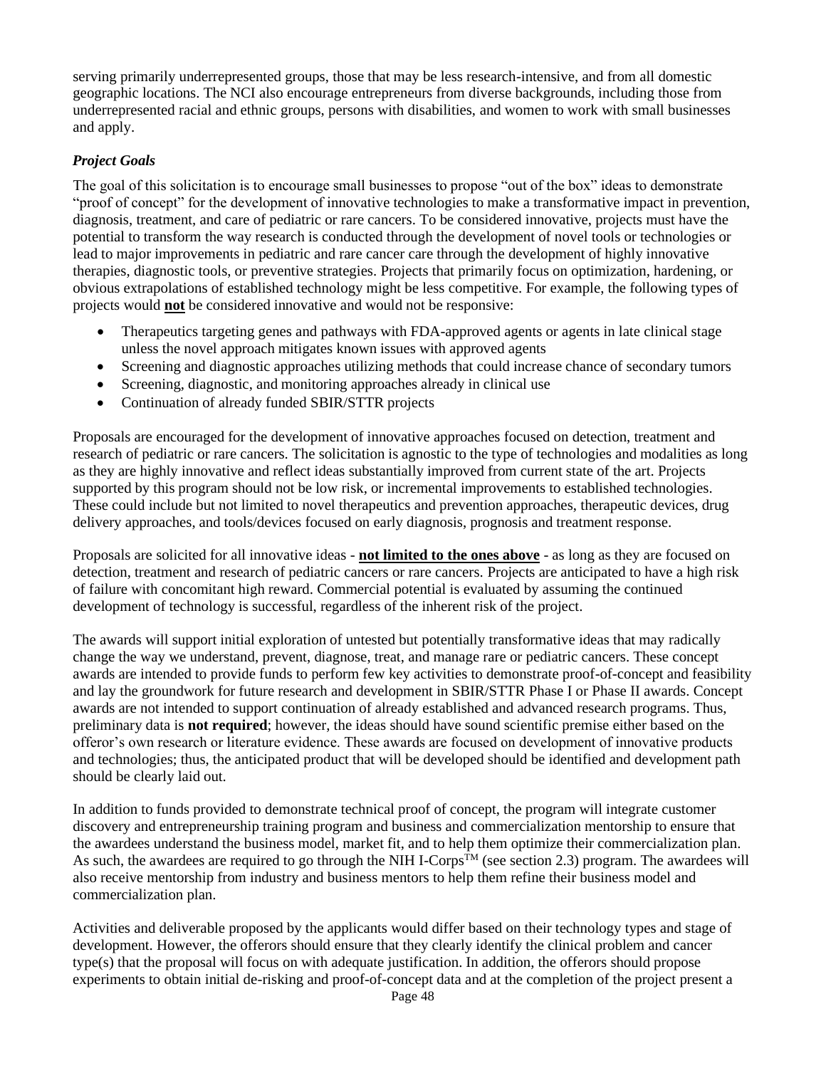serving primarily underrepresented groups, those that may be less research-intensive, and from all domestic geographic locations. The NCI also encourage entrepreneurs from diverse backgrounds, including those from underrepresented racial and ethnic groups, persons with disabilities, and women to work with small businesses and apply.

***Project Goals***

The goal of this solicitation is to encourage small businesses to propose "out of the box" ideas to demonstrate "proof of concept" for the development of innovative technologies to make a transformative impact in prevention, diagnosis, treatment, and care of pediatric or rare cancers. To be considered innovative, projects must have the potential to transform the way research is conducted through the development of novel tools or technologies or lead to major improvements in pediatric and rare cancer care through the development of highly innovative therapies, diagnostic tools, or preventive strategies. Projects that primarily focus on optimization, hardening, or obvious extrapolations of established technology might be less competitive. For example, the following types of projects would **not** be considered innovative and would not be responsive:

- Therapeutics targeting genes and pathways with FDA-approved agents or agents in late clinical stage unless the novel approach mitigates known issues with approved agents
- Screening and diagnostic approaches utilizing methods that could increase chance of secondary tumors
- Screening, diagnostic, and monitoring approaches already in clinical use
- Continuation of already funded SBIR/STTR projects

Proposals are encouraged for the development of innovative approaches focused on detection, treatment and research of pediatric or rare cancers. The solicitation is agnostic to the type of technologies and modalities as long as they are highly innovative and reflect ideas substantially improved from current state of the art. Projects supported by this program should not be low risk, or incremental improvements to established technologies. These could include but not limited to novel therapeutics and prevention approaches, therapeutic devices, drug delivery approaches, and tools/devices focused on early diagnosis, prognosis and treatment response.

Proposals are solicited for all innovative ideas - **not limited to the ones above** - as long as they are focused on detection, treatment and research of pediatric cancers or rare cancers. Projects are anticipated to have a high risk of failure with concomitant high reward. Commercial potential is evaluated by assuming the continued development of technology is successful, regardless of the inherent risk of the project.

The awards will support initial exploration of untested but potentially transformative ideas that may radically change the way we understand, prevent, diagnose, treat, and manage rare or pediatric cancers. These concept awards are intended to provide funds to perform few key activities to demonstrate proof-of-concept and feasibility and lay the groundwork for future research and development in SBIR/STTR Phase I or Phase II awards. Concept awards are not intended to support continuation of already established and advanced research programs. Thus, preliminary data is **not required**; however, the ideas should have sound scientific premise either based on the offeror's own research or literature evidence. These awards are focused on development of innovative products and technologies; thus, the anticipated product that will be developed should be identified and development path should be clearly laid out.

In addition to funds provided to demonstrate technical proof of concept, the program will integrate customer discovery and entrepreneurship training program and business and commercialization mentorship to ensure that the awardees understand the business model, market fit, and to help them optimize their commercialization plan. As such, the awardees are required to go through the NIH I-Corps™ (see section 2.3) program. The awardees will also receive mentorship from industry and business mentors to help them refine their business model and commercialization plan.

Activities and deliverable proposed by the applicants would differ based on their technology types and stage of development. However, the offerors should ensure that they clearly identify the clinical problem and cancer type(s) that the proposal will focus on with adequate justification. In addition, the offerors should propose experiments to obtain initial de-risking and proof-of-concept data and at the completion of the project present a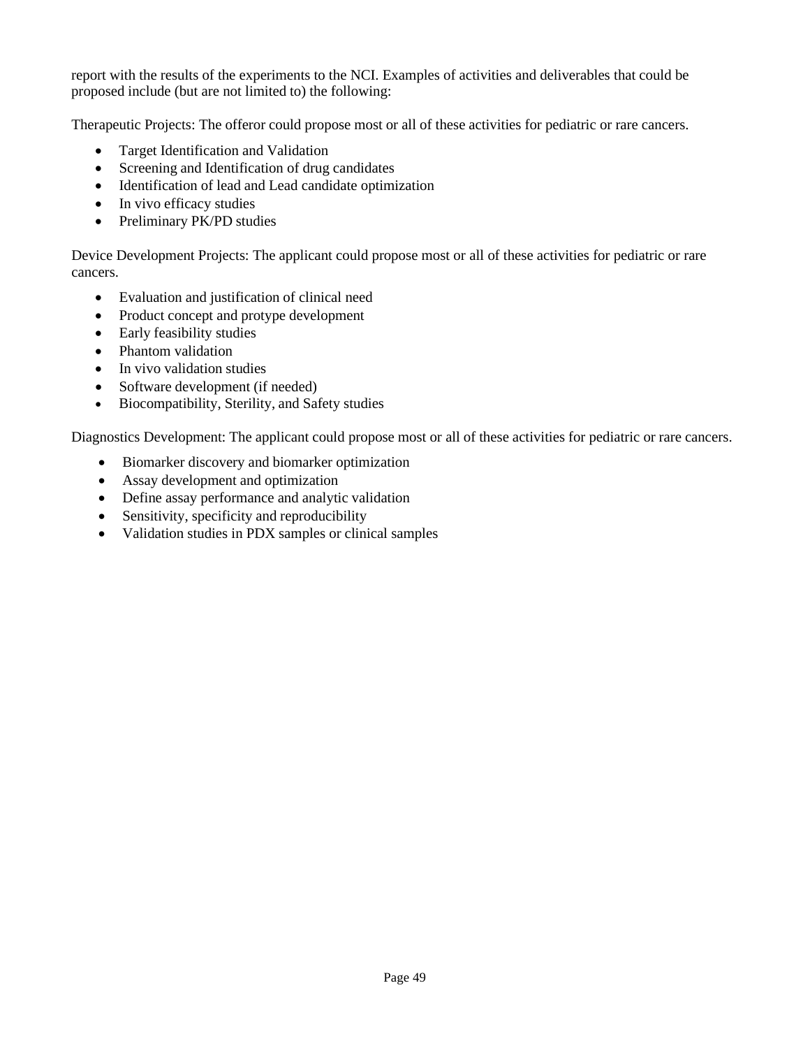report with the results of the experiments to the NCI. Examples of activities and deliverables that could be proposed include (but are not limited to) the following:

Therapeutic Projects: The offeror could propose most or all of these activities for pediatric or rare cancers.

- Target Identification and Validation
- Screening and Identification of drug candidates
- Identification of lead and Lead candidate optimization
- In vivo efficacy studies
- Preliminary PK/PD studies

Device Development Projects: The applicant could propose most or all of these activities for pediatric or rare cancers.

- Evaluation and justification of clinical need
- Product concept and protype development
- Early feasibility studies
- Phantom validation
- In vivo validation studies
- Software development (if needed)
- Biocompatibility, Sterility, and Safety studies

Diagnostics Development: The applicant could propose most or all of these activities for pediatric or rare cancers.

- Biomarker discovery and biomarker optimization
- Assay development and optimization
- Define assay performance and analytic validation
- Sensitivity, specificity and reproducibility
- Validation studies in PDX samples or clinical samples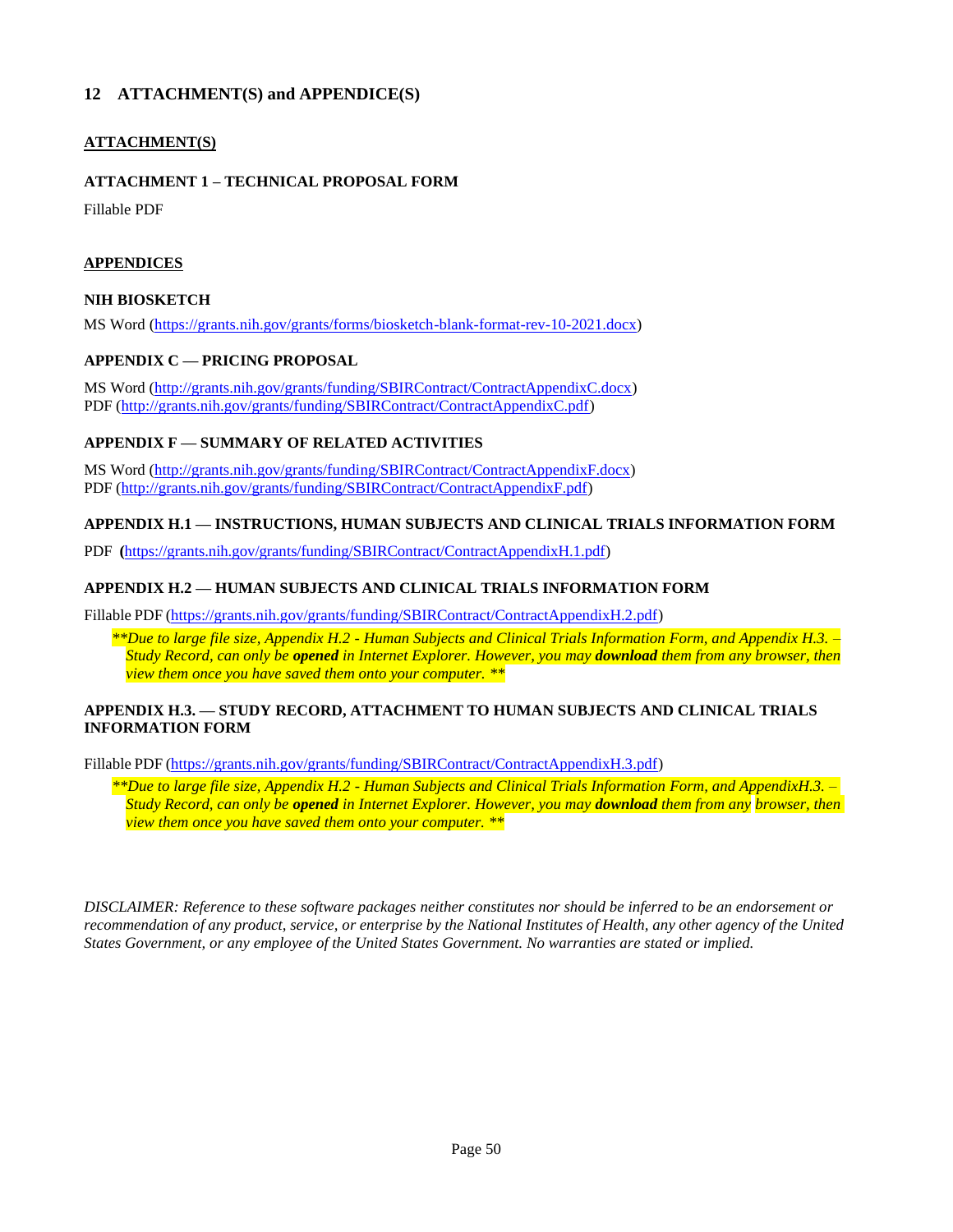# 12 ATTACHMENT(S) and APPENDICE(S)

**ATTACHMENT(S)**

### ATTACHMENT 1 – TECHNICAL PROPOSAL FORM

Fillable PDF

**APPENDICES**

### NIH BIOSKETCH

MS Word (https://grants.nih.gov/grants/forms/biosketch-blank-format-rev-10-2021.docx)

### APPENDIX C — PRICING PROPOSAL

MS Word (http://grants.nih.gov/grants/funding/SBIRContract/ContractAppendixC.docx)
PDF (http://grants.nih.gov/grants/funding/SBIRContract/ContractAppendixC.pdf)

### APPENDIX F — SUMMARY OF RELATED ACTIVITIES

MS Word (http://grants.nih.gov/grants/funding/SBIRContract/ContractAppendixF.docx)
PDF (http://grants.nih.gov/grants/funding/SBIRContract/ContractAppendixF.pdf)

### APPENDIX H.1 — INSTRUCTIONS, HUMAN SUBJECTS AND CLINICAL TRIALS INFORMATION FORM

PDF (https://grants.nih.gov/grants/funding/SBIRContract/ContractAppendixH.1.pdf)

### APPENDIX H.2 — HUMAN SUBJECTS AND CLINICAL TRIALS INFORMATION FORM

Fillable PDF (https://grants.nih.gov/grants/funding/SBIRContract/ContractAppendixH.2.pdf)

> *\*\*Due to large file size, Appendix H.2 - Human Subjects and Clinical Trials Information Form, and Appendix H.3. – Study Record, can only be **opened** in Internet Explorer. However, you may **download** them from any browser, then view them once you have saved them onto your computer. \*\**

### APPENDIX H.3. — STUDY RECORD, ATTACHMENT TO HUMAN SUBJECTS AND CLINICAL TRIALS INFORMATION FORM

Fillable PDF (https://grants.nih.gov/grants/funding/SBIRContract/ContractAppendixH.3.pdf)

> *\*\*Due to large file size, Appendix H.2 - Human Subjects and Clinical Trials Information Form, and AppendixH.3. – Study Record, can only be **opened** in Internet Explorer. However, you may **download** them from any browser, then view them once you have saved them onto your computer. \*\**

*DISCLAIMER: Reference to these software packages neither constitutes nor should be inferred to be an endorsement or recommendation of any product, service, or enterprise by the National Institutes of Health, any other agency of the United States Government, or any employee of the United States Government. No warranties are stated or implied.*